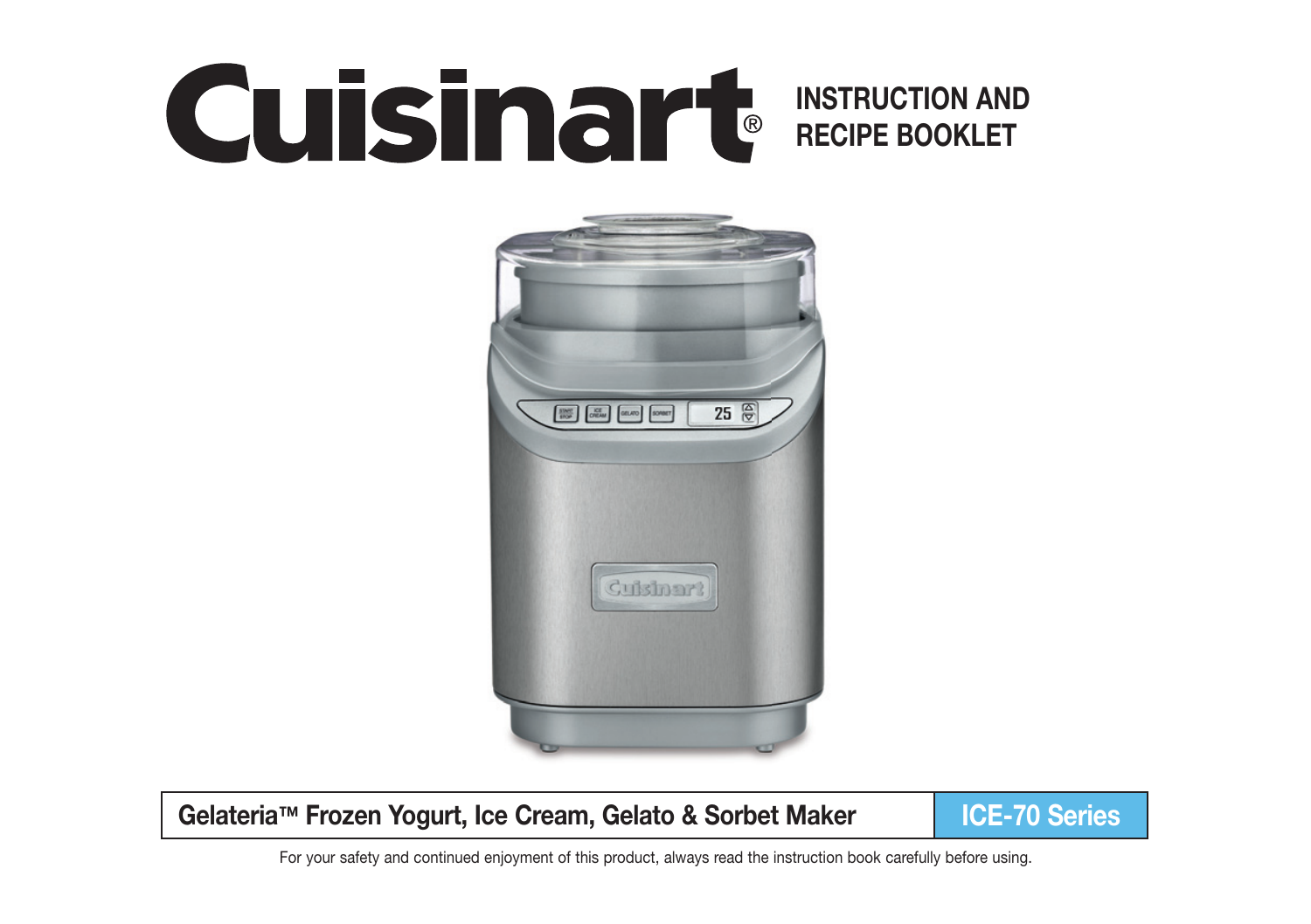# Cuisinart®

## INSTRUCTION AND RECIPE BOOKLET

**Gelateria™ Frozen Yogurt, Ice Cream, Gelato & Sorbet Maker**

**ICE-70 Series**

For your safety and continued enjoyment of this product, always read the instruction book carefully before using.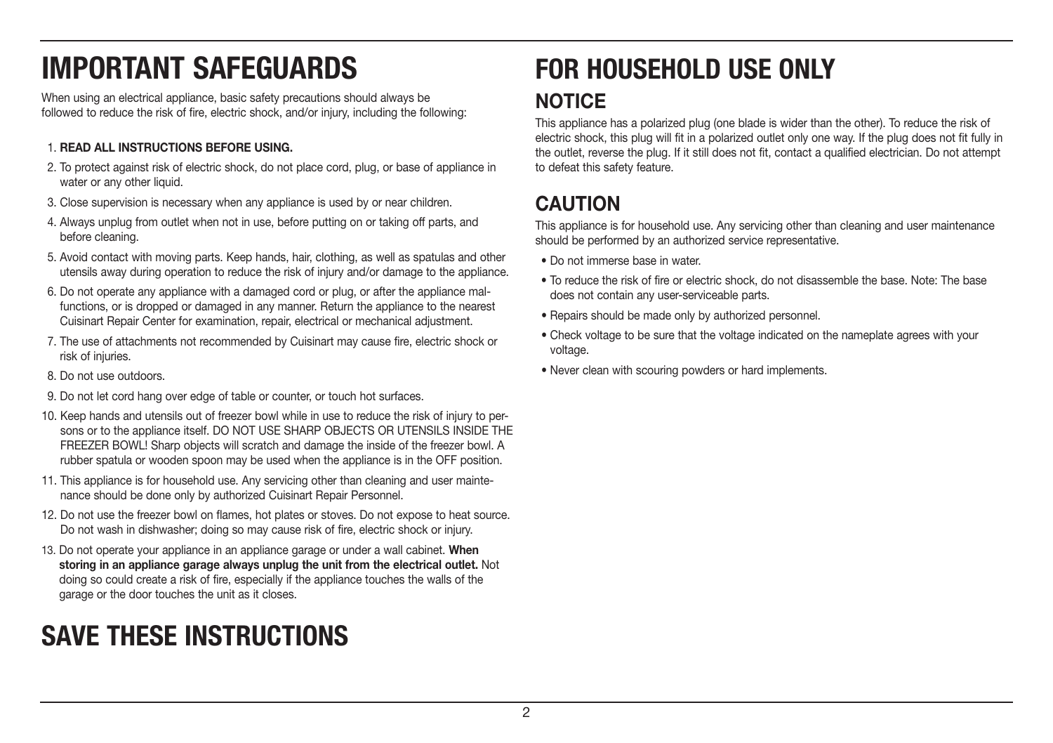# IMPORTANT SAFEGUARDS

When using an electrical appliance, basic safety precautions should always be followed to reduce the risk of fire, electric shock, and/or injury, including the following:

1. **READ ALL INSTRUCTIONS BEFORE USING.**
2. To protect against risk of electric shock, do not place cord, plug, or base of appliance in water or any other liquid.
3. Close supervision is necessary when any appliance is used by or near children.
4. Always unplug from outlet when not in use, before putting on or taking off parts, and before cleaning.
5. Avoid contact with moving parts. Keep hands, hair, clothing, as well as spatulas and other utensils away during operation to reduce the risk of injury and/or damage to the appliance.
6. Do not operate any appliance with a damaged cord or plug, or after the appliance malfunctions, or is dropped or damaged in any manner. Return the appliance to the nearest Cuisinart Repair Center for examination, repair, electrical or mechanical adjustment.
7. The use of attachments not recommended by Cuisinart may cause fire, electric shock or risk of injuries.
8. Do not use outdoors.
9. Do not let cord hang over edge of table or counter, or touch hot surfaces.
10. Keep hands and utensils out of freezer bowl while in use to reduce the risk of injury to persons or to the appliance itself. DO NOT USE SHARP OBJECTS OR UTENSILS INSIDE THE FREEZER BOWL! Sharp objects will scratch and damage the inside of the freezer bowl. A rubber spatula or wooden spoon may be used when the appliance is in the OFF position.
11. This appliance is for household use. Any servicing other than cleaning and user maintenance should be done only by authorized Cuisinart Repair Personnel.
12. Do not use the freezer bowl on flames, hot plates or stoves. Do not expose to heat source. Do not wash in dishwasher; doing so may cause risk of fire, electric shock or injury.
13. Do not operate your appliance in an appliance garage or under a wall cabinet. **When storing in an appliance garage always unplug the unit from the electrical outlet.** Not doing so could create a risk of fire, especially if the appliance touches the walls of the garage or the door touches the unit as it closes.

# SAVE THESE INSTRUCTIONS

# FOR HOUSEHOLD USE ONLY

## NOTICE

This appliance has a polarized plug (one blade is wider than the other). To reduce the risk of electric shock, this plug will fit in a polarized outlet only one way. If the plug does not fit fully in the outlet, reverse the plug. If it still does not fit, contact a qualified electrician. Do not attempt to defeat this safety feature.

## CAUTION

This appliance is for household use. Any servicing other than cleaning and user maintenance should be performed by an authorized service representative.

- Do not immerse base in water.
- To reduce the risk of fire or electric shock, do not disassemble the base. Note: The base does not contain any user-serviceable parts.
- Repairs should be made only by authorized personnel.
- Check voltage to be sure that the voltage indicated on the nameplate agrees with your voltage.
- Never clean with scouring powders or hard implements.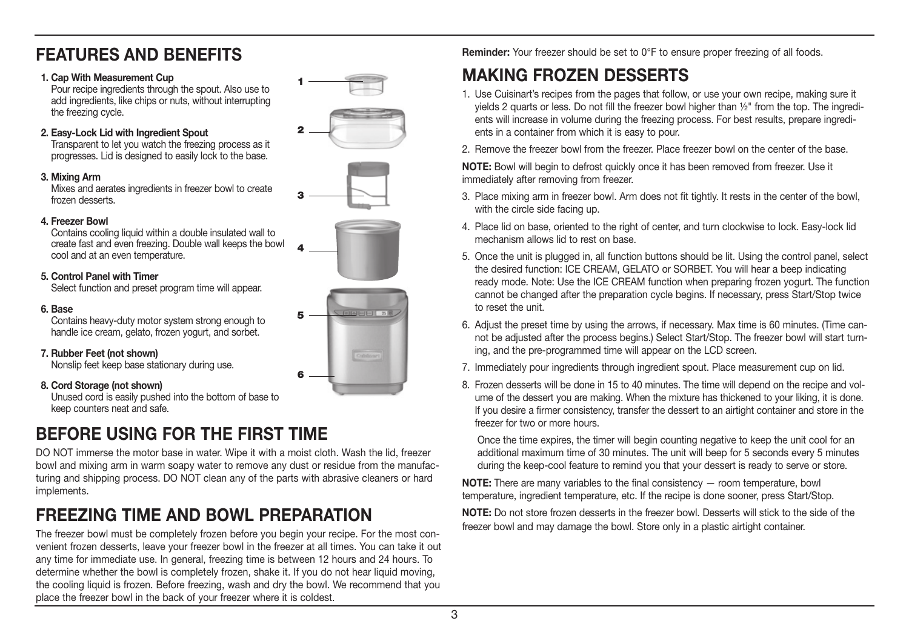## FEATURES AND BENEFITS

1. **Cap With Measurement Cup**
   Pour recipe ingredients through the spout. Also use to add ingredients, like chips or nuts, without interrupting the freezing cycle.

2. **Easy-Lock Lid with Ingredient Spout**
   Transparent to let you watch the freezing process as it progresses. Lid is designed to easily lock to the base.

3. **Mixing Arm**
   Mixes and aerates ingredients in freezer bowl to create frozen desserts.

4. **Freezer Bowl**
   Contains cooling liquid within a double insulated wall to create fast and even freezing. Double wall keeps the bowl cool and at an even temperature.

5. **Control Panel with Timer**
   Select function and preset program time will appear.

6. **Base**
   Contains heavy-duty motor system strong enough to handle ice cream, gelato, frozen yogurt, and sorbet.

7. **Rubber Feet (not shown)**
   Nonslip feet keep base stationary during use.

8. **Cord Storage (not shown)**
   Unused cord is easily pushed into the bottom of base to keep counters neat and safe.

## BEFORE USING FOR THE FIRST TIME

DO NOT immerse the motor base in water. Wipe it with a moist cloth. Wash the lid, freezer bowl and mixing arm in warm soapy water to remove any dust or residue from the manufacturing and shipping process. DO NOT clean any of the parts with abrasive cleaners or hard implements.

## FREEZING TIME AND BOWL PREPARATION

The freezer bowl must be completely frozen before you begin your recipe. For the most convenient frozen desserts, leave your freezer bowl in the freezer at all times. You can take it out any time for immediate use. In general, freezing time is between 12 hours and 24 hours. To determine whether the bowl is completely frozen, shake it. If you do not hear liquid moving, the cooling liquid is frozen. Before freezing, wash and dry the bowl. We recommend that you place the freezer bowl in the back of your freezer where it is coldest.

**Reminder:** Your freezer should be set to 0°F to ensure proper freezing of all foods.

## MAKING FROZEN DESSERTS

1. Use Cuisinart's recipes from the pages that follow, or use your own recipe, making sure it yields 2 quarts or less. Do not fill the freezer bowl higher than ½" from the top. The ingredients will increase in volume during the freezing process. For best results, prepare ingredients in a container from which it is easy to pour.
2. Remove the freezer bowl from the freezer. Place freezer bowl on the center of the base.

**NOTE:** Bowl will begin to defrost quickly once it has been removed from freezer. Use it immediately after removing from freezer.

3. Place mixing arm in freezer bowl. Arm does not fit tightly. It rests in the center of the bowl, with the circle side facing up.
4. Place lid on base, oriented to the right of center, and turn clockwise to lock. Easy-lock lid mechanism allows lid to rest on base.
5. Once the unit is plugged in, all function buttons should be lit. Using the control panel, select the desired function: ICE CREAM, GELATO or SORBET. You will hear a beep indicating ready mode. Note: Use the ICE CREAM function when preparing frozen yogurt. The function cannot be changed after the preparation cycle begins. If necessary, press Start/Stop twice to reset the unit.
6. Adjust the preset time by using the arrows, if necessary. Max time is 60 minutes. (Time cannot be adjusted after the process begins.) Select Start/Stop. The freezer bowl will start turning, and the pre-programmed time will appear on the LCD screen.
7. Immediately pour ingredients through ingredient spout. Place measurement cup on lid.
8. Frozen desserts will be done in 15 to 40 minutes. The time will depend on the recipe and volume of the dessert you are making. When the mixture has thickened to your liking, it is done. If you desire a firmer consistency, transfer the dessert to an airtight container and store in the freezer for two or more hours.

   Once the time expires, the timer will begin counting negative to keep the unit cool for an additional maximum time of 30 minutes. The unit will beep for 5 seconds every 5 minutes during the keep-cool feature to remind you that your dessert is ready to serve or store.

**NOTE:** There are many variables to the final consistency — room temperature, bowl temperature, ingredient temperature, etc. If the recipe is done sooner, press Start/Stop.

**NOTE:** Do not store frozen desserts in the freezer bowl. Desserts will stick to the side of the freezer bowl and may damage the bowl. Store only in a plastic airtight container.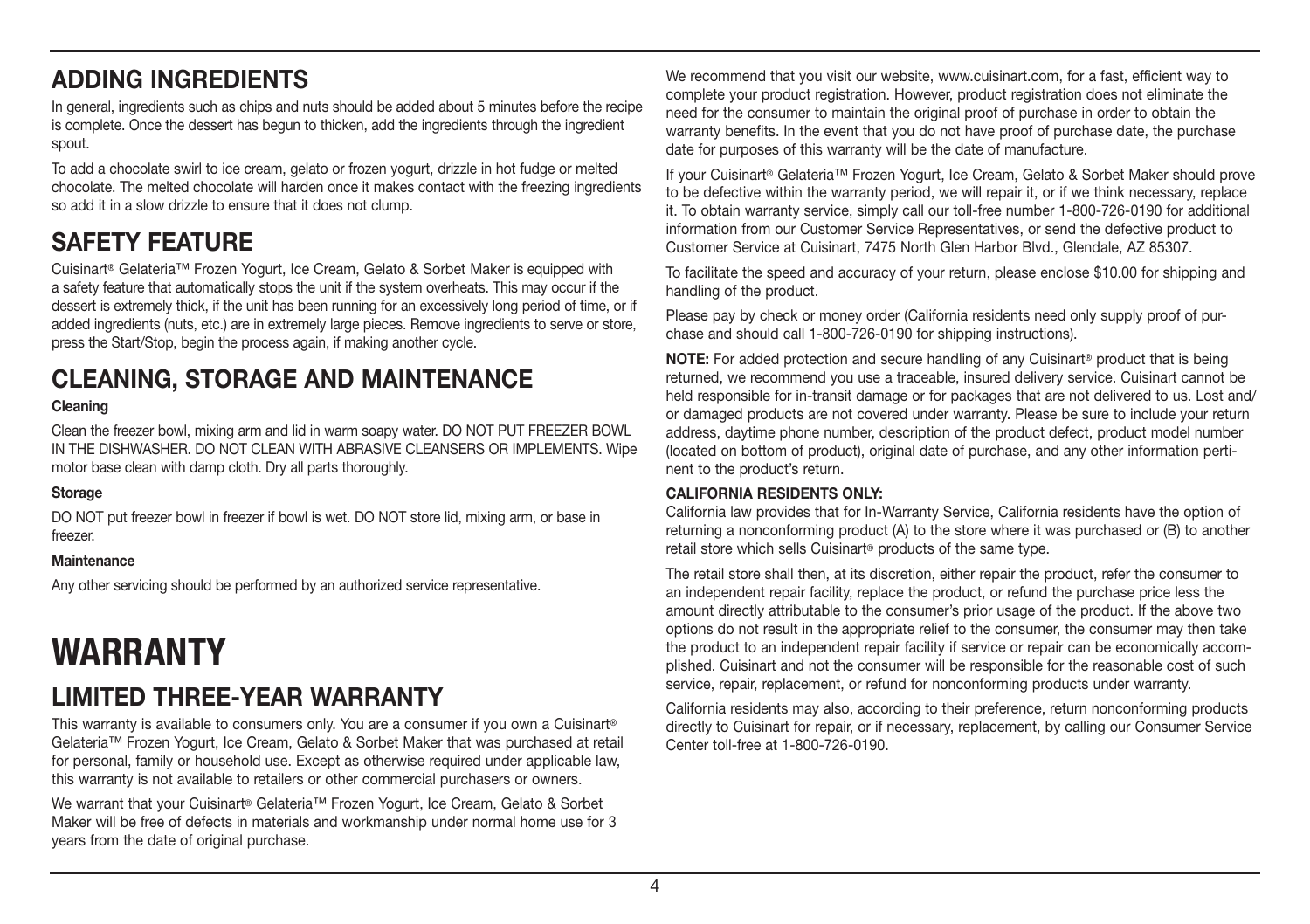## ADDING INGREDIENTS

In general, ingredients such as chips and nuts should be added about 5 minutes before the recipe is complete. Once the dessert has begun to thicken, add the ingredients through the ingredient spout.

To add a chocolate swirl to ice cream, gelato or frozen yogurt, drizzle in hot fudge or melted chocolate. The melted chocolate will harden once it makes contact with the freezing ingredients so add it in a slow drizzle to ensure that it does not clump.

## SAFETY FEATURE

Cuisinart® Gelateria™ Frozen Yogurt, Ice Cream, Gelato & Sorbet Maker is equipped with a safety feature that automatically stops the unit if the system overheats. This may occur if the dessert is extremely thick, if the unit has been running for an excessively long period of time, or if added ingredients (nuts, etc.) are in extremely large pieces. Remove ingredients to serve or store, press the Start/Stop, begin the process again, if making another cycle.

## CLEANING, STORAGE AND MAINTENANCE

**Cleaning**

Clean the freezer bowl, mixing arm and lid in warm soapy water. DO NOT PUT FREEZER BOWL IN THE DISHWASHER. DO NOT CLEAN WITH ABRASIVE CLEANSERS OR IMPLEMENTS. Wipe motor base clean with damp cloth. Dry all parts thoroughly.

**Storage**

DO NOT put freezer bowl in freezer if bowl is wet. DO NOT store lid, mixing arm, or base in freezer.

**Maintenance**

Any other servicing should be performed by an authorized service representative.

# WARRANTY

## LIMITED THREE-YEAR WARRANTY

This warranty is available to consumers only. You are a consumer if you own a Cuisinart® Gelateria™ Frozen Yogurt, Ice Cream, Gelato & Sorbet Maker that was purchased at retail for personal, family or household use. Except as otherwise required under applicable law, this warranty is not available to retailers or other commercial purchasers or owners.

We warrant that your Cuisinart® Gelateria™ Frozen Yogurt, Ice Cream, Gelato & Sorbet Maker will be free of defects in materials and workmanship under normal home use for 3 years from the date of original purchase.

We recommend that you visit our website, www.cuisinart.com, for a fast, efficient way to complete your product registration. However, product registration does not eliminate the need for the consumer to maintain the original proof of purchase in order to obtain the warranty benefits. In the event that you do not have proof of purchase date, the purchase date for purposes of this warranty will be the date of manufacture.

If your Cuisinart® Gelateria™ Frozen Yogurt, Ice Cream, Gelato & Sorbet Maker should prove to be defective within the warranty period, we will repair it, or if we think necessary, replace it. To obtain warranty service, simply call our toll-free number 1-800-726-0190 for additional information from our Customer Service Representatives, or send the defective product to Customer Service at Cuisinart, 7475 North Glen Harbor Blvd., Glendale, AZ 85307.

To facilitate the speed and accuracy of your return, please enclose $10.00 for shipping and handling of the product.

Please pay by check or money order (California residents need only supply proof of purchase and should call 1-800-726-0190 for shipping instructions).

**NOTE:** For added protection and secure handling of any Cuisinart® product that is being returned, we recommend you use a traceable, insured delivery service. Cuisinart cannot be held responsible for in-transit damage or for packages that are not delivered to us. Lost and/or damaged products are not covered under warranty. Please be sure to include your return address, daytime phone number, description of the product defect, product model number (located on bottom of product), original date of purchase, and any other information pertinent to the product's return.

**CALIFORNIA RESIDENTS ONLY:**

California law provides that for In-Warranty Service, California residents have the option of returning a nonconforming product (A) to the store where it was purchased or (B) to another retail store which sells Cuisinart® products of the same type.

The retail store shall then, at its discretion, either repair the product, refer the consumer to an independent repair facility, replace the product, or refund the purchase price less the amount directly attributable to the consumer's prior usage of the product. If the above two options do not result in the appropriate relief to the consumer, the consumer may then take the product to an independent repair facility if service or repair can be economically accomplished. Cuisinart and not the consumer will be responsible for the reasonable cost of such service, repair, replacement, or refund for nonconforming products under warranty.

California residents may also, according to their preference, return nonconforming products directly to Cuisinart for repair, or if necessary, replacement, by calling our Consumer Service Center toll-free at 1-800-726-0190.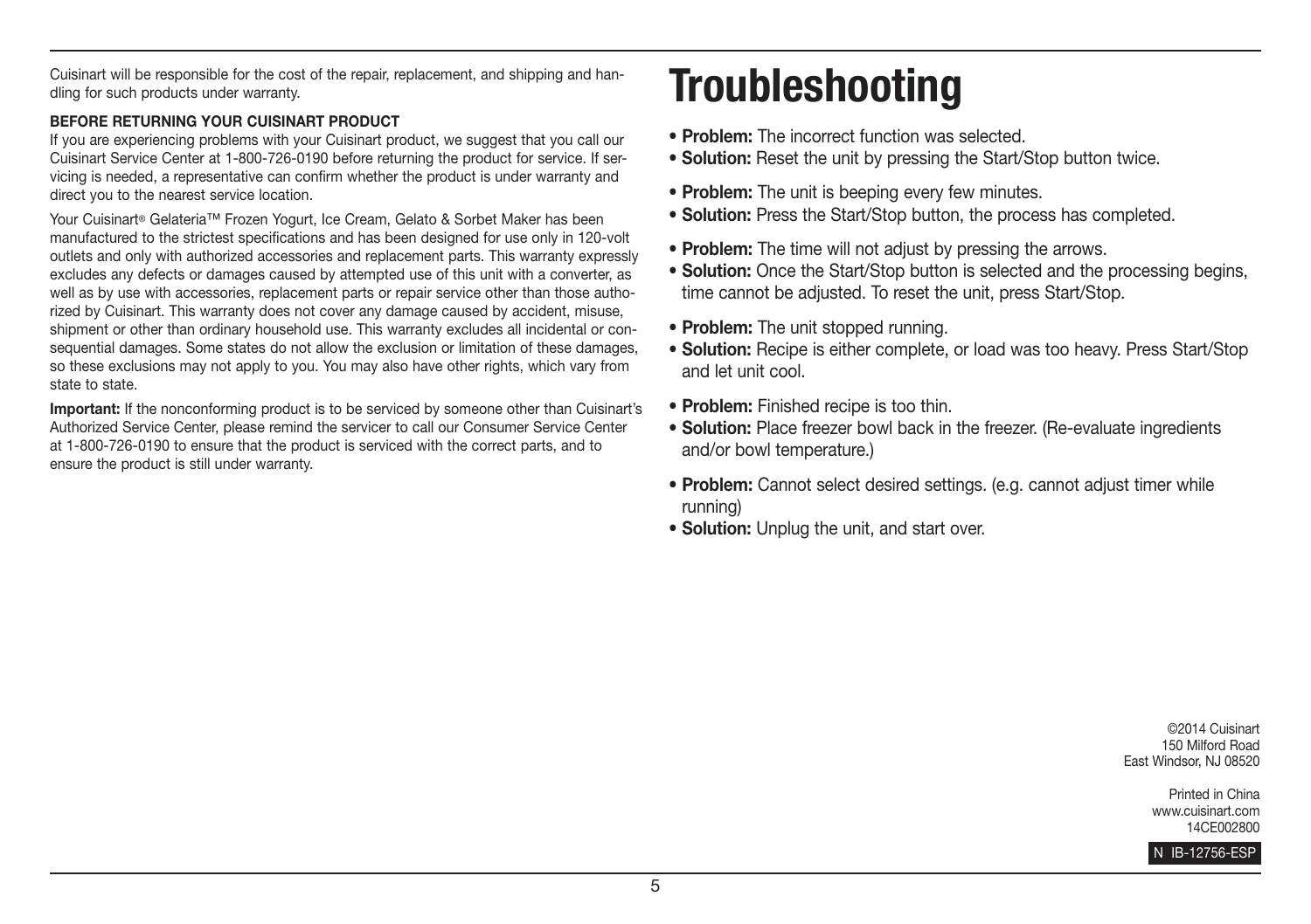Cuisinart will be responsible for the cost of the repair, replacement, and shipping and handling for such products under warranty.

**BEFORE RETURNING YOUR CUISINART PRODUCT**

If you are experiencing problems with your Cuisinart product, we suggest that you call our Cuisinart Service Center at 1-800-726-0190 before returning the product for service. If servicing is needed, a representative can confirm whether the product is under warranty and direct you to the nearest service location.

Your Cuisinart® Gelateria™ Frozen Yogurt, Ice Cream, Gelato & Sorbet Maker has been manufactured to the strictest specifications and has been designed for use only in 120-volt outlets and only with authorized accessories and replacement parts. This warranty expressly excludes any defects or damages caused by attempted use of this unit with a converter, as well as by use with accessories, replacement parts or repair service other than those authorized by Cuisinart. This warranty does not cover any damage caused by accident, misuse, shipment or other than ordinary household use. This warranty excludes all incidental or consequential damages. Some states do not allow the exclusion or limitation of these damages, so these exclusions may not apply to you. You may also have other rights, which vary from state to state.

**Important:** If the nonconforming product is to be serviced by someone other than Cuisinart's Authorized Service Center, please remind the servicer to call our Consumer Service Center at 1-800-726-0190 to ensure that the product is serviced with the correct parts, and to ensure the product is still under warranty.

# Troubleshooting

- **Problem:** The incorrect function was selected.
- **Solution:** Reset the unit by pressing the Start/Stop button twice.

- **Problem:** The unit is beeping every few minutes.
- **Solution:** Press the Start/Stop button, the process has completed.

- **Problem:** The time will not adjust by pressing the arrows.
- **Solution:** Once the Start/Stop button is selected and the processing begins, time cannot be adjusted. To reset the unit, press Start/Stop.

- **Problem:** The unit stopped running.
- **Solution:** Recipe is either complete, or load was too heavy. Press Start/Stop and let unit cool.

- **Problem:** Finished recipe is too thin.
- **Solution:** Place freezer bowl back in the freezer. (Re-evaluate ingredients and/or bowl temperature.)

- **Problem:** Cannot select desired settings. (e.g. cannot adjust timer while running)
- **Solution:** Unplug the unit, and start over.

©2014 Cuisinart
150 Milford Road
East Windsor, NJ 08520

Printed in China
www.cuisinart.com
14CE002800

N IB-12756-ESP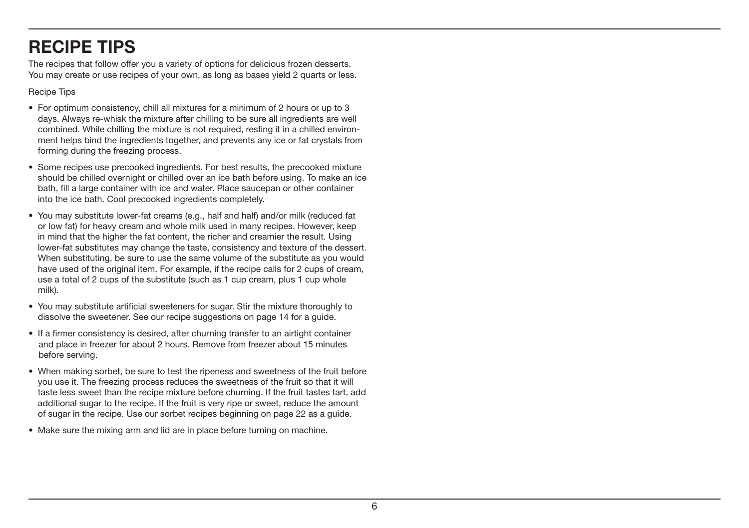# RECIPE TIPS

The recipes that follow offer you a variety of options for delicious frozen desserts. You may create or use recipes of your own, as long as bases yield 2 quarts or less.

Recipe Tips

- For optimum consistency, chill all mixtures for a minimum of 2 hours or up to 3 days. Always re-whisk the mixture after chilling to be sure all ingredients are well combined. While chilling the mixture is not required, resting it in a chilled environment helps bind the ingredients together, and prevents any ice or fat crystals from forming during the freezing process.
- Some recipes use precooked ingredients. For best results, the precooked mixture should be chilled overnight or chilled over an ice bath before using. To make an ice bath, fill a large container with ice and water. Place saucepan or other container into the ice bath. Cool precooked ingredients completely.
- You may substitute lower-fat creams (e.g., half and half) and/or milk (reduced fat or low fat) for heavy cream and whole milk used in many recipes. However, keep in mind that the higher the fat content, the richer and creamier the result. Using lower-fat substitutes may change the taste, consistency and texture of the dessert. When substituting, be sure to use the same volume of the substitute as you would have used of the original item. For example, if the recipe calls for 2 cups of cream, use a total of 2 cups of the substitute (such as 1 cup cream, plus 1 cup whole milk).
- You may substitute artificial sweeteners for sugar. Stir the mixture thoroughly to dissolve the sweetener. See our recipe suggestions on page 14 for a guide.
- If a firmer consistency is desired, after churning transfer to an airtight container and place in freezer for about 2 hours. Remove from freezer about 15 minutes before serving.
- When making sorbet, be sure to test the ripeness and sweetness of the fruit before you use it. The freezing process reduces the sweetness of the fruit so that it will taste less sweet than the recipe mixture before churning. If the fruit tastes tart, add additional sugar to the recipe. If the fruit is very ripe or sweet, reduce the amount of sugar in the recipe. Use our sorbet recipes beginning on page 22 as a guide.
- Make sure the mixing arm and lid are in place before turning on machine.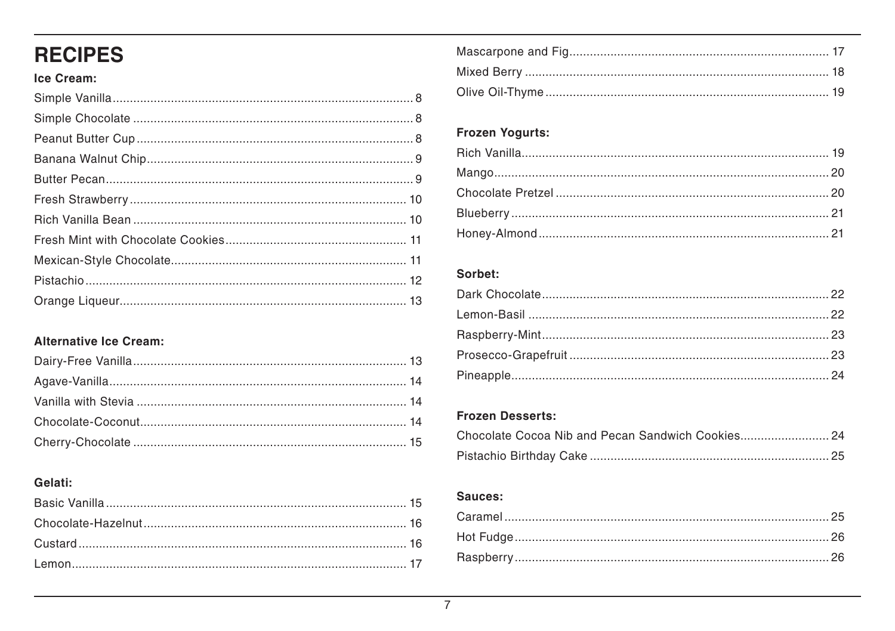# RECIPES

**Ice Cream:**

Simple Vanilla....................................8
Simple Chocolate....................................8
Peanut Butter Cup....................................8
Banana Walnut Chip....................................9
Butter Pecan....................................9
Fresh Strawberry....................................10
Rich Vanilla Bean....................................10
Fresh Mint with Chocolate Cookies....................................11
Mexican-Style Chocolate....................................11
Pistachio....................................12
Orange Liqueur....................................13

**Alternative Ice Cream:**

Dairy-Free Vanilla....................................13
Agave-Vanilla....................................14
Vanilla with Stevia....................................14
Chocolate-Coconut....................................14
Cherry-Chocolate....................................15

**Gelati:**

Basic Vanilla....................................15
Chocolate-Hazelnut....................................16
Custard....................................16
Lemon....................................17
Mascarpone and Fig....................................17
Mixed Berry....................................18
Olive Oil-Thyme....................................19

**Frozen Yogurts:**

Rich Vanilla....................................19
Mango....................................20
Chocolate Pretzel....................................20
Blueberry....................................21
Honey-Almond....................................21

**Sorbet:**

Dark Chocolate....................................22
Lemon-Basil....................................22
Raspberry-Mint....................................23
Prosecco-Grapefruit....................................23
Pineapple....................................24

**Frozen Desserts:**

Chocolate Cocoa Nib and Pecan Sandwich Cookies....................................24
Pistachio Birthday Cake....................................25

**Sauces:**

Caramel....................................25
Hot Fudge....................................26
Raspberry....................................26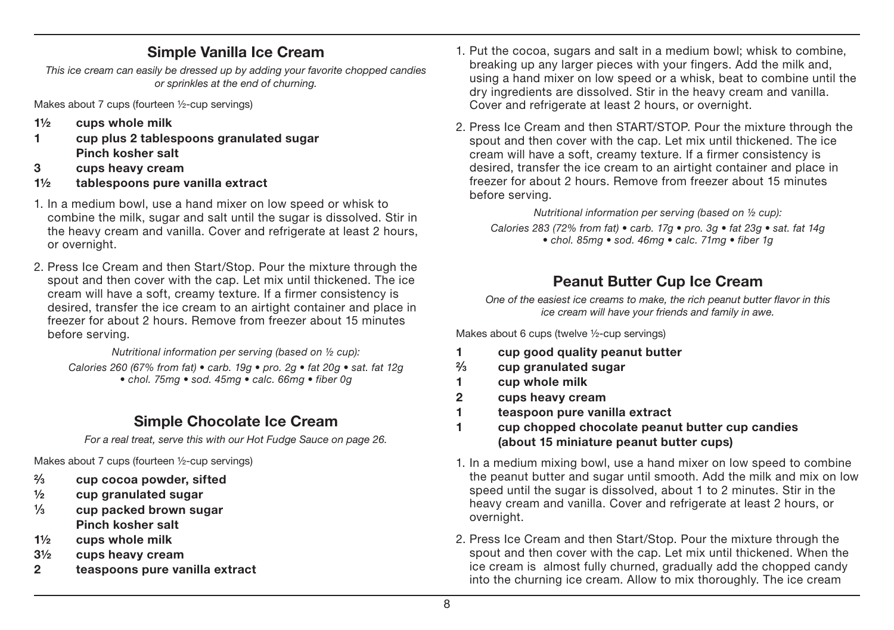## Simple Vanilla Ice Cream

*This ice cream can easily be dressed up by adding your favorite chopped candies or sprinkles at the end of churning.*

Makes about 7 cups (fourteen ½-cup servings)

- **1½ cups whole milk**
- **1 cup plus 2 tablespoons granulated sugar**
- **Pinch kosher salt**
- **3 cups heavy cream**
- **1½ tablespoons pure vanilla extract**

1. In a medium bowl, use a hand mixer on low speed or whisk to combine the milk, sugar and salt until the sugar is dissolved. Stir in the heavy cream and vanilla. Cover and refrigerate at least 2 hours, or overnight.
2. Press Ice Cream and then Start/Stop. Pour the mixture through the spout and then cover with the cap. Let mix until thickened. The ice cream will have a soft, creamy texture. If a firmer consistency is desired, transfer the ice cream to an airtight container and place in freezer for about 2 hours. Remove from freezer about 15 minutes before serving.

*Nutritional information per serving (based on ½ cup):*

*Calories 260 (67% from fat) • carb. 19g • pro. 2g • fat 20g • sat. fat 12g • chol. 75mg • sod. 45mg • calc. 66mg • fiber 0g*

## Simple Chocolate Ice Cream

*For a real treat, serve this with our Hot Fudge Sauce on page 26.*

Makes about 7 cups (fourteen ½-cup servings)

- **⅔ cup cocoa powder, sifted**
- **½ cup granulated sugar**
- **⅓ cup packed brown sugar**
- **Pinch kosher salt**
- **1½ cups whole milk**
- **3½ cups heavy cream**
- **2 teaspoons pure vanilla extract**

1. Put the cocoa, sugars and salt in a medium bowl; whisk to combine, breaking up any larger pieces with your fingers. Add the milk and, using a hand mixer on low speed or a whisk, beat to combine until the dry ingredients are dissolved. Stir in the heavy cream and vanilla. Cover and refrigerate at least 2 hours, or overnight.
2. Press Ice Cream and then START/STOP. Pour the mixture through the spout and then cover with the cap. Let mix until thickened. The ice cream will have a soft, creamy texture. If a firmer consistency is desired, transfer the ice cream to an airtight container and place in freezer for about 2 hours. Remove from freezer about 15 minutes before serving.

*Nutritional information per serving (based on ½ cup):*

*Calories 283 (72% from fat) • carb. 17g • pro. 3g • fat 23g • sat. fat 14g • chol. 85mg • sod. 46mg • calc. 71mg • fiber 1g*

## Peanut Butter Cup Ice Cream

*One of the easiest ice creams to make, the rich peanut butter flavor in this ice cream will have your friends and family in awe.*

Makes about 6 cups (twelve ½-cup servings)

- **1 cup good quality peanut butter**
- **⅔ cup granulated sugar**
- **1 cup whole milk**
- **2 cups heavy cream**
- **1 teaspoon pure vanilla extract**
- **1 cup chopped chocolate peanut butter cup candies (about 15 miniature peanut butter cups)**

1. In a medium mixing bowl, use a hand mixer on low speed to combine the peanut butter and sugar until smooth. Add the milk and mix on low speed until the sugar is dissolved, about 1 to 2 minutes. Stir in the heavy cream and vanilla. Cover and refrigerate at least 2 hours, or overnight.
2. Press Ice Cream and then Start/Stop. Pour the mixture through the spout and then cover with the cap. Let mix until thickened. When the ice cream is almost fully churned, gradually add the chopped candy into the churning ice cream. Allow to mix thoroughly. The ice cream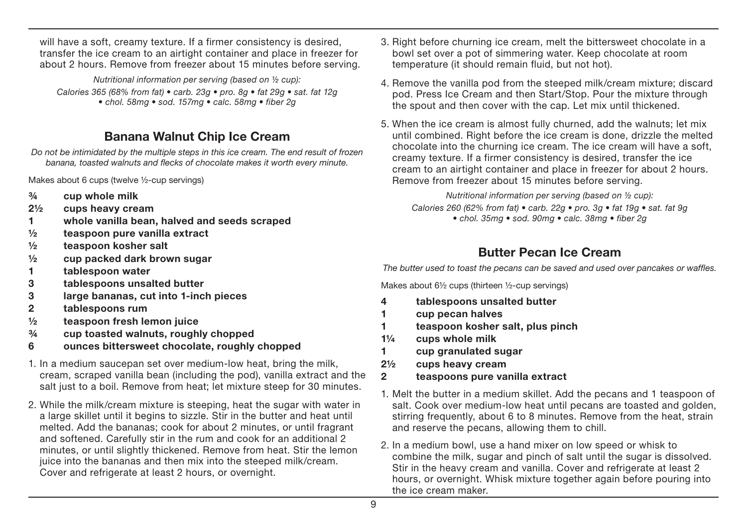will have a soft, creamy texture. If a firmer consistency is desired, transfer the ice cream to an airtight container and place in freezer for about 2 hours. Remove from freezer about 15 minutes before serving.

*Nutritional information per serving (based on ½ cup):*
*Calories 365 (68% from fat) • carb. 23g • pro. 8g • fat 29g • sat. fat 12g • chol. 58mg • sod. 157mg • calc. 58mg • fiber 2g*

## Banana Walnut Chip Ice Cream

*Do not be intimidated by the multiple steps in this ice cream. The end result of frozen banana, toasted walnuts and flecks of chocolate makes it worth every minute.*

Makes about 6 cups (twelve ½-cup servings)

- **¾ cup whole milk**
- **2½ cups heavy cream**
- **1 whole vanilla bean, halved and seeds scraped**
- **½ teaspoon pure vanilla extract**
- **½ teaspoon kosher salt**
- **½ cup packed dark brown sugar**
- **1 tablespoon water**
- **3 tablespoons unsalted butter**
- **3 large bananas, cut into 1-inch pieces**
- **2 tablespoons rum**
- **½ teaspoon fresh lemon juice**
- **¾ cup toasted walnuts, roughly chopped**
- **6 ounces bittersweet chocolate, roughly chopped**

1. In a medium saucepan set over medium-low heat, bring the milk, cream, scraped vanilla bean (including the pod), vanilla extract and the salt just to a boil. Remove from heat; let mixture steep for 30 minutes.
2. While the milk/cream mixture is steeping, heat the sugar with water in a large skillet until it begins to sizzle. Stir in the butter and heat until melted. Add the bananas; cook for about 2 minutes, or until fragrant and softened. Carefully stir in the rum and cook for an additional 2 minutes, or until slightly thickened. Remove from heat. Stir the lemon juice into the bananas and then mix into the steeped milk/cream. Cover and refrigerate at least 2 hours, or overnight.
3. Right before churning ice cream, melt the bittersweet chocolate in a bowl set over a pot of simmering water. Keep chocolate at room temperature (it should remain fluid, but not hot).
4. Remove the vanilla pod from the steeped milk/cream mixture; discard pod. Press Ice Cream and then Start/Stop. Pour the mixture through the spout and then cover with the cap. Let mix until thickened.
5. When the ice cream is almost fully churned, add the walnuts; let mix until combined. Right before the ice cream is done, drizzle the melted chocolate into the churning ice cream. The ice cream will have a soft, creamy texture. If a firmer consistency is desired, transfer the ice cream to an airtight container and place in freezer for about 2 hours. Remove from freezer about 15 minutes before serving.

*Nutritional information per serving (based on ½ cup):*
*Calories 260 (62% from fat) • carb. 22g • pro. 3g • fat 19g • sat. fat 9g • chol. 35mg • sod. 90mg • calc. 38mg • fiber 2g*

## Butter Pecan Ice Cream

*The butter used to toast the pecans can be saved and used over pancakes or waffles.*

Makes about 6½ cups (thirteen ½-cup servings)

- **4 tablespoons unsalted butter**
- **1 cup pecan halves**
- **1 teaspoon kosher salt, plus pinch**
- **1¼ cups whole milk**
- **1 cup granulated sugar**
- **2½ cups heavy cream**
- **2 teaspoons pure vanilla extract**

1. Melt the butter in a medium skillet. Add the pecans and 1 teaspoon of salt. Cook over medium-low heat until pecans are toasted and golden, stirring frequently, about 6 to 8 minutes. Remove from the heat, strain and reserve the pecans, allowing them to chill.
2. In a medium bowl, use a hand mixer on low speed or whisk to combine the milk, sugar and pinch of salt until the sugar is dissolved. Stir in the heavy cream and vanilla. Cover and refrigerate at least 2 hours, or overnight. Whisk mixture together again before pouring into the ice cream maker.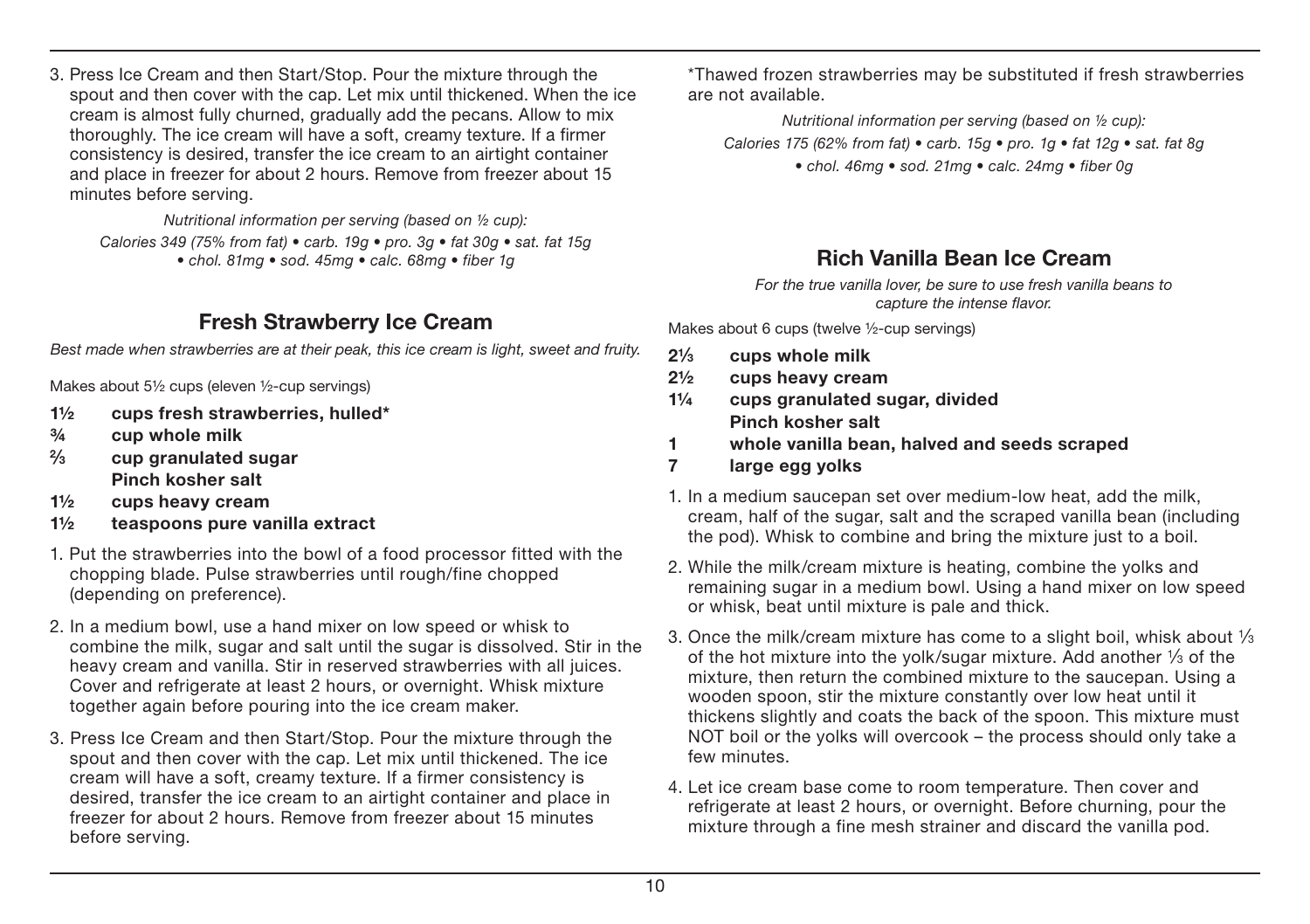3. Press Ice Cream and then Start/Stop. Pour the mixture through the spout and then cover with the cap. Let mix until thickened. When the ice cream is almost fully churned, gradually add the pecans. Allow to mix thoroughly. The ice cream will have a soft, creamy texture. If a firmer consistency is desired, transfer the ice cream to an airtight container and place in freezer for about 2 hours. Remove from freezer about 15 minutes before serving.

*Nutritional information per serving (based on ½ cup):*
*Calories 349 (75% from fat) • carb. 19g • pro. 3g • fat 30g • sat. fat 15g • chol. 81mg • sod. 45mg • calc. 68mg • fiber 1g*

## Fresh Strawberry Ice Cream

*Best made when strawberries are at their peak, this ice cream is light, sweet and fruity.*

Makes about 5½ cups (eleven ½-cup servings)

**1½ cups fresh strawberries, hulled***
**¾ cup whole milk**
**⅔ cup granulated sugar**
**Pinch kosher salt**
**1½ cups heavy cream**
**1½ teaspoons pure vanilla extract**

1. Put the strawberries into the bowl of a food processor fitted with the chopping blade. Pulse strawberries until rough/fine chopped (depending on preference).
2. In a medium bowl, use a hand mixer on low speed or whisk to combine the milk, sugar and salt until the sugar is dissolved. Stir in the heavy cream and vanilla. Stir in reserved strawberries with all juices. Cover and refrigerate at least 2 hours, or overnight. Whisk mixture together again before pouring into the ice cream maker.
3. Press Ice Cream and then Start/Stop. Pour the mixture through the spout and then cover with the cap. Let mix until thickened. The ice cream will have a soft, creamy texture. If a firmer consistency is desired, transfer the ice cream to an airtight container and place in freezer for about 2 hours. Remove from freezer about 15 minutes before serving.

*Thawed frozen strawberries may be substituted if fresh strawberries are not available.

*Nutritional information per serving (based on ½ cup):*
*Calories 175 (62% from fat) • carb. 15g • pro. 1g • fat 12g • sat. fat 8g • chol. 46mg • sod. 21mg • calc. 24mg • fiber 0g*

## Rich Vanilla Bean Ice Cream

*For the true vanilla lover, be sure to use fresh vanilla beans to capture the intense flavor.*

Makes about 6 cups (twelve ½-cup servings)

**2⅓ cups whole milk**
**2½ cups heavy cream**
**1¼ cups granulated sugar, divided**
**Pinch kosher salt**
**1 whole vanilla bean, halved and seeds scraped**
**7 large egg yolks**

1. In a medium saucepan set over medium-low heat, add the milk, cream, half of the sugar, salt and the scraped vanilla bean (including the pod). Whisk to combine and bring the mixture just to a boil.
2. While the milk/cream mixture is heating, combine the yolks and remaining sugar in a medium bowl. Using a hand mixer on low speed or whisk, beat until mixture is pale and thick.
3. Once the milk/cream mixture has come to a slight boil, whisk about ⅓ of the hot mixture into the yolk/sugar mixture. Add another ⅓ of the mixture, then return the combined mixture to the saucepan. Using a wooden spoon, stir the mixture constantly over low heat until it thickens slightly and coats the back of the spoon. This mixture must NOT boil or the yolks will overcook – the process should only take a few minutes.
4. Let ice cream base come to room temperature. Then cover and refrigerate at least 2 hours, or overnight. Before churning, pour the mixture through a fine mesh strainer and discard the vanilla pod.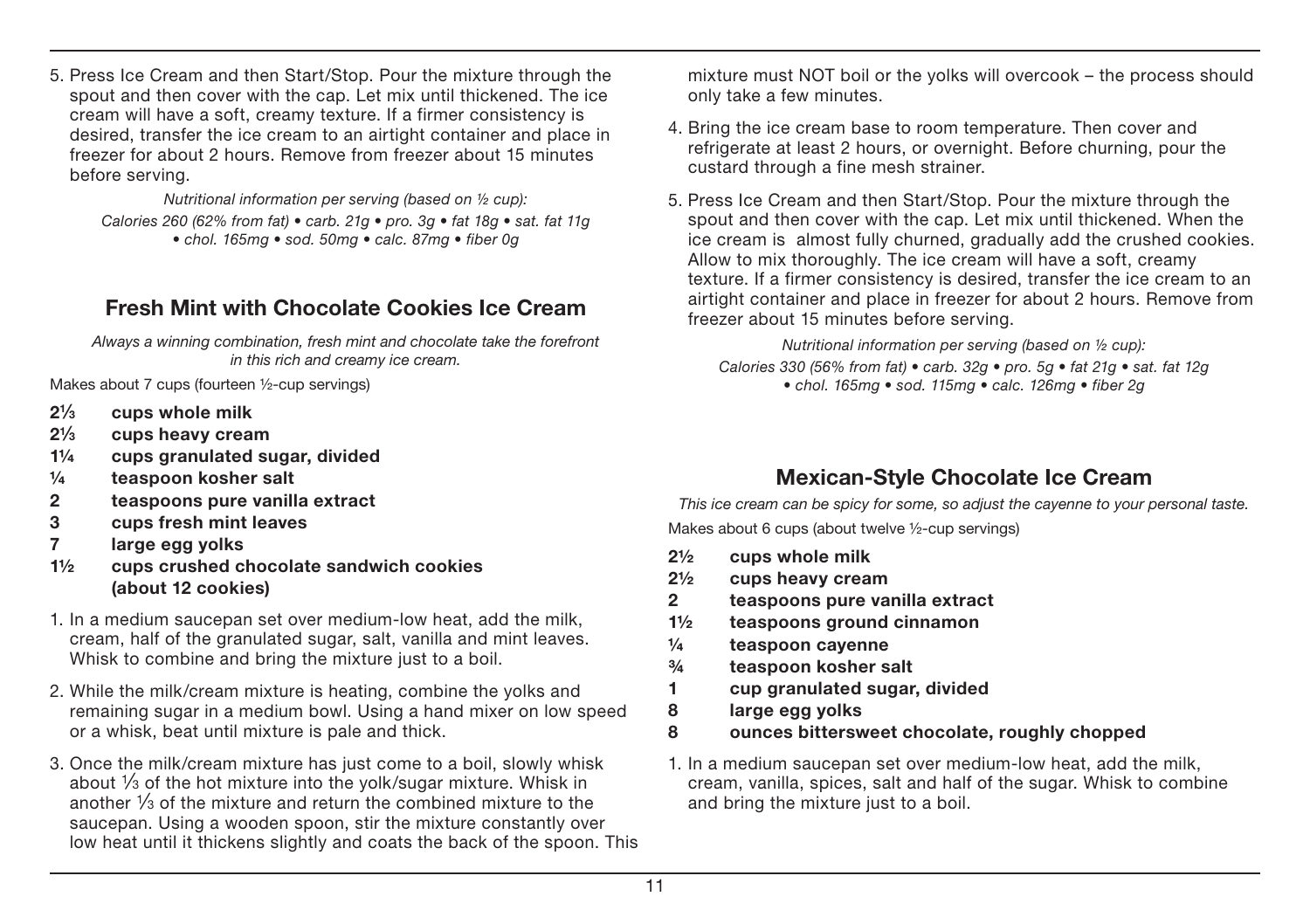5. Press Ice Cream and then Start/Stop. Pour the mixture through the spout and then cover with the cap. Let mix until thickened. The ice cream will have a soft, creamy texture. If a firmer consistency is desired, transfer the ice cream to an airtight container and place in freezer for about 2 hours. Remove from freezer about 15 minutes before serving.

*Nutritional information per serving (based on ½ cup):*
*Calories 260 (62% from fat) • carb. 21g • pro. 3g • fat 18g • sat. fat 11g • chol. 165mg • sod. 50mg • calc. 87mg • fiber 0g*

## Fresh Mint with Chocolate Cookies Ice Cream

*Always a winning combination, fresh mint and chocolate take the forefront in this rich and creamy ice cream.*

Makes about 7 cups (fourteen ½-cup servings)

- **2⅓ cups whole milk**
- **2⅓ cups heavy cream**
- **1¼ cups granulated sugar, divided**
- **¼ teaspoon kosher salt**
- **2 teaspoons pure vanilla extract**
- **3 cups fresh mint leaves**
- **7 large egg yolks**
- **1½ cups crushed chocolate sandwich cookies (about 12 cookies)**

1. In a medium saucepan set over medium-low heat, add the milk, cream, half of the granulated sugar, salt, vanilla and mint leaves. Whisk to combine and bring the mixture just to a boil.
2. While the milk/cream mixture is heating, combine the yolks and remaining sugar in a medium bowl. Using a hand mixer on low speed or a whisk, beat until mixture is pale and thick.
3. Once the milk/cream mixture has just come to a boil, slowly whisk about ⅓ of the hot mixture into the yolk/sugar mixture. Whisk in another ⅓ of the mixture and return the combined mixture to the saucepan. Using a wooden spoon, stir the mixture constantly over low heat until it thickens slightly and coats the back of the spoon. This mixture must NOT boil or the yolks will overcook – the process should only take a few minutes.
4. Bring the ice cream base to room temperature. Then cover and refrigerate at least 2 hours, or overnight. Before churning, pour the custard through a fine mesh strainer.
5. Press Ice Cream and then Start/Stop. Pour the mixture through the spout and then cover with the cap. Let mix until thickened. When the ice cream is almost fully churned, gradually add the crushed cookies. Allow to mix thoroughly. The ice cream will have a soft, creamy texture. If a firmer consistency is desired, transfer the ice cream to an airtight container and place in freezer for about 2 hours. Remove from freezer about 15 minutes before serving.

*Nutritional information per serving (based on ½ cup):*
*Calories 330 (56% from fat) • carb. 32g • pro. 5g • fat 21g • sat. fat 12g • chol. 165mg • sod. 115mg • calc. 126mg • fiber 2g*

## Mexican-Style Chocolate Ice Cream

*This ice cream can be spicy for some, so adjust the cayenne to your personal taste.*

Makes about 6 cups (about twelve ½-cup servings)

- **2½ cups whole milk**
- **2½ cups heavy cream**
- **2 teaspoons pure vanilla extract**
- **1½ teaspoons ground cinnamon**
- **¼ teaspoon cayenne**
- **¾ teaspoon kosher salt**
- **1 cup granulated sugar, divided**
- **8 large egg yolks**
- **8 ounces bittersweet chocolate, roughly chopped**

1. In a medium saucepan set over medium-low heat, add the milk, cream, vanilla, spices, salt and half of the sugar. Whisk to combine and bring the mixture just to a boil.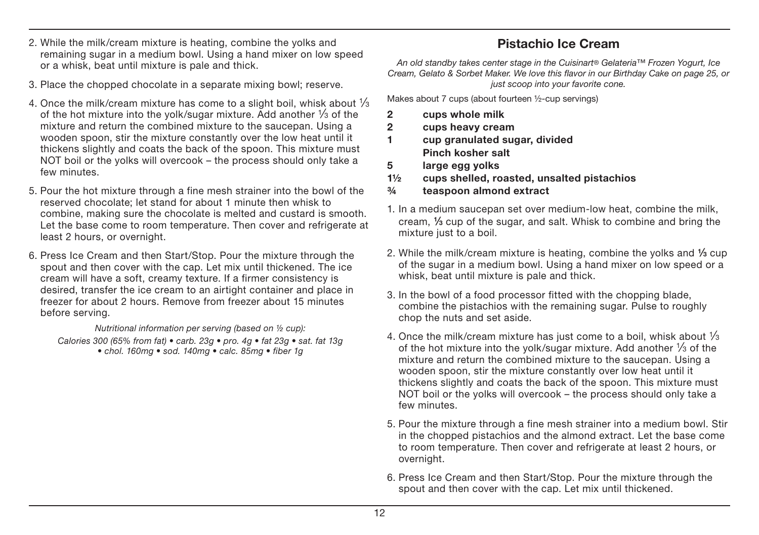2. While the milk/cream mixture is heating, combine the yolks and remaining sugar in a medium bowl. Using a hand mixer on low speed or a whisk, beat until mixture is pale and thick.

3. Place the chopped chocolate in a separate mixing bowl; reserve.

4. Once the milk/cream mixture has come to a slight boil, whisk about ⅓ of the hot mixture into the yolk/sugar mixture. Add another ⅓ of the mixture and return the combined mixture to the saucepan. Using a wooden spoon, stir the mixture constantly over the low heat until it thickens slightly and coats the back of the spoon. This mixture must NOT boil or the yolks will overcook – the process should only take a few minutes.

5. Pour the hot mixture through a fine mesh strainer into the bowl of the reserved chocolate; let stand for about 1 minute then whisk to combine, making sure the chocolate is melted and custard is smooth. Let the base come to room temperature. Then cover and refrigerate at least 2 hours, or overnight.

6. Press Ice Cream and then Start/Stop. Pour the mixture through the spout and then cover with the cap. Let mix until thickened. The ice cream will have a soft, creamy texture. If a firmer consistency is desired, transfer the ice cream to an airtight container and place in freezer for about 2 hours. Remove from freezer about 15 minutes before serving.

*Nutritional information per serving (based on ½ cup):*
*Calories 300 (65% from fat) • carb. 23g • pro. 4g • fat 23g • sat. fat 13g • chol. 160mg • sod. 140mg • calc. 85mg • fiber 1g*

## Pistachio Ice Cream

*An old standby takes center stage in the Cuisinart® Gelateria™ Frozen Yogurt, Ice Cream, Gelato & Sorbet Maker. We love this flavor in our Birthday Cake on page 25, or just scoop into your favorite cone.*

Makes about 7 cups (about fourteen ½-cup servings)

**2 cups whole milk**
**2 cups heavy cream**
**1 cup granulated sugar, divided**
**Pinch kosher salt**
**5 large egg yolks**
**1½ cups shelled, roasted, unsalted pistachios**
**¾ teaspoon almond extract**

1. In a medium saucepan set over medium-low heat, combine the milk, cream, ⅓ cup of the sugar, and salt. Whisk to combine and bring the mixture just to a boil.

2. While the milk/cream mixture is heating, combine the yolks and ⅓ cup of the sugar in a medium bowl. Using a hand mixer on low speed or a whisk, beat until mixture is pale and thick.

3. In the bowl of a food processor fitted with the chopping blade, combine the pistachios with the remaining sugar. Pulse to roughly chop the nuts and set aside.

4. Once the milk/cream mixture has just come to a boil, whisk about ⅓ of the hot mixture into the yolk/sugar mixture. Add another ⅓ of the mixture and return the combined mixture to the saucepan. Using a wooden spoon, stir the mixture constantly over low heat until it thickens slightly and coats the back of the spoon. This mixture must NOT boil or the yolks will overcook – the process should only take a few minutes.

5. Pour the mixture through a fine mesh strainer into a medium bowl. Stir in the chopped pistachios and the almond extract. Let the base come to room temperature. Then cover and refrigerate at least 2 hours, or overnight.

6. Press Ice Cream and then Start/Stop. Pour the mixture through the spout and then cover with the cap. Let mix until thickened.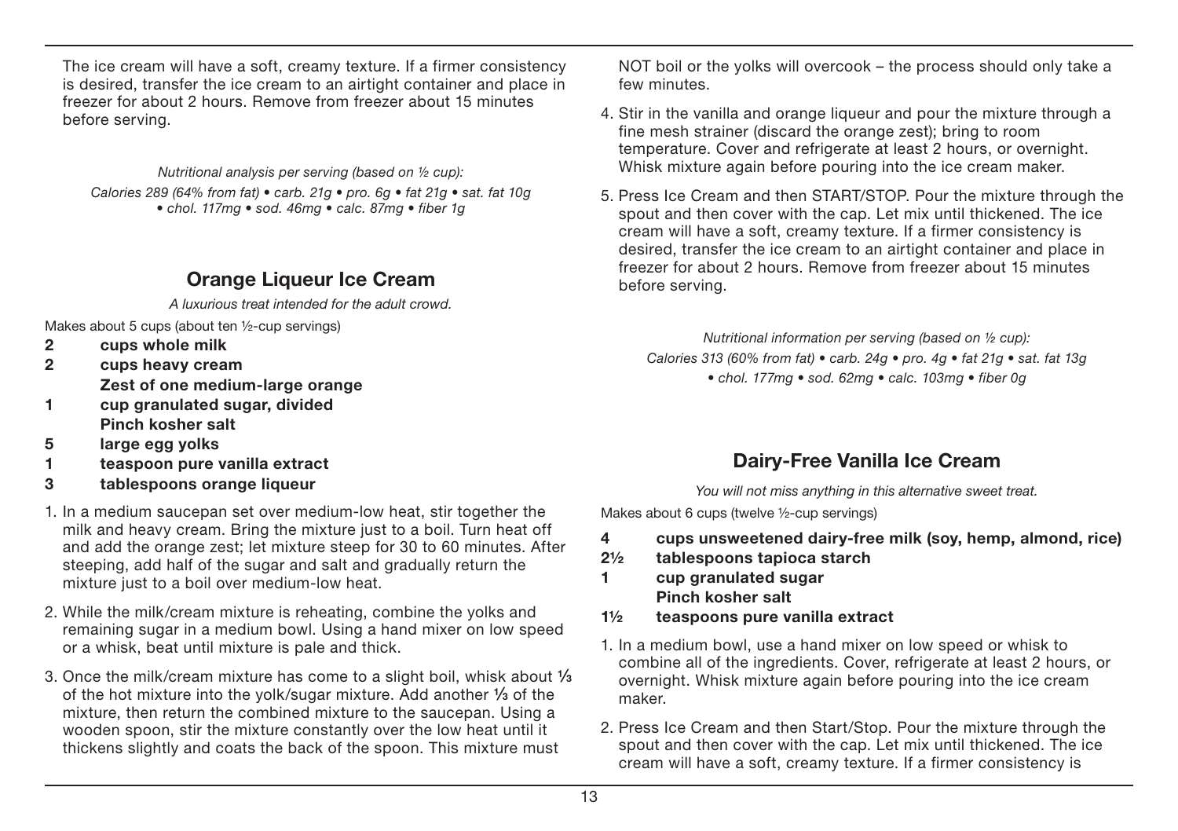The ice cream will have a soft, creamy texture. If a firmer consistency is desired, transfer the ice cream to an airtight container and place in freezer for about 2 hours. Remove from freezer about 15 minutes before serving.

*Nutritional analysis per serving (based on ½ cup):*
*Calories 289 (64% from fat) • carb. 21g • pro. 6g • fat 21g • sat. fat 10g • chol. 117mg • sod. 46mg • calc. 87mg • fiber 1g*

## Orange Liqueur Ice Cream

*A luxurious treat intended for the adult crowd.*

Makes about 5 cups (about ten ½-cup servings)

- **2 cups whole milk**
- **2 cups heavy cream**
- **Zest of one medium-large orange**
- **1 cup granulated sugar, divided**
- **Pinch kosher salt**
- **5 large egg yolks**
- **1 teaspoon pure vanilla extract**
- **3 tablespoons orange liqueur**

1. In a medium saucepan set over medium-low heat, stir together the milk and heavy cream. Bring the mixture just to a boil. Turn heat off and add the orange zest; let mixture steep for 30 to 60 minutes. After steeping, add half of the sugar and salt and gradually return the mixture just to a boil over medium-low heat.
2. While the milk/cream mixture is reheating, combine the yolks and remaining sugar in a medium bowl. Using a hand mixer on low speed or a whisk, beat until mixture is pale and thick.
3. Once the milk/cream mixture has come to a slight boil, whisk about ⅓ of the hot mixture into the yolk/sugar mixture. Add another ⅓ of the mixture, then return the combined mixture to the saucepan. Using a wooden spoon, stir the mixture constantly over the low heat until it thickens slightly and coats the back of the spoon. This mixture must NOT boil or the yolks will overcook – the process should only take a few minutes.
4. Stir in the vanilla and orange liqueur and pour the mixture through a fine mesh strainer (discard the orange zest); bring to room temperature. Cover and refrigerate at least 2 hours, or overnight. Whisk mixture again before pouring into the ice cream maker.
5. Press Ice Cream and then START/STOP. Pour the mixture through the spout and then cover with the cap. Let mix until thickened. The ice cream will have a soft, creamy texture. If a firmer consistency is desired, transfer the ice cream to an airtight container and place in freezer for about 2 hours. Remove from freezer about 15 minutes before serving.

*Nutritional information per serving (based on ½ cup):*
*Calories 313 (60% from fat) • carb. 24g • pro. 4g • fat 21g • sat. fat 13g • chol. 177mg • sod. 62mg • calc. 103mg • fiber 0g*

## Dairy-Free Vanilla Ice Cream

*You will not miss anything in this alternative sweet treat.*

Makes about 6 cups (twelve ½-cup servings)

- **4 cups unsweetened dairy-free milk (soy, hemp, almond, rice)**
- **2½ tablespoons tapioca starch**
- **1 cup granulated sugar**
- **Pinch kosher salt**
- **1½ teaspoons pure vanilla extract**

1. In a medium bowl, use a hand mixer on low speed or whisk to combine all of the ingredients. Cover, refrigerate at least 2 hours, or overnight. Whisk mixture again before pouring into the ice cream maker.
2. Press Ice Cream and then Start/Stop. Pour the mixture through the spout and then cover with the cap. Let mix until thickened. The ice cream will have a soft, creamy texture. If a firmer consistency is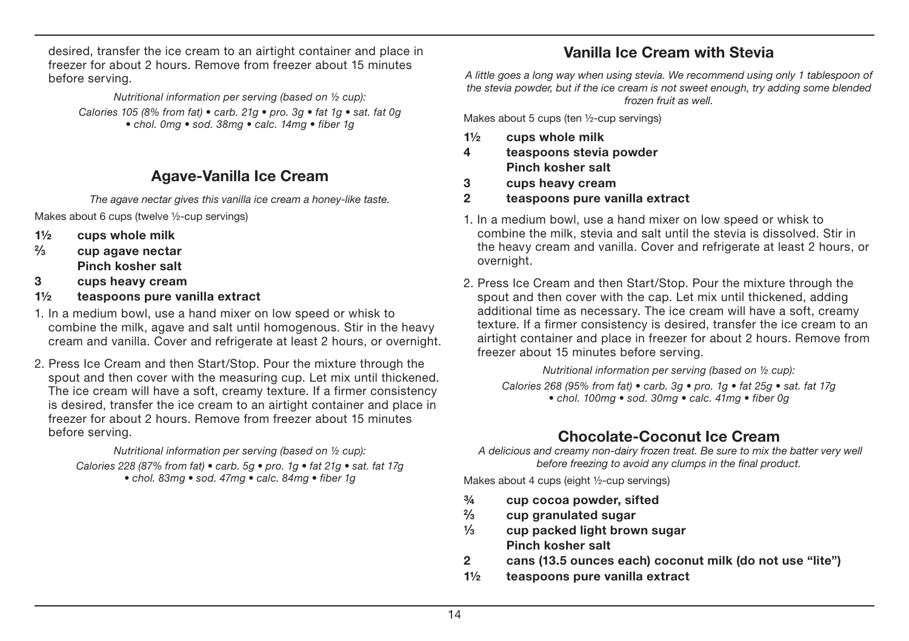desired, transfer the ice cream to an airtight container and place in freezer for about 2 hours. Remove from freezer about 15 minutes before serving.

*Nutritional information per serving (based on ½ cup):*
*Calories 105 (8% from fat) • carb. 21g • pro. 3g • fat 1g • sat. fat 0g • chol. 0mg • sod. 38mg • calc. 14mg • fiber 1g*

## Agave-Vanilla Ice Cream

*The agave nectar gives this vanilla ice cream a honey-like taste.*

Makes about 6 cups (twelve ½-cup servings)

- **1½ cups whole milk**
- **⅔ cup agave nectar**
- **Pinch kosher salt**
- **3 cups heavy cream**
- **1½ teaspoons pure vanilla extract**

1. In a medium bowl, use a hand mixer on low speed or whisk to combine the milk, agave and salt until homogenous. Stir in the heavy cream and vanilla. Cover and refrigerate at least 2 hours, or overnight.
2. Press Ice Cream and then Start/Stop. Pour the mixture through the spout and then cover with the measuring cup. Let mix until thickened. The ice cream will have a soft, creamy texture. If a firmer consistency is desired, transfer the ice cream to an airtight container and place in freezer for about 2 hours. Remove from freezer about 15 minutes before serving.

*Nutritional information per serving (based on ½ cup):*
*Calories 228 (87% from fat) • carb. 5g • pro. 1g • fat 21g • sat. fat 17g • chol. 83mg • sod. 47mg • calc. 84mg • fiber 1g*

## Vanilla Ice Cream with Stevia

*A little goes a long way when using stevia. We recommend using only 1 tablespoon of the stevia powder, but if the ice cream is not sweet enough, try adding some blended frozen fruit as well.*

Makes about 5 cups (ten ½-cup servings)

- **1½ cups whole milk**
- **4 teaspoons stevia powder**
- **Pinch kosher salt**
- **3 cups heavy cream**
- **2 teaspoons pure vanilla extract**

1. In a medium bowl, use a hand mixer on low speed or whisk to combine the milk, stevia and salt until the stevia is dissolved. Stir in the heavy cream and vanilla. Cover and refrigerate at least 2 hours, or overnight.
2. Press Ice Cream and then Start/Stop. Pour the mixture through the spout and then cover with the cap. Let mix until thickened, adding additional time as necessary. The ice cream will have a soft, creamy texture. If a firmer consistency is desired, transfer the ice cream to an airtight container and place in freezer for about 2 hours. Remove from freezer about 15 minutes before serving.

*Nutritional information per serving (based on ½ cup):*
*Calories 268 (95% from fat) • carb. 3g • pro. 1g • fat 25g • sat. fat 17g • chol. 100mg • sod. 30mg • calc. 41mg • fiber 0g*

## Chocolate-Coconut Ice Cream

*A delicious and creamy non-dairy frozen treat. Be sure to mix the batter very well before freezing to avoid any clumps in the final product.*

Makes about 4 cups (eight ½-cup servings)

- **¾ cup cocoa powder, sifted**
- **⅔ cup granulated sugar**
- **⅓ cup packed light brown sugar**
- **Pinch kosher salt**
- **2 cans (13.5 ounces each) coconut milk (do not use "lite")**
- **1½ teaspoons pure vanilla extract**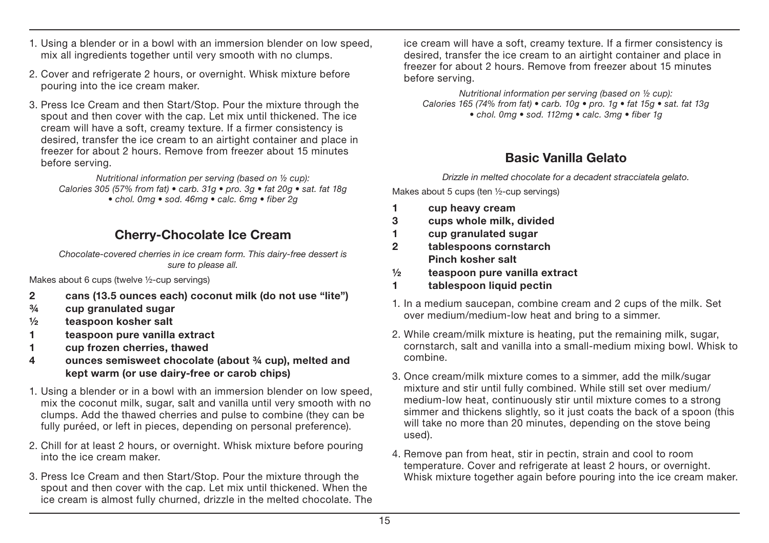1. Using a blender or in a bowl with an immersion blender on low speed, mix all ingredients together until very smooth with no clumps.

2. Cover and refrigerate 2 hours, or overnight. Whisk mixture before pouring into the ice cream maker.

3. Press Ice Cream and then Start/Stop. Pour the mixture through the spout and then cover with the cap. Let mix until thickened. The ice cream will have a soft, creamy texture. If a firmer consistency is desired, transfer the ice cream to an airtight container and place in freezer for about 2 hours. Remove from freezer about 15 minutes before serving.

*Nutritional information per serving (based on ½ cup): Calories 305 (57% from fat) • carb. 31g • pro. 3g • fat 20g • sat. fat 18g • chol. 0mg • sod. 46mg • calc. 6mg • fiber 2g*

## Cherry-Chocolate Ice Cream

*Chocolate-covered cherries in ice cream form. This dairy-free dessert is sure to please all.*

Makes about 6 cups (twelve ½-cup servings)

- **2 cans (13.5 ounces each) coconut milk (do not use "lite")**
- **¾ cup granulated sugar**
- **½ teaspoon kosher salt**
- **1 teaspoon pure vanilla extract**
- **1 cup frozen cherries, thawed**
- **4 ounces semisweet chocolate (about ¾ cup), melted and kept warm (or use dairy-free or carob chips)**

1. Using a blender or in a bowl with an immersion blender on low speed, mix the coconut milk, sugar, salt and vanilla until very smooth with no clumps. Add the thawed cherries and pulse to combine (they can be fully puréed, or left in pieces, depending on personal preference).

2. Chill for at least 2 hours, or overnight. Whisk mixture before pouring into the ice cream maker.

3. Press Ice Cream and then Start/Stop. Pour the mixture through the spout and then cover with the cap. Let mix until thickened. When the ice cream is almost fully churned, drizzle in the melted chocolate. The ice cream will have a soft, creamy texture. If a firmer consistency is desired, transfer the ice cream to an airtight container and place in freezer for about 2 hours. Remove from freezer about 15 minutes before serving.

*Nutritional information per serving (based on ½ cup): Calories 165 (74% from fat) • carb. 10g • pro. 1g • fat 15g • sat. fat 13g • chol. 0mg • sod. 112mg • calc. 3mg • fiber 1g*

## Basic Vanilla Gelato

*Drizzle in melted chocolate for a decadent stracciatela gelato.*

Makes about 5 cups (ten ½-cup servings)

- **1 cup heavy cream**
- **3 cups whole milk, divided**
- **1 cup granulated sugar**
- **2 tablespoons cornstarch**
- **Pinch kosher salt**
- **½ teaspoon pure vanilla extract**
- **1 tablespoon liquid pectin**

1. In a medium saucepan, combine cream and 2 cups of the milk. Set over medium/medium-low heat and bring to a simmer.

2. While cream/milk mixture is heating, put the remaining milk, sugar, cornstarch, salt and vanilla into a small-medium mixing bowl. Whisk to combine.

3. Once cream/milk mixture comes to a simmer, add the milk/sugar mixture and stir until fully combined. While still set over medium/medium-low heat, continuously stir until mixture comes to a strong simmer and thickens slightly, so it just coats the back of a spoon (this will take no more than 20 minutes, depending on the stove being used).

4. Remove pan from heat, stir in pectin, strain and cool to room temperature. Cover and refrigerate at least 2 hours, or overnight. Whisk mixture together again before pouring into the ice cream maker.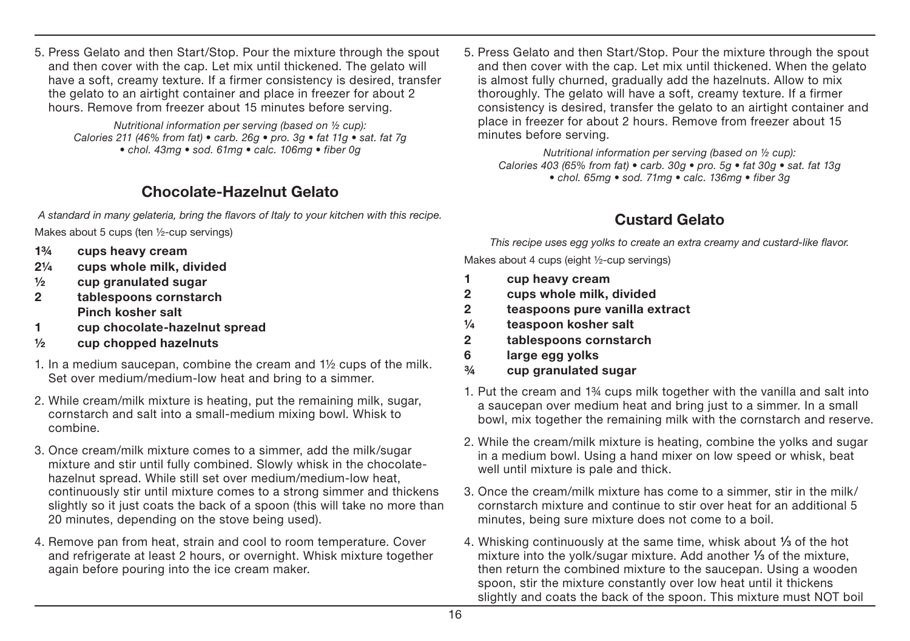5. Press Gelato and then Start/Stop. Pour the mixture through the spout and then cover with the cap. Let mix until thickened. The gelato will have a soft, creamy texture. If a firmer consistency is desired, transfer the gelato to an airtight container and place in freezer for about 2 hours. Remove from freezer about 15 minutes before serving.

*Nutritional information per serving (based on ½ cup):*
*Calories 211 (46% from fat) • carb. 26g • pro. 3g • fat 11g • sat. fat 7g • chol. 43mg • sod. 61mg • calc. 106mg • fiber 0g*

## Chocolate-Hazelnut Gelato

*A standard in many gelateria, bring the flavors of Italy to your kitchen with this recipe.*

Makes about 5 cups (ten ½-cup servings)

- **1¾ cups heavy cream**
- **2¼ cups whole milk, divided**
- **½ cup granulated sugar**
- **2 tablespoons cornstarch**
- **Pinch kosher salt**
- **1 cup chocolate-hazelnut spread**
- **½ cup chopped hazelnuts**

1. In a medium saucepan, combine the cream and 1½ cups of the milk. Set over medium/medium-low heat and bring to a simmer.
2. While cream/milk mixture is heating, put the remaining milk, sugar, cornstarch and salt into a small-medium mixing bowl. Whisk to combine.
3. Once cream/milk mixture comes to a simmer, add the milk/sugar mixture and stir until fully combined. Slowly whisk in the chocolate-hazelnut spread. While still set over medium/medium-low heat, continuously stir until mixture comes to a strong simmer and thickens slightly so it just coats the back of a spoon (this will take no more than 20 minutes, depending on the stove being used).
4. Remove pan from heat, strain and cool to room temperature. Cover and refrigerate at least 2 hours, or overnight. Whisk mixture together again before pouring into the ice cream maker.
5. Press Gelato and then Start/Stop. Pour the mixture through the spout and then cover with the cap. Let mix until thickened. When the gelato is almost fully churned, gradually add the hazelnuts. Allow to mix thoroughly. The gelato will have a soft, creamy texture. If a firmer consistency is desired, transfer the gelato to an airtight container and place in freezer for about 2 hours. Remove from freezer about 15 minutes before serving.

*Nutritional information per serving (based on ½ cup):*
*Calories 403 (65% from fat) • carb. 30g • pro. 5g • fat 30g • sat. fat 13g • chol. 65mg • sod. 71mg • calc. 136mg • fiber 3g*

## Custard Gelato

*This recipe uses egg yolks to create an extra creamy and custard-like flavor.*

Makes about 4 cups (eight ½-cup servings)

- **1 cup heavy cream**
- **2 cups whole milk, divided**
- **2 teaspoons pure vanilla extract**
- **¼ teaspoon kosher salt**
- **2 tablespoons cornstarch**
- **6 large egg yolks**
- **¾ cup granulated sugar**

1. Put the cream and 1¾ cups milk together with the vanilla and salt into a saucepan over medium heat and bring just to a simmer. In a small bowl, mix together the remaining milk with the cornstarch and reserve.
2. While the cream/milk mixture is heating, combine the yolks and sugar in a medium bowl. Using a hand mixer on low speed or whisk, beat well until mixture is pale and thick.
3. Once the cream/milk mixture has come to a simmer, stir in the milk/cornstarch mixture and continue to stir over heat for an additional 5 minutes, being sure mixture does not come to a boil.
4. Whisking continuously at the same time, whisk about ⅓ of the hot mixture into the yolk/sugar mixture. Add another ⅓ of the mixture, then return the combined mixture to the saucepan. Using a wooden spoon, stir the mixture constantly over low heat until it thickens slightly and coats the back of the spoon. This mixture must NOT boil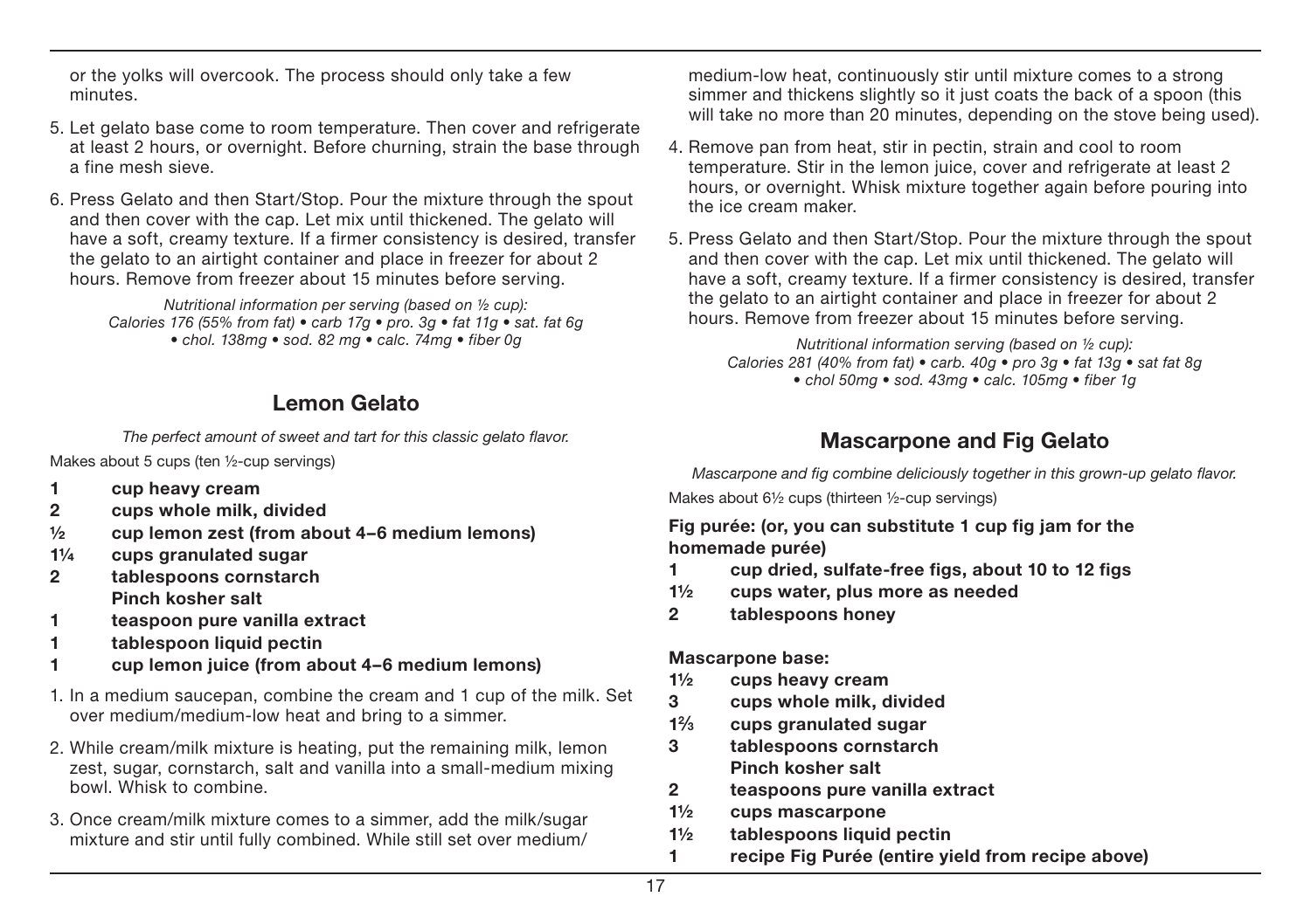or the yolks will overcook. The process should only take a few minutes.

5. Let gelato base come to room temperature. Then cover and refrigerate at least 2 hours, or overnight. Before churning, strain the base through a fine mesh sieve.

6. Press Gelato and then Start/Stop. Pour the mixture through the spout and then cover with the cap. Let mix until thickened. The gelato will have a soft, creamy texture. If a firmer consistency is desired, transfer the gelato to an airtight container and place in freezer for about 2 hours. Remove from freezer about 15 minutes before serving.

*Nutritional information per serving (based on ½ cup): Calories 176 (55% from fat) • carb 17g • pro. 3g • fat 11g • sat. fat 6g • chol. 138mg • sod. 82 mg • calc. 74mg • fiber 0g*

## Lemon Gelato

*The perfect amount of sweet and tart for this classic gelato flavor.*

Makes about 5 cups (ten ½-cup servings)

- **1 cup heavy cream**
- **2 cups whole milk, divided**
- **½ cup lemon zest (from about 4–6 medium lemons)**
- **1¼ cups granulated sugar**
- **2 tablespoons cornstarch**
- **Pinch kosher salt**
- **1 teaspoon pure vanilla extract**
- **1 tablespoon liquid pectin**
- **1 cup lemon juice (from about 4–6 medium lemons)**

1. In a medium saucepan, combine the cream and 1 cup of the milk. Set over medium/medium-low heat and bring to a simmer.

2. While cream/milk mixture is heating, put the remaining milk, lemon zest, sugar, cornstarch, salt and vanilla into a small-medium mixing bowl. Whisk to combine.

3. Once cream/milk mixture comes to a simmer, add the milk/sugar mixture and stir until fully combined. While still set over medium/medium-low heat, continuously stir until mixture comes to a strong simmer and thickens slightly so it just coats the back of a spoon (this will take no more than 20 minutes, depending on the stove being used).

4. Remove pan from heat, stir in pectin, strain and cool to room temperature. Stir in the lemon juice, cover and refrigerate at least 2 hours, or overnight. Whisk mixture together again before pouring into the ice cream maker.

5. Press Gelato and then Start/Stop. Pour the mixture through the spout and then cover with the cap. Let mix until thickened. The gelato will have a soft, creamy texture. If a firmer consistency is desired, transfer the gelato to an airtight container and place in freezer for about 2 hours. Remove from freezer about 15 minutes before serving.

*Nutritional information serving (based on ½ cup): Calories 281 (40% from fat) • carb. 40g • pro 3g • fat 13g • sat fat 8g • chol 50mg • sod. 43mg • calc. 105mg • fiber 1g*

## Mascarpone and Fig Gelato

*Mascarpone and fig combine deliciously together in this grown-up gelato flavor.*

Makes about 6½ cups (thirteen ½-cup servings)

**Fig purée: (or, you can substitute 1 cup fig jam for the homemade purée)**

- **1 cup dried, sulfate-free figs, about 10 to 12 figs**
- **1½ cups water, plus more as needed**
- **2 tablespoons honey**

**Mascarpone base:**

- **1½ cups heavy cream**
- **3 cups whole milk, divided**
- **1⅔ cups granulated sugar**
- **3 tablespoons cornstarch**
- **Pinch kosher salt**
- **2 teaspoons pure vanilla extract**
- **1½ cups mascarpone**
- **1½ tablespoons liquid pectin**
- **1 recipe Fig Purée (entire yield from recipe above)**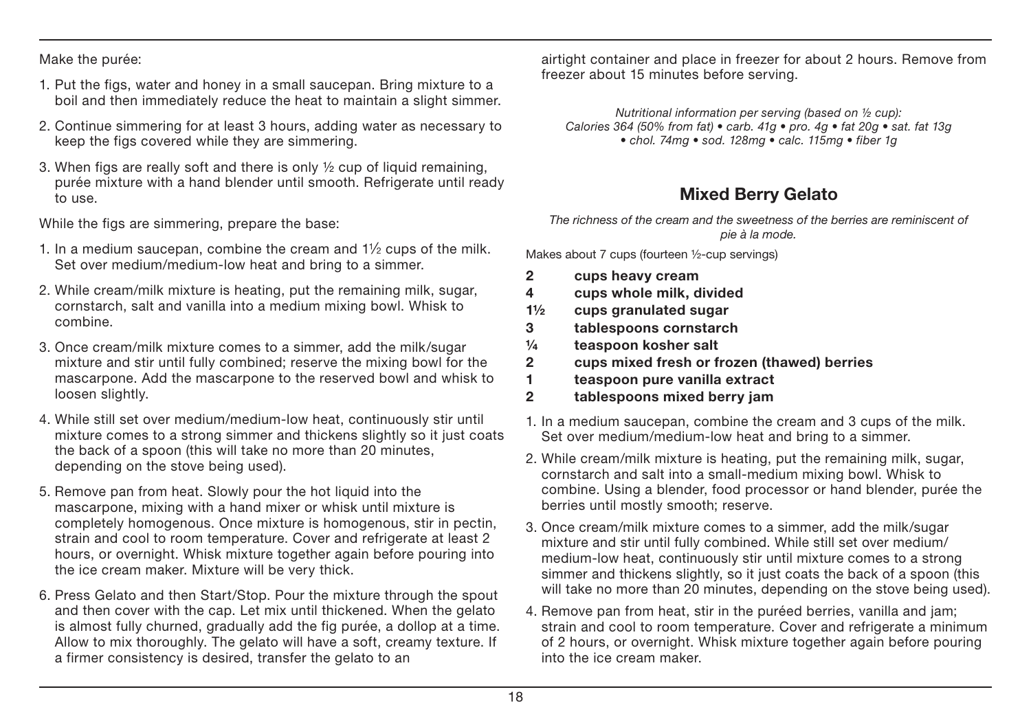Make the purée:

1. Put the figs, water and honey in a small saucepan. Bring mixture to a boil and then immediately reduce the heat to maintain a slight simmer.
2. Continue simmering for at least 3 hours, adding water as necessary to keep the figs covered while they are simmering.
3. When figs are really soft and there is only ½ cup of liquid remaining, purée mixture with a hand blender until smooth. Refrigerate until ready to use.

While the figs are simmering, prepare the base:

1. In a medium saucepan, combine the cream and 1½ cups of the milk. Set over medium/medium-low heat and bring to a simmer.
2. While cream/milk mixture is heating, put the remaining milk, sugar, cornstarch, salt and vanilla into a medium mixing bowl. Whisk to combine.
3. Once cream/milk mixture comes to a simmer, add the milk/sugar mixture and stir until fully combined; reserve the mixing bowl for the mascarpone. Add the mascarpone to the reserved bowl and whisk to loosen slightly.
4. While still set over medium/medium-low heat, continuously stir until mixture comes to a strong simmer and thickens slightly so it just coats the back of a spoon (this will take no more than 20 minutes, depending on the stove being used).
5. Remove pan from heat. Slowly pour the hot liquid into the mascarpone, mixing with a hand mixer or whisk until mixture is completely homogenous. Once mixture is homogenous, stir in pectin, strain and cool to room temperature. Cover and refrigerate at least 2 hours, or overnight. Whisk mixture together again before pouring into the ice cream maker. Mixture will be very thick.
6. Press Gelato and then Start/Stop. Pour the mixture through the spout and then cover with the cap. Let mix until thickened. When the gelato is almost fully churned, gradually add the fig purée, a dollop at a time. Allow to mix thoroughly. The gelato will have a soft, creamy texture. If a firmer consistency is desired, transfer the gelato to an airtight container and place in freezer for about 2 hours. Remove from freezer about 15 minutes before serving.

*Nutritional information per serving (based on ½ cup):*
*Calories 364 (50% from fat) • carb. 41g • pro. 4g • fat 20g • sat. fat 13g • chol. 74mg • sod. 128mg • calc. 115mg • fiber 1g*

## Mixed Berry Gelato

*The richness of the cream and the sweetness of the berries are reminiscent of pie à la mode.*

Makes about 7 cups (fourteen ½-cup servings)

- **2 cups heavy cream**
- **4 cups whole milk, divided**
- **1½ cups granulated sugar**
- **3 tablespoons cornstarch**
- **¼ teaspoon kosher salt**
- **2 cups mixed fresh or frozen (thawed) berries**
- **1 teaspoon pure vanilla extract**
- **2 tablespoons mixed berry jam**

1. In a medium saucepan, combine the cream and 3 cups of the milk. Set over medium/medium-low heat and bring to a simmer.
2. While cream/milk mixture is heating, put the remaining milk, sugar, cornstarch and salt into a small-medium mixing bowl. Whisk to combine. Using a blender, food processor or hand blender, purée the berries until mostly smooth; reserve.
3. Once cream/milk mixture comes to a simmer, add the milk/sugar mixture and stir until fully combined. While still set over medium/medium-low heat, continuously stir until mixture comes to a strong simmer and thickens slightly, so it just coats the back of a spoon (this will take no more than 20 minutes, depending on the stove being used).
4. Remove pan from heat, stir in the puréed berries, vanilla and jam; strain and cool to room temperature. Cover and refrigerate a minimum of 2 hours, or overnight. Whisk mixture together again before pouring into the ice cream maker.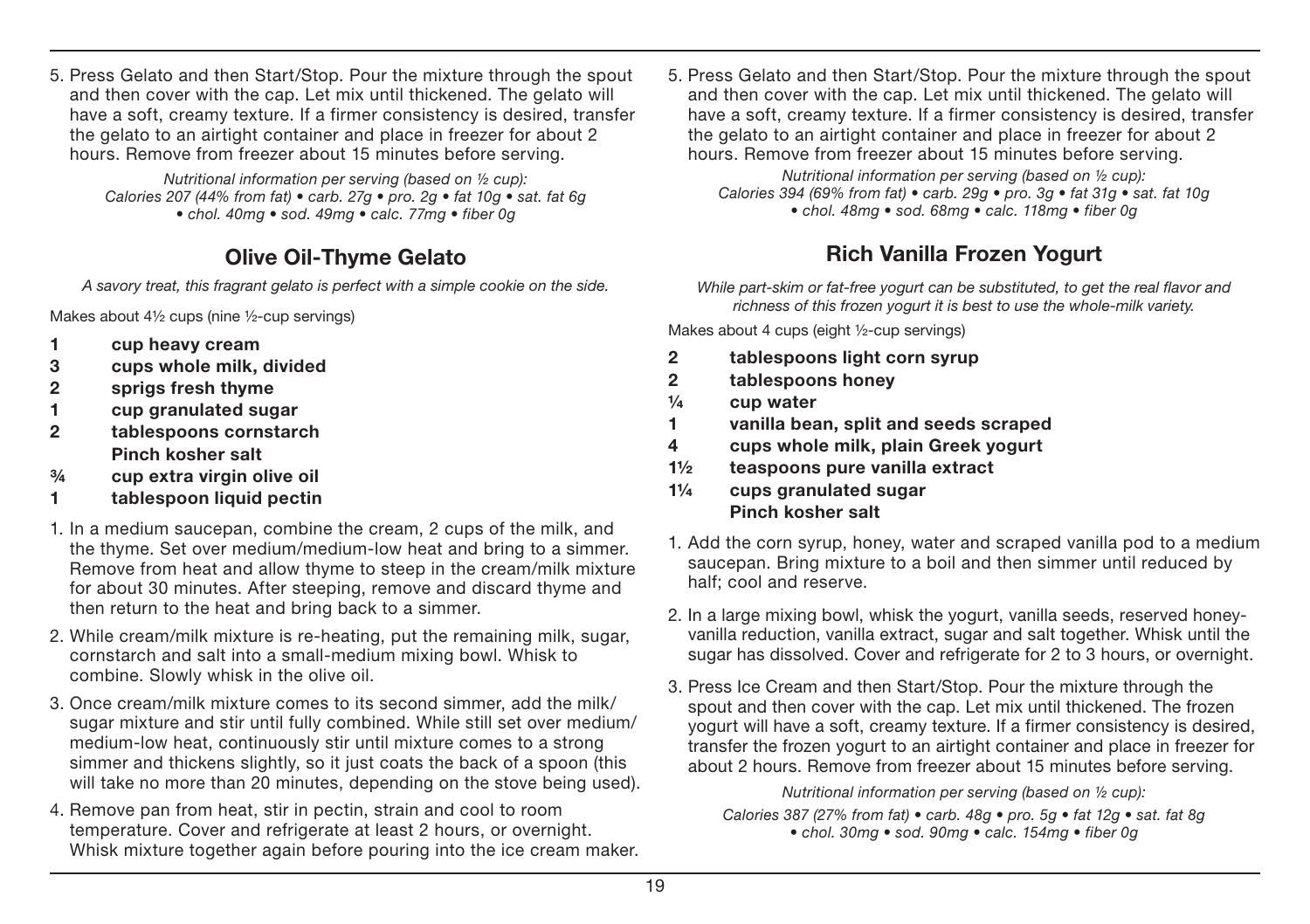5. Press Gelato and then Start/Stop. Pour the mixture through the spout and then cover with the cap. Let mix until thickened. The gelato will have a soft, creamy texture. If a firmer consistency is desired, transfer the gelato to an airtight container and place in freezer for about 2 hours. Remove from freezer about 15 minutes before serving.

*Nutritional information per serving (based on ½ cup):*
*Calories 207 (44% from fat) • carb. 27g • pro. 2g • fat 10g • sat. fat 6g • chol. 40mg • sod. 49mg • calc. 77mg • fiber 0g*

## Olive Oil-Thyme Gelato

*A savory treat, this fragrant gelato is perfect with a simple cookie on the side.*

Makes about 4½ cups (nine ½-cup servings)

- **1 cup heavy cream**
- **3 cups whole milk, divided**
- **2 sprigs fresh thyme**
- **1 cup granulated sugar**
- **2 tablespoons cornstarch**
- **Pinch kosher salt**
- **¾ cup extra virgin olive oil**
- **1 tablespoon liquid pectin**

1. In a medium saucepan, combine the cream, 2 cups of the milk, and the thyme. Set over medium/medium-low heat and bring to a simmer. Remove from heat and allow thyme to steep in the cream/milk mixture for about 30 minutes. After steeping, remove and discard thyme and then return to the heat and bring back to a simmer.
2. While cream/milk mixture is re-heating, put the remaining milk, sugar, cornstarch and salt into a small-medium mixing bowl. Whisk to combine. Slowly whisk in the olive oil.
3. Once cream/milk mixture comes to its second simmer, add the milk/sugar mixture and stir until fully combined. While still set over medium/medium-low heat, continuously stir until mixture comes to a strong simmer and thickens slightly, so it just coats the back of a spoon (this will take no more than 20 minutes, depending on the stove being used).
4. Remove pan from heat, stir in pectin, strain and cool to room temperature. Cover and refrigerate at least 2 hours, or overnight. Whisk mixture together again before pouring into the ice cream maker.
5. Press Gelato and then Start/Stop. Pour the mixture through the spout and then cover with the cap. Let mix until thickened. The gelato will have a soft, creamy texture. If a firmer consistency is desired, transfer the gelato to an airtight container and place in freezer for about 2 hours. Remove from freezer about 15 minutes before serving.

*Nutritional information per serving (based on ½ cup):*
*Calories 394 (69% from fat) • carb. 29g • pro. 3g • fat 31g • sat. fat 10g • chol. 48mg • sod. 68mg • calc. 118mg • fiber 0g*

## Rich Vanilla Frozen Yogurt

*While part-skim or fat-free yogurt can be substituted, to get the real flavor and richness of this frozen yogurt it is best to use the whole-milk variety.*

Makes about 4 cups (eight ½-cup servings)

- **2 tablespoons light corn syrup**
- **2 tablespoons honey**
- **¼ cup water**
- **1 vanilla bean, split and seeds scraped**
- **4 cups whole milk, plain Greek yogurt**
- **1½ teaspoons pure vanilla extract**
- **1¼ cups granulated sugar**
- **Pinch kosher salt**

1. Add the corn syrup, honey, water and scraped vanilla pod to a medium saucepan. Bring mixture to a boil and then simmer until reduced by half; cool and reserve.
2. In a large mixing bowl, whisk the yogurt, vanilla seeds, reserved honey-vanilla reduction, vanilla extract, sugar and salt together. Whisk until the sugar has dissolved. Cover and refrigerate for 2 to 3 hours, or overnight.
3. Press Ice Cream and then Start/Stop. Pour the mixture through the spout and then cover with the cap. Let mix until thickened. The frozen yogurt will have a soft, creamy texture. If a firmer consistency is desired, transfer the frozen yogurt to an airtight container and place in freezer for about 2 hours. Remove from freezer about 15 minutes before serving.

*Nutritional information per serving (based on ½ cup):*
*Calories 387 (27% from fat) • carb. 48g • pro. 5g • fat 12g • sat. fat 8g • chol. 30mg • sod. 90mg • calc. 154mg • fiber 0g*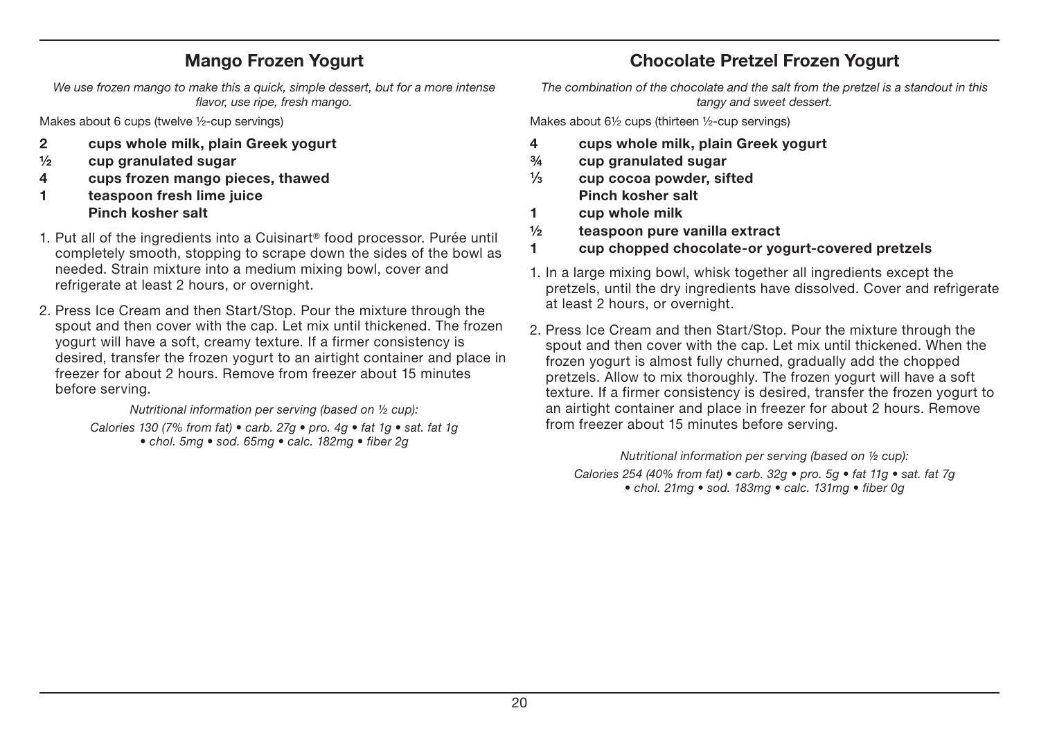## Mango Frozen Yogurt

*We use frozen mango to make this a quick, simple dessert, but for a more intense flavor, use ripe, fresh mango.*

Makes about 6 cups (twelve ½-cup servings)

**2 cups whole milk, plain Greek yogurt**
**½ cup granulated sugar**
**4 cups frozen mango pieces, thawed**
**1 teaspoon fresh lime juice**
**Pinch kosher salt**

1. Put all of the ingredients into a Cuisinart® food processor. Purée until completely smooth, stopping to scrape down the sides of the bowl as needed. Strain mixture into a medium mixing bowl, cover and refrigerate at least 2 hours, or overnight.
2. Press Ice Cream and then Start/Stop. Pour the mixture through the spout and then cover with the cap. Let mix until thickened. The frozen yogurt will have a soft, creamy texture. If a firmer consistency is desired, transfer the frozen yogurt to an airtight container and place in freezer for about 2 hours. Remove from freezer about 15 minutes before serving.

*Nutritional information per serving (based on ½ cup):*
*Calories 130 (7% from fat) • carb. 27g • pro. 4g • fat 1g • sat. fat 1g • chol. 5mg • sod. 65mg • calc. 182mg • fiber 2g*

## Chocolate Pretzel Frozen Yogurt

*The combination of the chocolate and the salt from the pretzel is a standout in this tangy and sweet dessert.*

Makes about 6½ cups (thirteen ½-cup servings)

**4 cups whole milk, plain Greek yogurt**
**¾ cup granulated sugar**
**⅓ cup cocoa powder, sifted**
**Pinch kosher salt**
**1 cup whole milk**
**½ teaspoon pure vanilla extract**
**1 cup chopped chocolate-or yogurt-covered pretzels**

1. In a large mixing bowl, whisk together all ingredients except the pretzels, until the dry ingredients have dissolved. Cover and refrigerate at least 2 hours, or overnight.
2. Press Ice Cream and then Start/Stop. Pour the mixture through the spout and then cover with the cap. Let mix until thickened. When the frozen yogurt is almost fully churned, gradually add the chopped pretzels. Allow to mix thoroughly. The frozen yogurt will have a soft texture. If a firmer consistency is desired, transfer the frozen yogurt to an airtight container and place in freezer for about 2 hours. Remove from freezer about 15 minutes before serving.

*Nutritional information per serving (based on ½ cup):*
*Calories 254 (40% from fat) • carb. 32g • pro. 5g • fat 11g • sat. fat 7g • chol. 21mg • sod. 183mg • calc. 131mg • fiber 0g*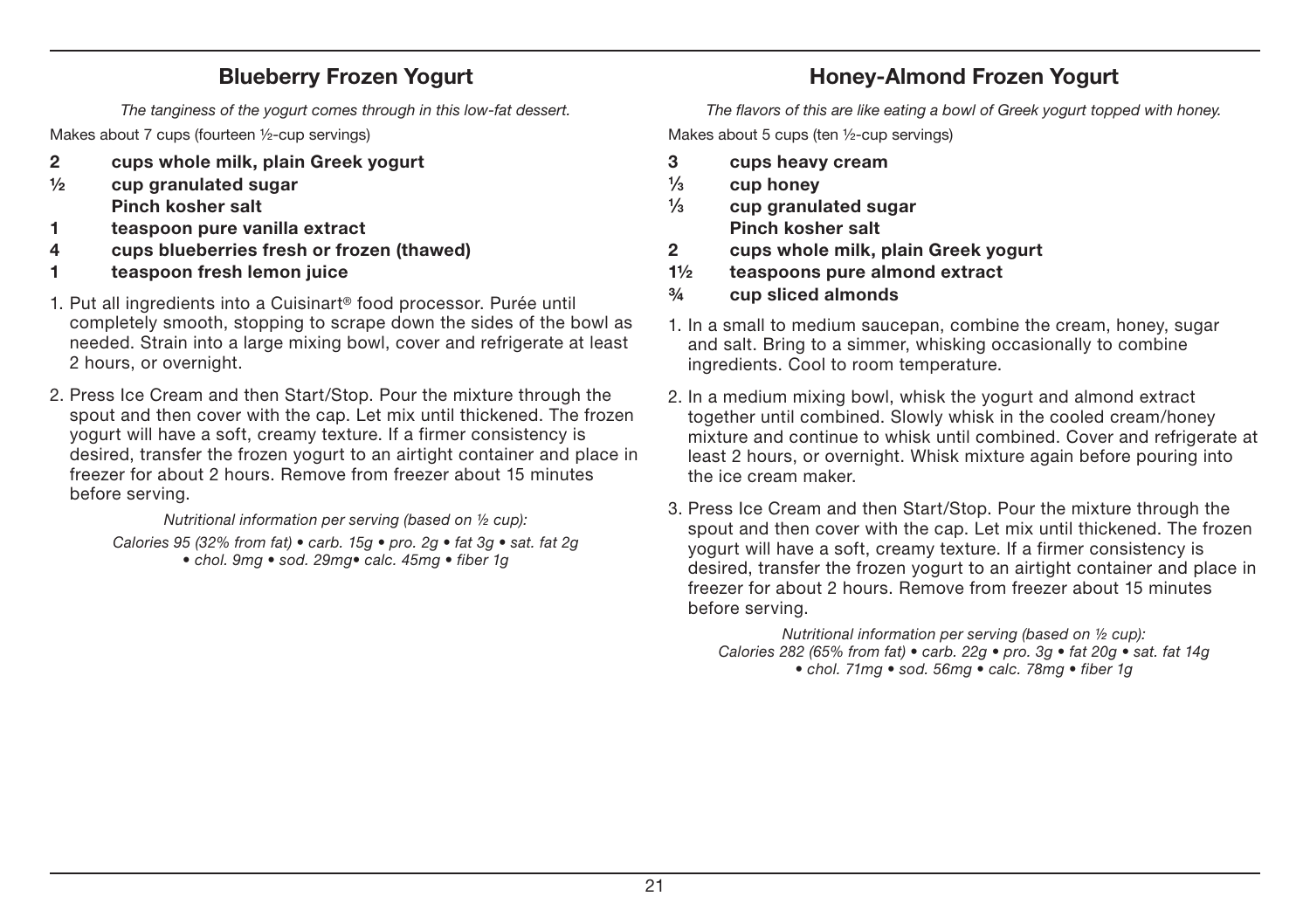## Blueberry Frozen Yogurt

*The tanginess of the yogurt comes through in this low-fat dessert.*

Makes about 7 cups (fourteen ½-cup servings)

**2 cups whole milk, plain Greek yogurt**
**½ cup granulated sugar**
**Pinch kosher salt**
**1 teaspoon pure vanilla extract**
**4 cups blueberries fresh or frozen (thawed)**
**1 teaspoon fresh lemon juice**

1. Put all ingredients into a Cuisinart® food processor. Purée until completely smooth, stopping to scrape down the sides of the bowl as needed. Strain into a large mixing bowl, cover and refrigerate at least 2 hours, or overnight.
2. Press Ice Cream and then Start/Stop. Pour the mixture through the spout and then cover with the cap. Let mix until thickened. The frozen yogurt will have a soft, creamy texture. If a firmer consistency is desired, transfer the frozen yogurt to an airtight container and place in freezer for about 2 hours. Remove from freezer about 15 minutes before serving.

*Nutritional information per serving (based on ½ cup):*
*Calories 95 (32% from fat) • carb. 15g • pro. 2g • fat 3g • sat. fat 2g • chol. 9mg • sod. 29mg• calc. 45mg • fiber 1g*

## Honey-Almond Frozen Yogurt

*The flavors of this are like eating a bowl of Greek yogurt topped with honey.*

Makes about 5 cups (ten ½-cup servings)

**3 cups heavy cream**
**⅓ cup honey**
**⅓ cup granulated sugar**
**Pinch kosher salt**
**2 cups whole milk, plain Greek yogurt**
**1½ teaspoons pure almond extract**
**¾ cup sliced almonds**

1. In a small to medium saucepan, combine the cream, honey, sugar and salt. Bring to a simmer, whisking occasionally to combine ingredients. Cool to room temperature.
2. In a medium mixing bowl, whisk the yogurt and almond extract together until combined. Slowly whisk in the cooled cream/honey mixture and continue to whisk until combined. Cover and refrigerate at least 2 hours, or overnight. Whisk mixture again before pouring into the ice cream maker.
3. Press Ice Cream and then Start/Stop. Pour the mixture through the spout and then cover with the cap. Let mix until thickened. The frozen yogurt will have a soft, creamy texture. If a firmer consistency is desired, transfer the frozen yogurt to an airtight container and place in freezer for about 2 hours. Remove from freezer about 15 minutes before serving.

*Nutritional information per serving (based on ½ cup):*
*Calories 282 (65% from fat) • carb. 22g • pro. 3g • fat 20g • sat. fat 14g • chol. 71mg • sod. 56mg • calc. 78mg • fiber 1g*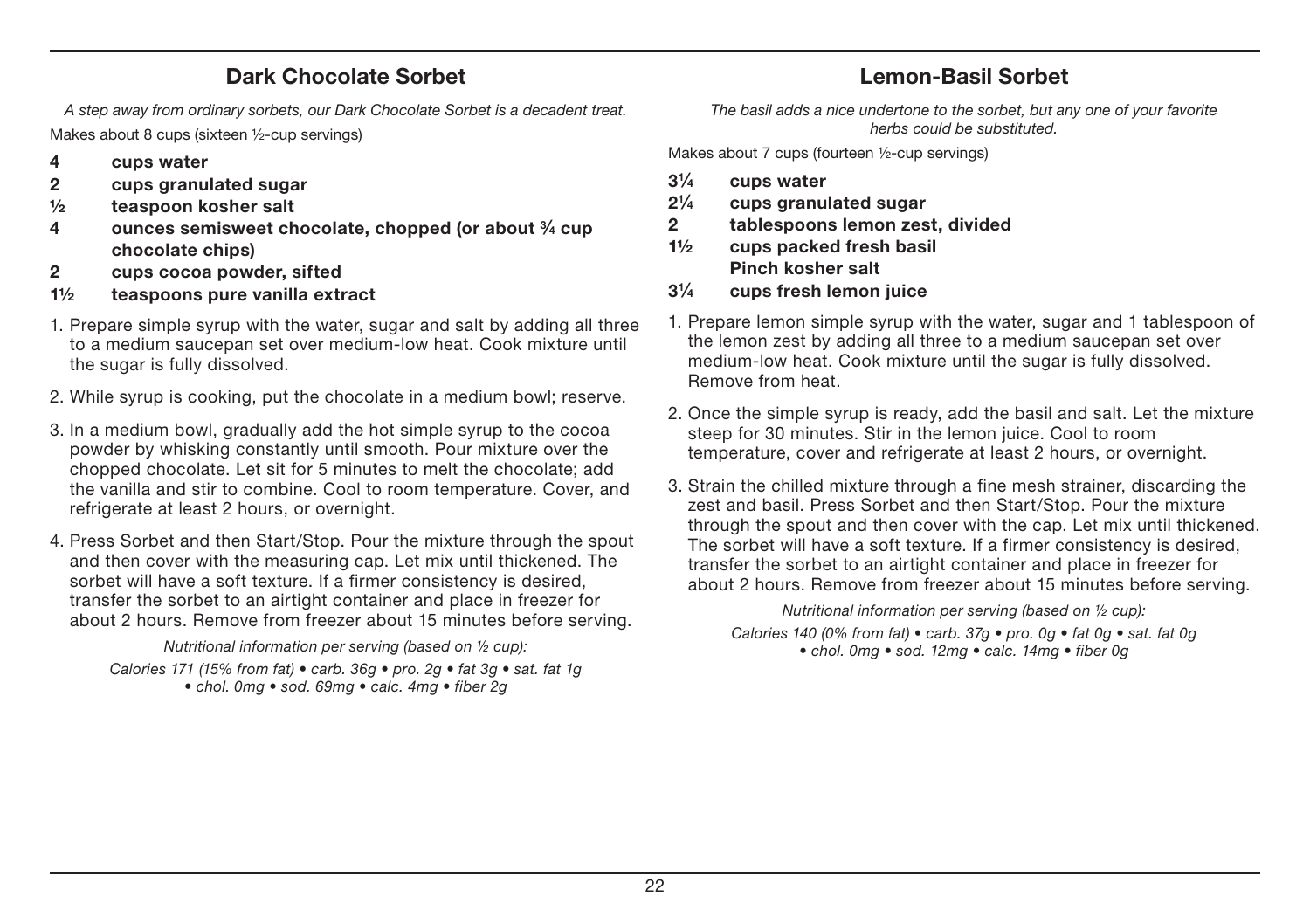## Dark Chocolate Sorbet

*A step away from ordinary sorbets, our Dark Chocolate Sorbet is a decadent treat.*

Makes about 8 cups (sixteen ½-cup servings)

- **4 cups water**
- **2 cups granulated sugar**
- **½ teaspoon kosher salt**
- **4 ounces semisweet chocolate, chopped (or about ¾ cup chocolate chips)**
- **2 cups cocoa powder, sifted**
- **1½ teaspoons pure vanilla extract**

1. Prepare simple syrup with the water, sugar and salt by adding all three to a medium saucepan set over medium-low heat. Cook mixture until the sugar is fully dissolved.
2. While syrup is cooking, put the chocolate in a medium bowl; reserve.
3. In a medium bowl, gradually add the hot simple syrup to the cocoa powder by whisking constantly until smooth. Pour mixture over the chopped chocolate. Let sit for 5 minutes to melt the chocolate; add the vanilla and stir to combine. Cool to room temperature. Cover, and refrigerate at least 2 hours, or overnight.
4. Press Sorbet and then Start/Stop. Pour the mixture through the spout and then cover with the measuring cap. Let mix until thickened. The sorbet will have a soft texture. If a firmer consistency is desired, transfer the sorbet to an airtight container and place in freezer for about 2 hours. Remove from freezer about 15 minutes before serving.

*Nutritional information per serving (based on ½ cup):*
*Calories 171 (15% from fat) • carb. 36g • pro. 2g • fat 3g • sat. fat 1g • chol. 0mg • sod. 69mg • calc. 4mg • fiber 2g*

## Lemon-Basil Sorbet

*The basil adds a nice undertone to the sorbet, but any one of your favorite herbs could be substituted.*

Makes about 7 cups (fourteen ½-cup servings)

- **3¼ cups water**
- **2¼ cups granulated sugar**
- **2 tablespoons lemon zest, divided**
- **1½ cups packed fresh basil**
- **Pinch kosher salt**
- **3¼ cups fresh lemon juice**

1. Prepare lemon simple syrup with the water, sugar and 1 tablespoon of the lemon zest by adding all three to a medium saucepan set over medium-low heat. Cook mixture until the sugar is fully dissolved. Remove from heat.
2. Once the simple syrup is ready, add the basil and salt. Let the mixture steep for 30 minutes. Stir in the lemon juice. Cool to room temperature, cover and refrigerate at least 2 hours, or overnight.
3. Strain the chilled mixture through a fine mesh strainer, discarding the zest and basil. Press Sorbet and then Start/Stop. Pour the mixture through the spout and then cover with the cap. Let mix until thickened. The sorbet will have a soft texture. If a firmer consistency is desired, transfer the sorbet to an airtight container and place in freezer for about 2 hours. Remove from freezer about 15 minutes before serving.

*Nutritional information per serving (based on ½ cup):*
*Calories 140 (0% from fat) • carb. 37g • pro. 0g • fat 0g • sat. fat 0g • chol. 0mg • sod. 12mg • calc. 14mg • fiber 0g*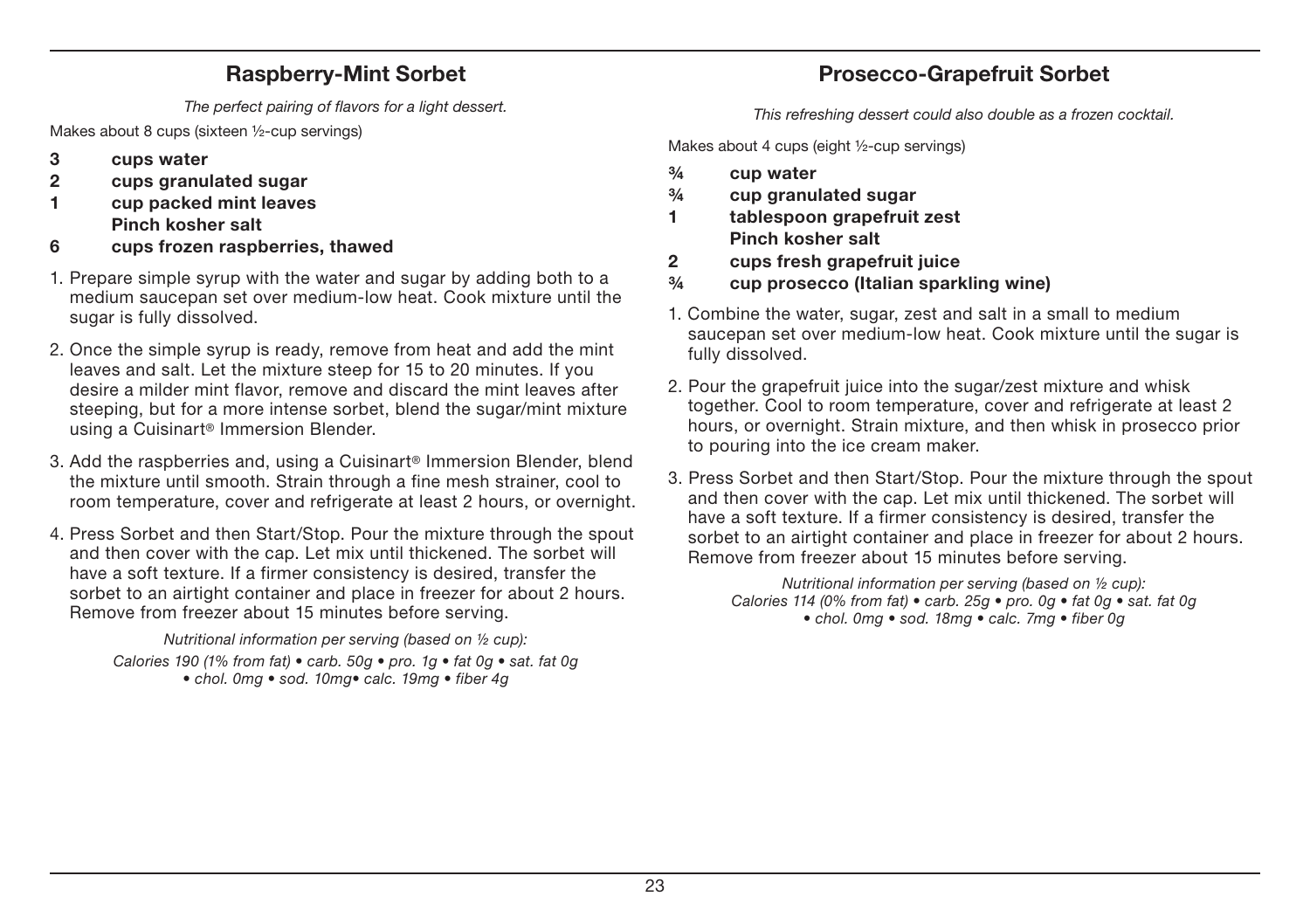## Raspberry-Mint Sorbet

*The perfect pairing of flavors for a light dessert.*

Makes about 8 cups (sixteen ½-cup servings)

- **3 cups water**
- **2 cups granulated sugar**
- **1 cup packed mint leaves**
- **Pinch kosher salt**
- **6 cups frozen raspberries, thawed**

1. Prepare simple syrup with the water and sugar by adding both to a medium saucepan set over medium-low heat. Cook mixture until the sugar is fully dissolved.
2. Once the simple syrup is ready, remove from heat and add the mint leaves and salt. Let the mixture steep for 15 to 20 minutes. If you desire a milder mint flavor, remove and discard the mint leaves after steeping, but for a more intense sorbet, blend the sugar/mint mixture using a Cuisinart® Immersion Blender.
3. Add the raspberries and, using a Cuisinart® Immersion Blender, blend the mixture until smooth. Strain through a fine mesh strainer, cool to room temperature, cover and refrigerate at least 2 hours, or overnight.
4. Press Sorbet and then Start/Stop. Pour the mixture through the spout and then cover with the cap. Let mix until thickened. The sorbet will have a soft texture. If a firmer consistency is desired, transfer the sorbet to an airtight container and place in freezer for about 2 hours. Remove from freezer about 15 minutes before serving.

*Nutritional information per serving (based on ½ cup):*
*Calories 190 (1% from fat) • carb. 50g • pro. 1g • fat 0g • sat. fat 0g • chol. 0mg • sod. 10mg• calc. 19mg • fiber 4g*

## Prosecco-Grapefruit Sorbet

*This refreshing dessert could also double as a frozen cocktail.*

Makes about 4 cups (eight ½-cup servings)

- **¾ cup water**
- **¾ cup granulated sugar**
- **1 tablespoon grapefruit zest**
- **Pinch kosher salt**
- **2 cups fresh grapefruit juice**
- **¾ cup prosecco (Italian sparkling wine)**

1. Combine the water, sugar, zest and salt in a small to medium saucepan set over medium-low heat. Cook mixture until the sugar is fully dissolved.
2. Pour the grapefruit juice into the sugar/zest mixture and whisk together. Cool to room temperature, cover and refrigerate at least 2 hours, or overnight. Strain mixture, and then whisk in prosecco prior to pouring into the ice cream maker.
3. Press Sorbet and then Start/Stop. Pour the mixture through the spout and then cover with the cap. Let mix until thickened. The sorbet will have a soft texture. If a firmer consistency is desired, transfer the sorbet to an airtight container and place in freezer for about 2 hours. Remove from freezer about 15 minutes before serving.

*Nutritional information per serving (based on ½ cup):*
*Calories 114 (0% from fat) • carb. 25g • pro. 0g • fat 0g • sat. fat 0g • chol. 0mg • sod. 18mg • calc. 7mg • fiber 0g*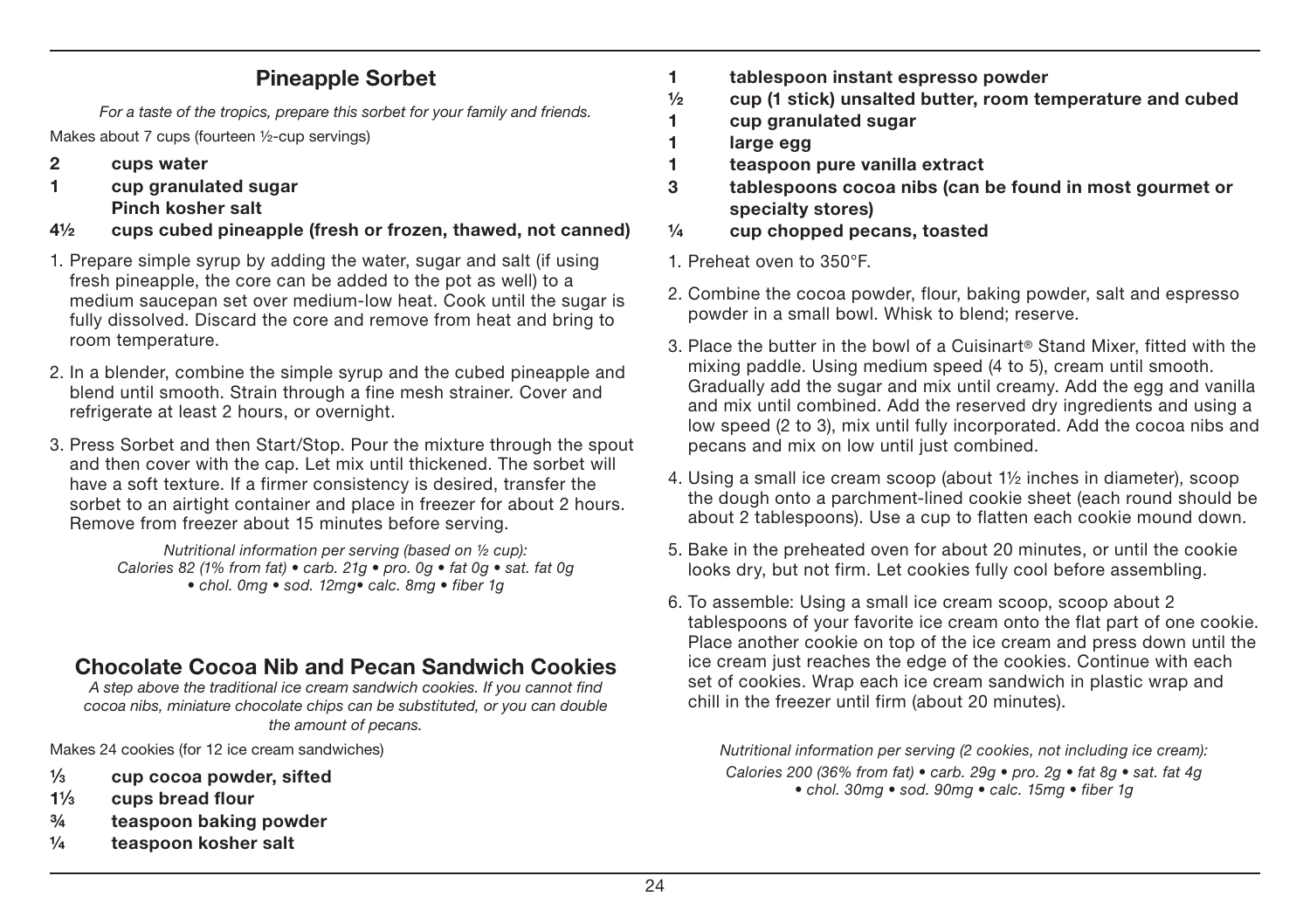## Pineapple Sorbet

*For a taste of the tropics, prepare this sorbet for your family and friends.*

Makes about 7 cups (fourteen ½-cup servings)

- **2 cups water**
- **1 cup granulated sugar**
- **Pinch kosher salt**
- **4½ cups cubed pineapple (fresh or frozen, thawed, not canned)**

1. Prepare simple syrup by adding the water, sugar and salt (if using fresh pineapple, the core can be added to the pot as well) to a medium saucepan set over medium-low heat. Cook until the sugar is fully dissolved. Discard the core and remove from heat and bring to room temperature.
2. In a blender, combine the simple syrup and the cubed pineapple and blend until smooth. Strain through a fine mesh strainer. Cover and refrigerate at least 2 hours, or overnight.
3. Press Sorbet and then Start/Stop. Pour the mixture through the spout and then cover with the cap. Let mix until thickened. The sorbet will have a soft texture. If a firmer consistency is desired, transfer the sorbet to an airtight container and place in freezer for about 2 hours. Remove from freezer about 15 minutes before serving.

*Nutritional information per serving (based on ½ cup):*
*Calories 82 (1% from fat) • carb. 21g • pro. 0g • fat 0g • sat. fat 0g • chol. 0mg • sod. 12mg• calc. 8mg • fiber 1g*

## Chocolate Cocoa Nib and Pecan Sandwich Cookies

*A step above the traditional ice cream sandwich cookies. If you cannot find cocoa nibs, miniature chocolate chips can be substituted, or you can double the amount of pecans.*

Makes 24 cookies (for 12 ice cream sandwiches)

- **⅓ cup cocoa powder, sifted**
- **1⅓ cups bread flour**
- **¾ teaspoon baking powder**
- **¼ teaspoon kosher salt**
- **1 tablespoon instant espresso powder**
- **½ cup (1 stick) unsalted butter, room temperature and cubed**
- **1 cup granulated sugar**
- **1 large egg**
- **1 teaspoon pure vanilla extract**
- **3 tablespoons cocoa nibs (can be found in most gourmet or specialty stores)**
- **¼ cup chopped pecans, toasted**

1. Preheat oven to 350°F.
2. Combine the cocoa powder, flour, baking powder, salt and espresso powder in a small bowl. Whisk to blend; reserve.
3. Place the butter in the bowl of a Cuisinart® Stand Mixer, fitted with the mixing paddle. Using medium speed (4 to 5), cream until smooth. Gradually add the sugar and mix until creamy. Add the egg and vanilla and mix until combined. Add the reserved dry ingredients and using a low speed (2 to 3), mix until fully incorporated. Add the cocoa nibs and pecans and mix on low until just combined.
4. Using a small ice cream scoop (about 1½ inches in diameter), scoop the dough onto a parchment-lined cookie sheet (each round should be about 2 tablespoons). Use a cup to flatten each cookie mound down.
5. Bake in the preheated oven for about 20 minutes, or until the cookie looks dry, but not firm. Let cookies fully cool before assembling.
6. To assemble: Using a small ice cream scoop, scoop about 2 tablespoons of your favorite ice cream onto the flat part of one cookie. Place another cookie on top of the ice cream and press down until the ice cream just reaches the edge of the cookies. Continue with each set of cookies. Wrap each ice cream sandwich in plastic wrap and chill in the freezer until firm (about 20 minutes).

*Nutritional information per serving (2 cookies, not including ice cream):*
*Calories 200 (36% from fat) • carb. 29g • pro. 2g • fat 8g • sat. fat 4g • chol. 30mg • sod. 90mg • calc. 15mg • fiber 1g*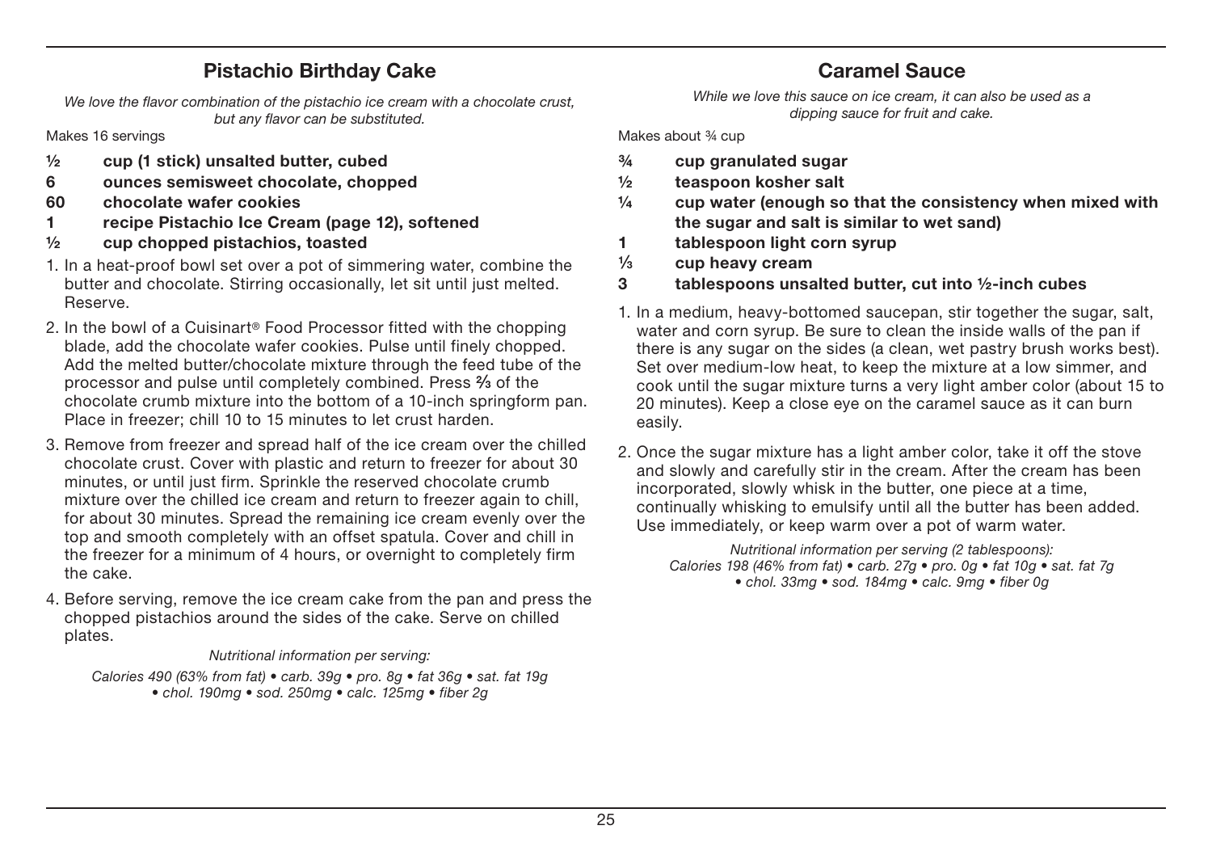## Pistachio Birthday Cake

*We love the flavor combination of the pistachio ice cream with a chocolate crust, but any flavor can be substituted.*

Makes 16 servings

- **½ cup (1 stick) unsalted butter, cubed**
- **6 ounces semisweet chocolate, chopped**
- **60 chocolate wafer cookies**
- **1 recipe Pistachio Ice Cream (page 12), softened**
- **½ cup chopped pistachios, toasted**

1. In a heat-proof bowl set over a pot of simmering water, combine the butter and chocolate. Stirring occasionally, let sit until just melted. Reserve.
2. In the bowl of a Cuisinart® Food Processor fitted with the chopping blade, add the chocolate wafer cookies. Pulse until finely chopped. Add the melted butter/chocolate mixture through the feed tube of the processor and pulse until completely combined. Press ⅔ of the chocolate crumb mixture into the bottom of a 10-inch springform pan. Place in freezer; chill 10 to 15 minutes to let crust harden.
3. Remove from freezer and spread half of the ice cream over the chilled chocolate crust. Cover with plastic and return to freezer for about 30 minutes, or until just firm. Sprinkle the reserved chocolate crumb mixture over the chilled ice cream and return to freezer again to chill, for about 30 minutes. Spread the remaining ice cream evenly over the top and smooth completely with an offset spatula. Cover and chill in the freezer for a minimum of 4 hours, or overnight to completely firm the cake.
4. Before serving, remove the ice cream cake from the pan and press the chopped pistachios around the sides of the cake. Serve on chilled plates.

*Nutritional information per serving:*
*Calories 490 (63% from fat) • carb. 39g • pro. 8g • fat 36g • sat. fat 19g • chol. 190mg • sod. 250mg • calc. 125mg • fiber 2g*

## Caramel Sauce

*While we love this sauce on ice cream, it can also be used as a dipping sauce for fruit and cake.*

Makes about ¾ cup

- **¾ cup granulated sugar**
- **½ teaspoon kosher salt**
- **¼ cup water (enough so that the consistency when mixed with the sugar and salt is similar to wet sand)**
- **1 tablespoon light corn syrup**
- **⅓ cup heavy cream**
- **3 tablespoons unsalted butter, cut into ½-inch cubes**

1. In a medium, heavy-bottomed saucepan, stir together the sugar, salt, water and corn syrup. Be sure to clean the inside walls of the pan if there is any sugar on the sides (a clean, wet pastry brush works best). Set over medium-low heat, to keep the mixture at a low simmer, and cook until the sugar mixture turns a very light amber color (about 15 to 20 minutes). Keep a close eye on the caramel sauce as it can burn easily.
2. Once the sugar mixture has a light amber color, take it off the stove and slowly and carefully stir in the cream. After the cream has been incorporated, slowly whisk in the butter, one piece at a time, continually whisking to emulsify until all the butter has been added. Use immediately, or keep warm over a pot of warm water.

*Nutritional information per serving (2 tablespoons):*
*Calories 198 (46% from fat) • carb. 27g • pro. 0g • fat 10g • sat. fat 7g • chol. 33mg • sod. 184mg • calc. 9mg • fiber 0g*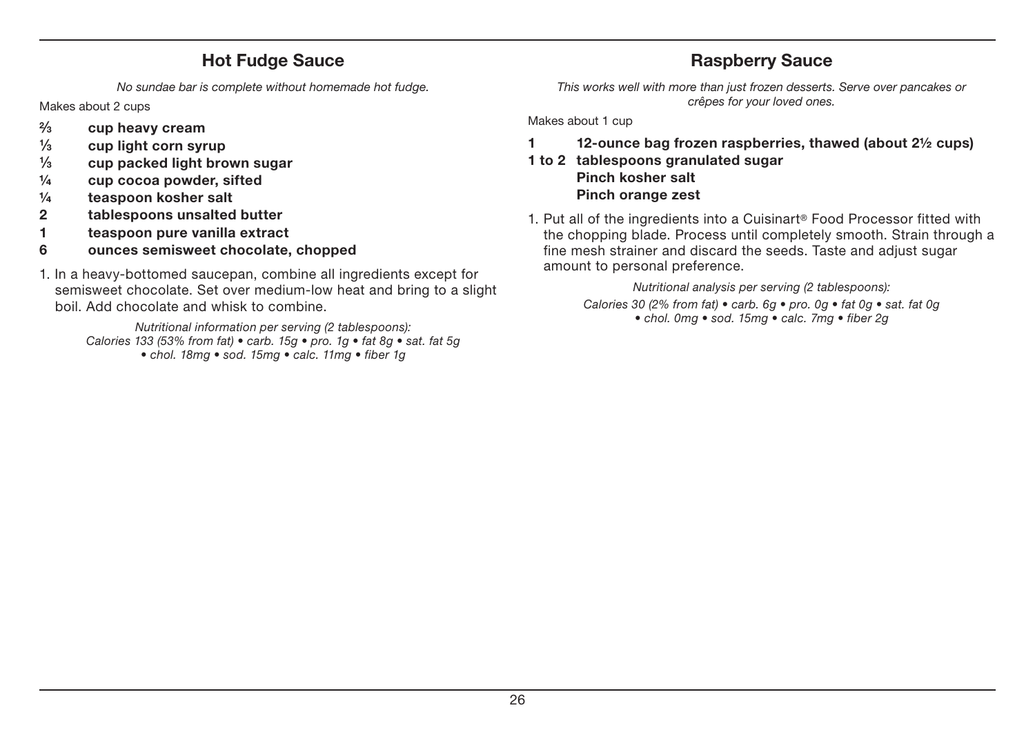## Hot Fudge Sauce

*No sundae bar is complete without homemade hot fudge.*

Makes about 2 cups

- **⅔ cup heavy cream**
- **⅓ cup light corn syrup**
- **⅓ cup packed light brown sugar**
- **¼ cup cocoa powder, sifted**
- **¼ teaspoon kosher salt**
- **2 tablespoons unsalted butter**
- **1 teaspoon pure vanilla extract**
- **6 ounces semisweet chocolate, chopped**

1. In a heavy-bottomed saucepan, combine all ingredients except for semisweet chocolate. Set over medium-low heat and bring to a slight boil. Add chocolate and whisk to combine.

*Nutritional information per serving (2 tablespoons):*
*Calories 133 (53% from fat) • carb. 15g • pro. 1g • fat 8g • sat. fat 5g • chol. 18mg • sod. 15mg • calc. 11mg • fiber 1g*

## Raspberry Sauce

*This works well with more than just frozen desserts. Serve over pancakes or crêpes for your loved ones.*

Makes about 1 cup

- **1 12-ounce bag frozen raspberries, thawed (about 2½ cups)**
- **1 to 2 tablespoons granulated sugar**
- **Pinch kosher salt**
- **Pinch orange zest**

1. Put all of the ingredients into a Cuisinart® Food Processor fitted with the chopping blade. Process until completely smooth. Strain through a fine mesh strainer and discard the seeds. Taste and adjust sugar amount to personal preference.

*Nutritional analysis per serving (2 tablespoons):*
*Calories 30 (2% from fat) • carb. 6g • pro. 0g • fat 0g • sat. fat 0g • chol. 0mg • sod. 15mg • calc. 7mg • fiber 2g*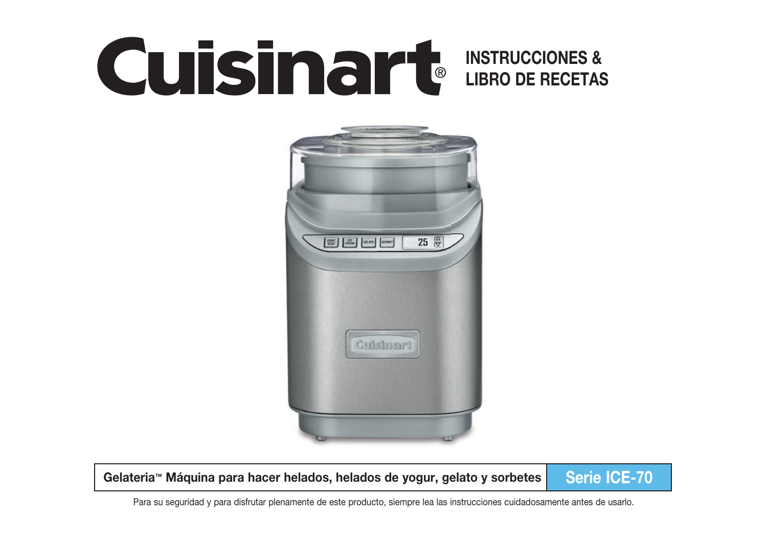# Cuisinart®

## INSTRUCCIONES & LIBRO DE RECETAS

| Gelateria™ Máquina para hacer helados, helados de yogur, gelato y sorbetes | Serie ICE-70 |
| --- | --- |

Para su seguridad y para disfrutar plenamente de este producto, siempre lea las instrucciones cuidadosamente antes de usarlo.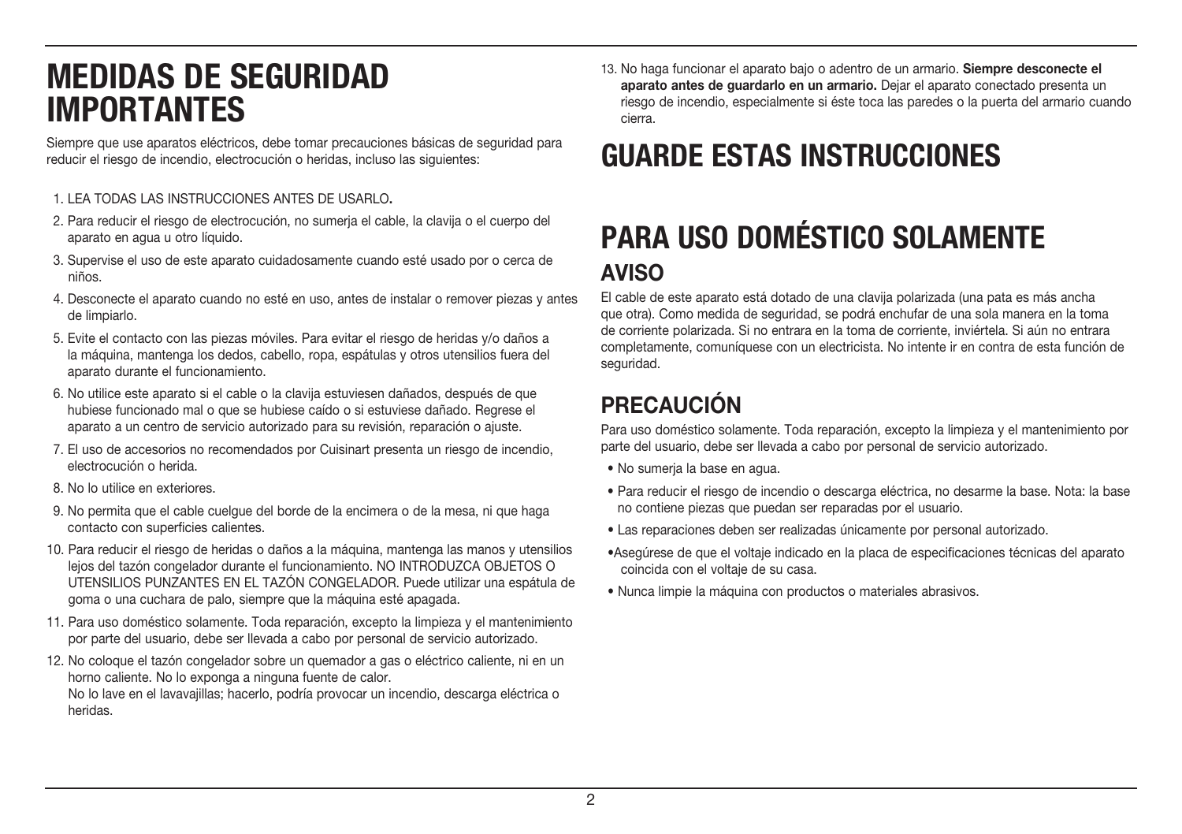# MEDIDAS DE SEGURIDAD IMPORTANTES

Siempre que use aparatos eléctricos, debe tomar precauciones básicas de seguridad para reducir el riesgo de incendio, electrocución o heridas, incluso las siguientes:

1. LEA TODAS LAS INSTRUCCIONES ANTES DE USARLO**.**
2. Para reducir el riesgo de electrocución, no sumerja el cable, la clavija o el cuerpo del aparato en agua u otro líquido.
3. Supervise el uso de este aparato cuidadosamente cuando esté usado por o cerca de niños.
4. Desconecte el aparato cuando no esté en uso, antes de instalar o remover piezas y antes de limpiarlo.
5. Evite el contacto con las piezas móviles. Para evitar el riesgo de heridas y/o daños a la máquina, mantenga los dedos, cabello, ropa, espátulas y otros utensilios fuera del aparato durante el funcionamiento.
6. No utilice este aparato si el cable o la clavija estuviesen dañados, después de que hubiese funcionado mal o que se hubiese caído o si estuviese dañado. Regrese el aparato a un centro de servicio autorizado para su revisión, reparación o ajuste.
7. El uso de accesorios no recomendados por Cuisinart presenta un riesgo de incendio, electrocución o herida.
8. No lo utilice en exteriores.
9. No permita que el cable cuelgue del borde de la encimera o de la mesa, ni que haga contacto con superficies calientes.
10. Para reducir el riesgo de heridas o daños a la máquina, mantenga las manos y utensilios lejos del tazón congelador durante el funcionamiento. NO INTRODUZCA OBJETOS O UTENSILIOS PUNZANTES EN EL TAZÓN CONGELADOR. Puede utilizar una espátula de goma o una cuchara de palo, siempre que la máquina esté apagada.
11. Para uso doméstico solamente. Toda reparación, excepto la limpieza y el mantenimiento por parte del usuario, debe ser llevada a cabo por personal de servicio autorizado.
12. No coloque el tazón congelador sobre un quemador a gas o eléctrico caliente, ni en un horno caliente. No lo exponga a ninguna fuente de calor.
    No lo lave en el lavavajillas; hacerlo, podría provocar un incendio, descarga eléctrica o heridas.
13. No haga funcionar el aparato bajo o adentro de un armario. **Siempre desconecte el aparato antes de guardarlo en un armario.** Dejar el aparato conectado presenta un riesgo de incendio, especialmente si éste toca las paredes o la puerta del armario cuando cierra.

# GUARDE ESTAS INSTRUCCIONES

# PARA USO DOMÉSTICO SOLAMENTE

## AVISO

El cable de este aparato está dotado de una clavija polarizada (una pata es más ancha que otra). Como medida de seguridad, se podrá enchufar de una sola manera en la toma de corriente polarizada. Si no entrara en la toma de corriente, inviértela. Si aún no entrara completamente, comuníquese con un electricista. No intente ir en contra de esta función de seguridad.

## PRECAUCIÓN

Para uso doméstico solamente. Toda reparación, excepto la limpieza y el mantenimiento por parte del usuario, debe ser llevada a cabo por personal de servicio autorizado.

- No sumerja la base en agua.
- Para reducir el riesgo de incendio o descarga eléctrica, no desarme la base. Nota: la base no contiene piezas que puedan ser reparadas por el usuario.
- Las reparaciones deben ser realizadas únicamente por personal autorizado.
- Asegúrese de que el voltaje indicado en la placa de especificaciones técnicas del aparato coincida con el voltaje de su casa.
- Nunca limpie la máquina con productos o materiales abrasivos.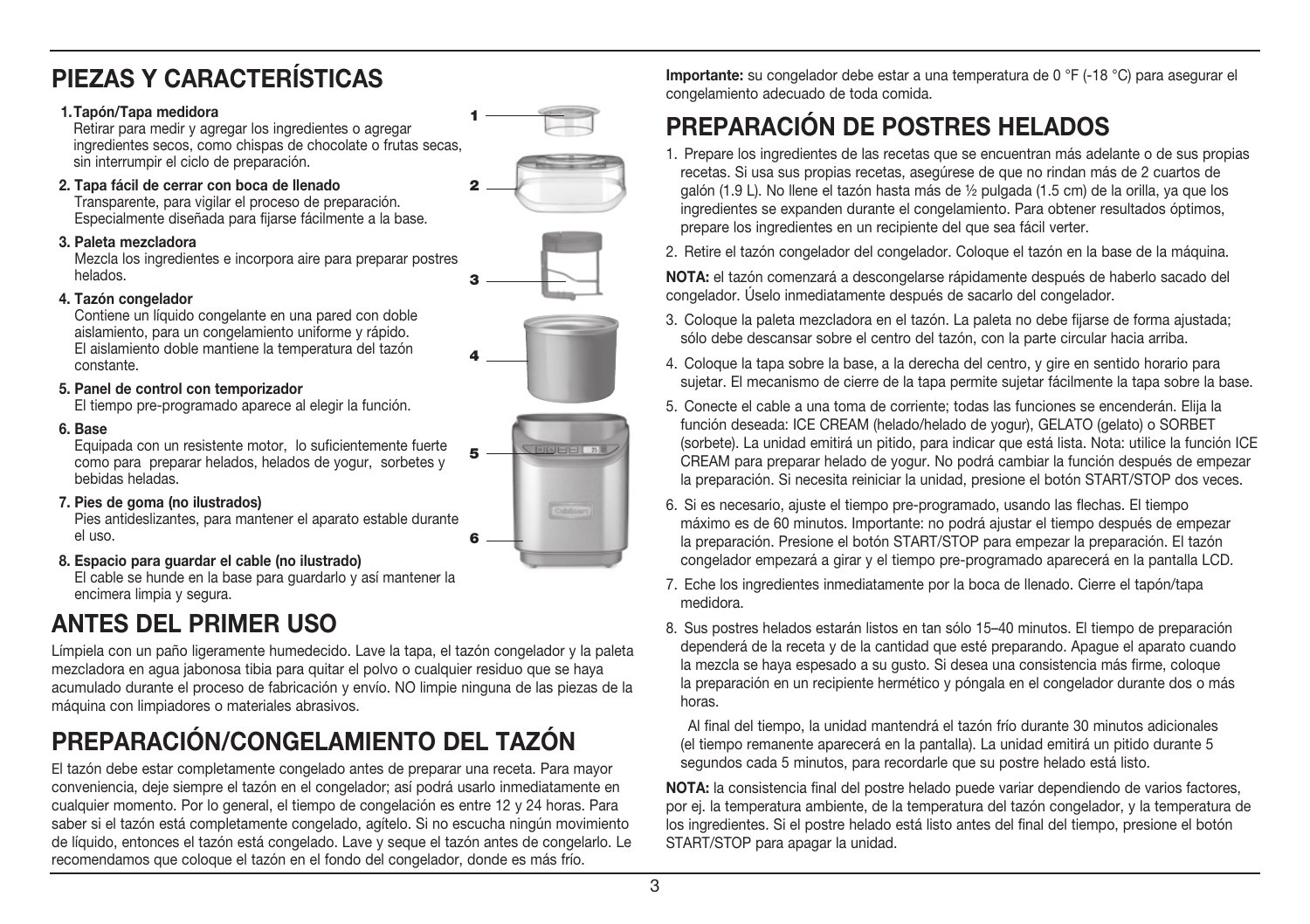## PIEZAS Y CARACTERÍSTICAS

1. **Tapón/Tapa medidora**
   Retirar para medir y agregar los ingredientes o agregar ingredientes secos, como chispas de chocolate o frutas secas, sin interrumpir el ciclo de preparación.
2. **Tapa fácil de cerrar con boca de llenado**
   Transparente, para vigilar el proceso de preparación. Especialmente diseñada para fijarse fácilmente a la base.
3. **Paleta mezcladora**
   Mezcla los ingredientes e incorpora aire para preparar postres helados.
4. **Tazón congelador**
   Contiene un líquido congelante en una pared con doble aislamiento, para un congelamiento uniforme y rápido. El aislamiento doble mantiene la temperatura del tazón constante.
5. **Panel de control con temporizador**
   El tiempo pre-programado aparece al elegir la función.
6. **Base**
   Equipada con un resistente motor, lo suficientemente fuerte como para preparar helados, helados de yogur, sorbetes y bebidas heladas.
7. **Pies de goma (no ilustrados)**
   Pies antideslizantes, para mantener el aparato estable durante el uso.
8. **Espacio para guardar el cable (no ilustrado)**
   El cable se hunde en la base para guardarlo y así mantener la encimera limpia y segura.

## ANTES DEL PRIMER USO

Límpiela con un paño ligeramente humedecido. Lave la tapa, el tazón congelador y la paleta mezcladora en agua jabonosa tibia para quitar el polvo o cualquier residuo que se haya acumulado durante el proceso de fabricación y envío. NO limpie ninguna de las piezas de la máquina con limpiadores o materiales abrasivos.

## PREPARACIÓN/CONGELAMIENTO DEL TAZÓN

El tazón debe estar completamente congelado antes de preparar una receta. Para mayor conveniencia, deje siempre el tazón en el congelador; así podrá usarlo inmediatamente en cualquier momento. Por lo general, el tiempo de congelación es entre 12 y 24 horas. Para saber si el tazón está completamente congelado, agítelo. Si no escucha ningún movimiento de líquido, entonces el tazón está congelado. Lave y seque el tazón antes de congelarlo. Le recomendamos que coloque el tazón en el fondo del congelador, donde es más frío.

**Importante:** su congelador debe estar a una temperatura de 0 °F (-18 °C) para asegurar el congelamiento adecuado de toda comida.

## PREPARACIÓN DE POSTRES HELADOS

1. Prepare los ingredientes de las recetas que se encuentran más adelante o de sus propias recetas. Si usa sus propias recetas, asegúrese de que no rindan más de 2 cuartos de galón (1.9 L). No llene el tazón hasta más de ½ pulgada (1.5 cm) de la orilla, ya que los ingredientes se expanden durante el congelamiento. Para obtener resultados óptimos, prepare los ingredientes en un recipiente del que sea fácil verter.
2. Retire el tazón congelador del congelador. Coloque el tazón en la base de la máquina.

**NOTA:** el tazón comenzará a descongelarse rápidamente después de haberlo sacado del congelador. Úselo inmediatamente después de sacarlo del congelador.

3. Coloque la paleta mezcladora en el tazón. La paleta no debe fijarse de forma ajustada; sólo debe descansar sobre el centro del tazón, con la parte circular hacia arriba.
4. Coloque la tapa sobre la base, a la derecha del centro, y gire en sentido horario para sujetar. El mecanismo de cierre de la tapa permite sujetar fácilmente la tapa sobre la base.
5. Conecte el cable a una toma de corriente; todas las funciones se encenderán. Elija la función deseada: ICE CREAM (helado/helado de yogurt), GELATO (gelato) o SORBET (sorbete). La unidad emitirá un pitido, para indicar que está lista. Nota: utilice la función ICE CREAM para preparar helado de yogurt. No podrá cambiar la función después de empezar la preparación. Si necesita reiniciar la unidad, presione el botón START/STOP dos veces.
6. Si es necesario, ajuste el tiempo pre-programado, usando las flechas. El tiempo máximo es de 60 minutos. Importante: no podrá ajustar el tiempo después de empezar la preparación. Presione el botón START/STOP para empezar la preparación. El tazón congelador empezará a girar y el tiempo pre-programado aparecerá en la pantalla LCD.
7. Eche los ingredientes inmediatamente por la boca de llenado. Cierre el tapón/tapa medidora.
8. Sus postres helados estarán listos en tan sólo 15–40 minutos. El tiempo de preparación dependerá de la receta y de la cantidad que esté preparando. Apague el aparato cuando la mezcla se haya espesado a su gusto. Si desea una consistencia más firme, coloque la preparación en un recipiente hermético y póngala en el congelador durante dos o más horas.

   Al final del tiempo, la unidad mantendrá el tazón frío durante 30 minutos adicionales (el tiempo remanente aparecerá en la pantalla). La unidad emitirá un pitido durante 5 segundos cada 5 minutos, para recordarle que su postre helado está listo.

**NOTA:** la consistencia final del postre helado puede variar dependiendo de varios factores, por ej. la temperatura ambiente, de la temperatura del tazón congelador, y la temperatura de los ingredientes. Si el postre helado está listo antes del final del tiempo, presione el botón START/STOP para apagar la unidad.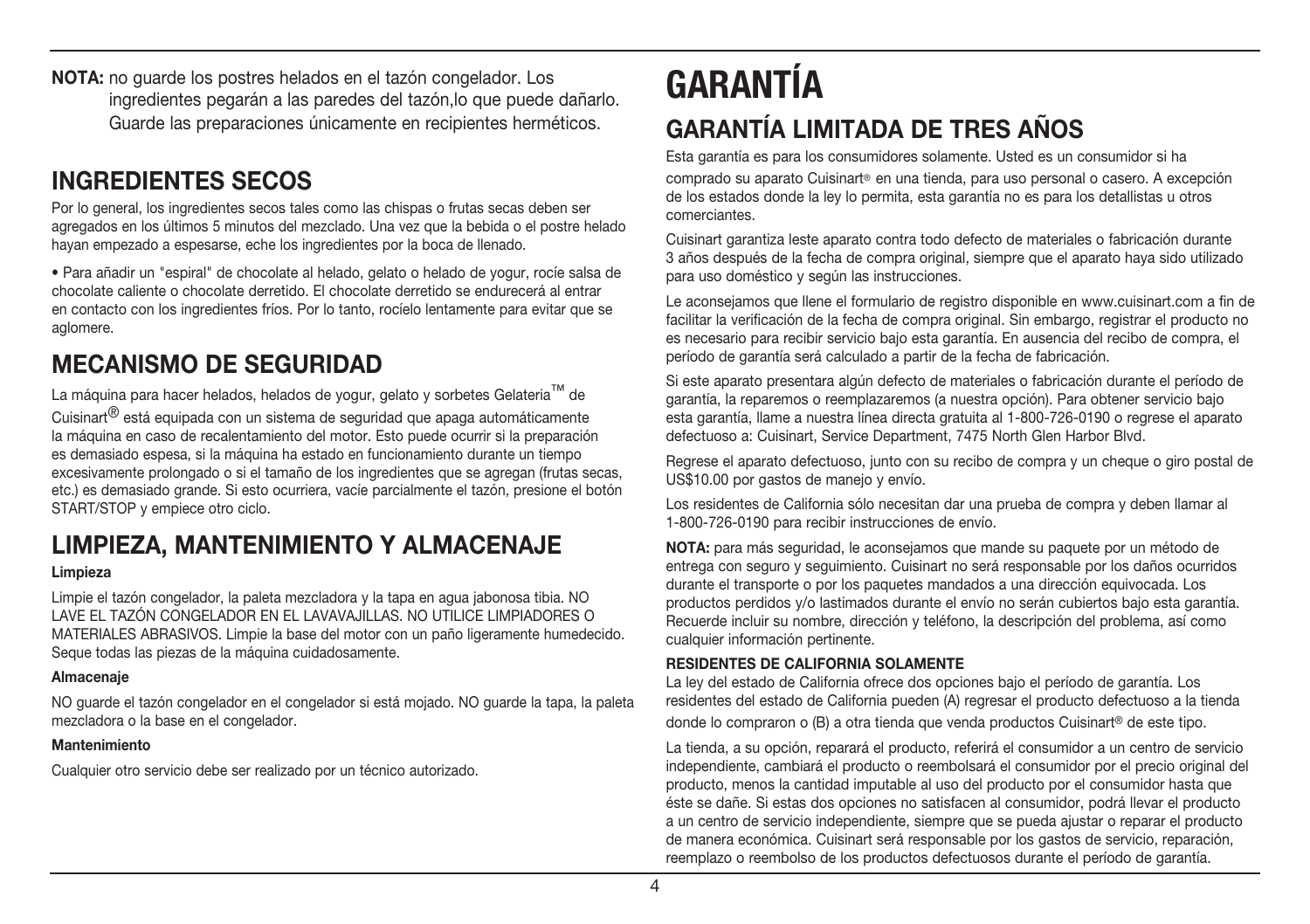**NOTA:** no guarde los postres helados en el tazón congelador. Los ingredientes pegarán a las paredes del tazón,lo que puede dañarlo. Guarde las preparaciones únicamente en recipientes herméticos.

## INGREDIENTES SECOS

Por lo general, los ingredientes secos tales como las chispas o frutas secas deben ser agregados en los últimos 5 minutos del mezclado. Una vez que la bebida o el postre helado hayan empezado a espesarse, eche los ingredientes por la boca de llenado.

• Para añadir un "espiral" de chocolate al helado, gelato o helado de yogur, rocíe salsa de chocolate caliente o chocolate derretido. El chocolate derretido se endurecerá al entrar en contacto con los ingredientes fríos. Por lo tanto, rocíelo lentamente para evitar que se aglomere.

## MECANISMO DE SEGURIDAD

La máquina para hacer helados, helados de yogur, gelato y sorbetes Gelateria™ de Cuisinart® está equipada con un sistema de seguridad que apaga automáticamente la máquina en caso de recalentamiento del motor. Esto puede ocurrir si la preparación es demasiado espesa, si la máquina ha estado en funcionamiento durante un tiempo excesivamente prolongado o si el tamaño de los ingredientes que se agregan (frutas secas, etc.) es demasiado grande. Si esto ocurriera, vacíe parcialmente el tazón, presione el botón START/STOP y empiece otro ciclo.

## LIMPIEZA, MANTENIMIENTO Y ALMACENAJE

**Limpieza**

Limpie el tazón congelador, la paleta mezcladora y la tapa en agua jabonosa tibia. NO LAVE EL TAZÓN CONGELADOR EN EL LAVAVAJILLAS. NO UTILICE LIMPIADORES O MATERIALES ABRASIVOS. Limpie la base del motor con un paño ligeramente humedecido. Seque todas las piezas de la máquina cuidadosamente.

**Almacenaje**

NO guarde el tazón congelador en el congelador si está mojado. NO guarde la tapa, la paleta mezcladora o la base en el congelador.

**Mantenimiento**

Cualquier otro servicio debe ser realizado por un técnico autorizado.

# GARANTÍA

## GARANTÍA LIMITADA DE TRES AÑOS

Esta garantía es para los consumidores solamente. Usted es un consumidor si ha comprado su aparato Cuisinart® en una tienda, para uso personal o casero. A excepción de los estados donde la ley lo permita, esta garantía no es para los detallistas u otros comerciantes.

Cuisinart garantiza leste aparato contra todo defecto de materiales o fabricación durante 3 años después de la fecha de compra original, siempre que el aparato haya sido utilizado para uso doméstico y según las instrucciones.

Le aconsejamos que llene el formulario de registro disponible en www.cuisinart.com a fin de facilitar la verificación de la fecha de compra original. Sin embargo, registrar el producto no es necesario para recibir servicio bajo esta garantía. En ausencia del recibo de compra, el período de garantía será calculado a partir de la fecha de fabricación.

Si este aparato presentara algún defecto de materiales o fabricación durante el período de garantía, la repararemos o reemplazaremos (a nuestra opción). Para obtener servicio bajo esta garantía, llame a nuestra línea directa gratuita al 1-800-726-0190 o regrese el aparato defectuoso a: Cuisinart, Service Department, 7475 North Glen Harbor Blvd.

Regrese el aparato defectuoso, junto con su recibo de compra y un cheque o giro postal de US$10.00 por gastos de manejo y envío.

Los residentes de California sólo necesitan dar una prueba de compra y deben llamar al 1-800-726-0190 para recibir instrucciones de envío.

**NOTA:** para más seguridad, le aconsejamos que mande su paquete por un método de entrega con seguro y seguimiento. Cuisinart no será responsable por los daños ocurridos durante el transporte o por los paquetes mandados a una dirección equivocada. Los productos perdidos y/o lastimados durante el envío no serán cubiertos bajo esta garantía. Recuerde incluir su nombre, dirección y teléfono, la descripción del problema, así como cualquier información pertinente.

**RESIDENTES DE CALIFORNIA SOLAMENTE**

La ley del estado de California ofrece dos opciones bajo el período de garantía. Los residentes del estado de California pueden (A) regresar el producto defectuoso a la tienda donde lo compraron o (B) a otra tienda que venda productos Cuisinart® de este tipo.

La tienda, a su opción, reparará el producto, referirá el consumidor a un centro de servicio independiente, cambiará el producto o reembolsará el consumidor por el precio original del producto, menos la cantidad imputable al uso del producto por el consumidor hasta que éste se dañe. Si estas dos opciones no satisfacen al consumidor, podrá llevar el producto a un centro de servicio independiente, siempre que se pueda ajustar o reparar el producto de manera económica. Cuisinart será responsable por los gastos de servicio, reparación, reemplazo o reembolso de los productos defectuosos durante el período de garantía.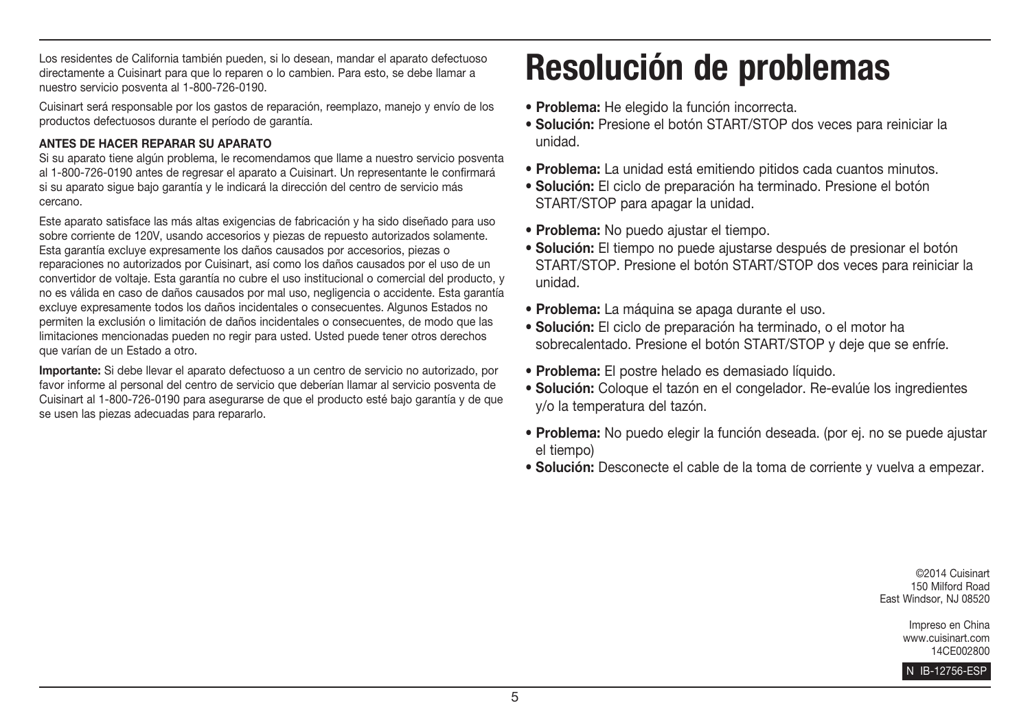Los residentes de California también pueden, si lo desean, mandar el aparato defectuoso directamente a Cuisinart para que lo reparen o lo cambien. Para esto, se debe llamar a nuestro servicio posventa al 1-800-726-0190.

Cuisinart será responsable por los gastos de reparación, reemplazo, manejo y envío de los productos defectuosos durante el período de garantía.

**ANTES DE HACER REPARAR SU APARATO**

Si su aparato tiene algún problema, le recomendamos que llame a nuestro servicio posventa al 1-800-726-0190 antes de regresar el aparato a Cuisinart. Un representante le confirmará si su aparato sigue bajo garantía y le indicará la dirección del centro de servicio más cercano.

Este aparato satisface las más altas exigencias de fabricación y ha sido diseñado para uso sobre corriente de 120V, usando accesorios y piezas de repuesto autorizados solamente. Esta garantía excluye expresamente los daños causados por accesorios, piezas o reparaciones no autorizados por Cuisinart, así como los daños causados por el uso de un convertidor de voltaje. Esta garantía no cubre el uso institucional o comercial del producto, y no es válida en caso de daños causados por mal uso, negligencia o accidente. Esta garantía excluye expresamente todos los daños incidentales o consecuentes. Algunos Estados no permiten la exclusión o limitación de daños incidentales o consecuentes, de modo que las limitaciones mencionadas pueden no regir para usted. Usted puede tener otros derechos que varían de un Estado a otro.

**Importante:** Si debe llevar el aparato defectuoso a un centro de servicio no autorizado, por favor informe al personal del centro de servicio que deberían llamar al servicio posventa de Cuisinart al 1-800-726-0190 para asegurarse de que el producto esté bajo garantía y de que se usen las piezas adecuadas para repararlo.

# Resolución de problemas

- **Problema:** He elegido la función incorrecta.
- **Solución:** Presione el botón START/STOP dos veces para reiniciar la unidad.

- **Problema:** La unidad está emitiendo pitidos cada cuantos minutos.
- **Solución:** El ciclo de preparación ha terminado. Presione el botón START/STOP para apagar la unidad.

- **Problema:** No puedo ajustar el tiempo.
- **Solución:** El tiempo no puede ajustarse después de presionar el botón START/STOP. Presione el botón START/STOP dos veces para reiniciar la unidad.

- **Problema:** La máquina se apaga durante el uso.
- **Solución:** El ciclo de preparación ha terminado, o el motor ha sobrecalentado. Presione el botón START/STOP y deje que se enfríe.

- **Problema:** El postre helado es demasiado líquido.
- **Solución:** Coloque el tazón en el congelador. Re-evalúe los ingredientes y/o la temperatura del tazón.

- **Problema:** No puedo elegir la función deseada. (por ej. no se puede ajustar el tiempo)
- **Solución:** Desconecte el cable de la toma de corriente y vuelva a empezar.

©2014 Cuisinart
150 Milford Road
East Windsor, NJ 08520

Impreso en China
www.cuisinart.com
14CE002800

N IB-12756-ESP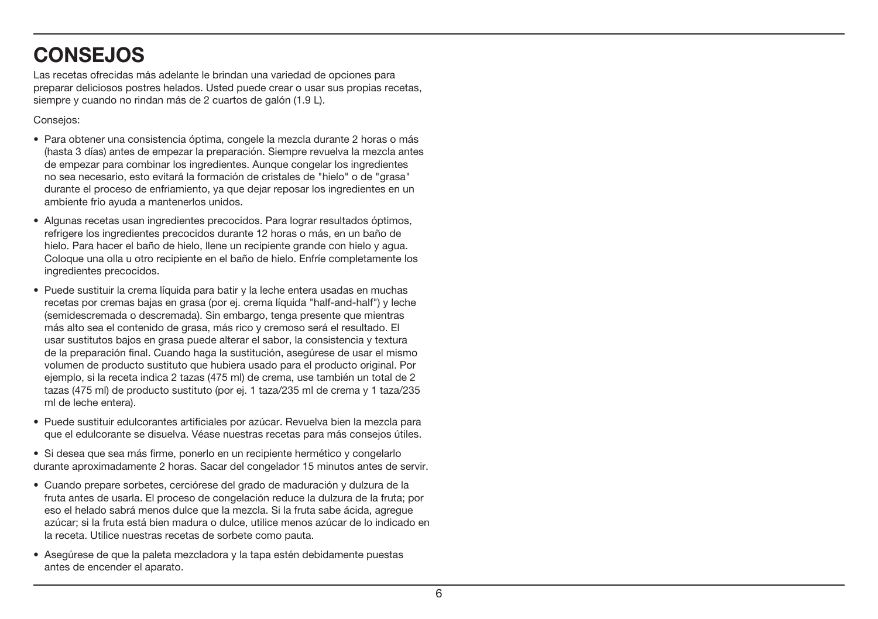# CONSEJOS

Las recetas ofrecidas más adelante le brindan una variedad de opciones para preparar deliciosos postres helados. Usted puede crear o usar sus propias recetas, siempre y cuando no rindan más de 2 cuartos de galón (1.9 L).

Consejos:

- Para obtener una consistencia óptima, congele la mezcla durante 2 horas o más (hasta 3 días) antes de empezar la preparación. Siempre revuelva la mezcla antes de empezar para combinar los ingredientes. Aunque congelar los ingredientes no sea necesario, esto evitará la formación de cristales de "hielo" o de "grasa" durante el proceso de enfriamiento, ya que dejar reposar los ingredientes en un ambiente frío ayuda a mantenerlos unidos.
- Algunas recetas usan ingredientes precocidos. Para lograr resultados óptimos, refrigere los ingredientes precocidos durante 12 horas o más, en un baño de hielo. Para hacer el baño de hielo, llene un recipiente grande con hielo y agua. Coloque una olla u otro recipiente en el baño de hielo. Enfríe completamente los ingredientes precocidos.
- Puede sustituir la crema líquida para batir y la leche entera usadas en muchas recetas por cremas bajas en grasa (por ej. crema líquida "half-and-half") y leche (semidescremada o descremada). Sin embargo, tenga presente que mientras más alto sea el contenido de grasa, más rico y cremoso será el resultado. El usar sustitutos bajos en grasa puede alterar el sabor, la consistencia y textura de la preparación final. Cuando haga la sustitución, asegúrese de usar el mismo volumen de producto sustituto que hubiera usado para el producto original. Por ejemplo, si la receta indica 2 tazas (475 ml) de crema, use también un total de 2 tazas (475 ml) de producto sustituto (por ej. 1 taza/235 ml de crema y 1 taza/235 ml de leche entera).
- Puede sustituir edulcorantes artificiales por azúcar. Revuelva bien la mezcla para que el edulcorante se disuelva. Véase nuestras recetas para más consejos útiles.
- Si desea que sea más firme, ponerlo en un recipiente hermético y congelarlo durante aproximadamente 2 horas. Sacar del congelador 15 minutos antes de servir.
- Cuando prepare sorbetes, cerciórese del grado de maduración y dulzura de la fruta antes de usarla. El proceso de congelación reduce la dulzura de la fruta; por eso el helado sabrá menos dulce que la mezcla. Si la fruta sabe ácida, agregue azúcar; si la fruta está bien madura o dulce, utilice menos azúcar de lo indicado en la receta. Utilice nuestras recetas de sorbete como pauta.
- Asegúrese de que la paleta mezcladora y la tapa estén debidamente puestas antes de encender el aparato.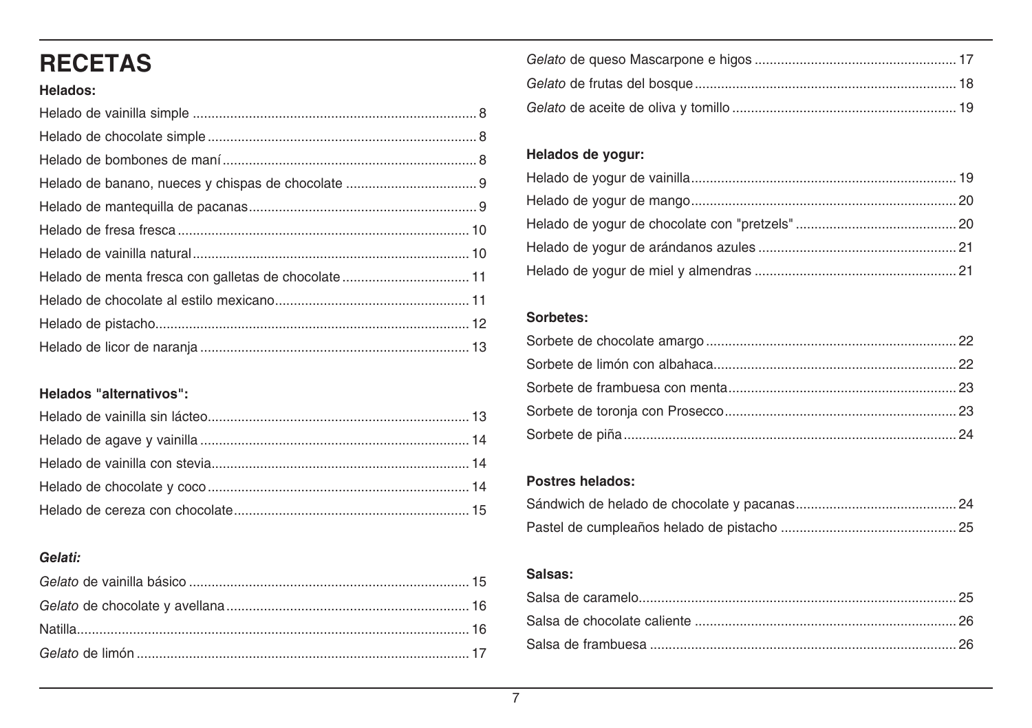# RECETAS

**Helados:**

Helado de vainilla simple ........................................................................... 8
Helado de chocolate simple ....................................................................... 8
Helado de bombones de maní ................................................................... 8
Helado de banano, nueces y chispas de chocolate .................................. 9
Helado de mantequilla de pacanas ............................................................ 9
Helado de fresa fresca ............................................................................. 10
Helado de vainilla natural ......................................................................... 10
Helado de menta fresca con galletas de chocolate ................................. 11
Helado de chocolate al estilo mexicano ................................................... 11
Helado de pistacho ................................................................................... 12
Helado de licor de naranja ....................................................................... 13

**Helados "alternativos":**

Helado de vainilla sin lácteo ..................................................................... 13
Helado de agave y vainilla ....................................................................... 14
Helado de vainilla con stevia .................................................................... 14
Helado de chocolate y coco ..................................................................... 14
Helado de cereza con chocolate .............................................................. 15

***Gelati:***

*Gelato* de vainilla básico .......................................................................... 15
*Gelato* de chocolate y avellana ................................................................ 16
Natilla ........................................................................................................ 16
*Gelato* de limón ........................................................................................ 17
*Gelato* de queso Mascarpone e higos ..................................................... 17
*Gelato* de frutas del bosque ..................................................................... 18
*Gelato* de aceite de oliva y tomillo ........................................................... 19

**Helados de yogur:**

Helado de yogur de vainilla ...................................................................... 19
Helado de yogur de mango ...................................................................... 20
Helado de yogur de chocolate con "pretzels" ........................................... 20
Helado de yogur de arándanos azules .................................................... 21
Helado de yogur de miel y almendras ..................................................... 21

**Sorbetes:**

Sorbete de chocolate amargo .................................................................. 22
Sorbete de limón con albahaca ................................................................ 22
Sorbete de frambuesa con menta ............................................................ 23
Sorbete de toronja con Prosecco ............................................................. 23
Sorbete de piña ........................................................................................ 24

**Postres helados:**

Sándwich de helado de chocolate y pacanas ........................................... 24
Pastel de cumpleaños helado de pistacho .............................................. 25

**Salsas:**

Salsa de caramelo .................................................................................... 25
Salsa de chocolate caliente ..................................................................... 26
Salsa de frambuesa ................................................................................. 26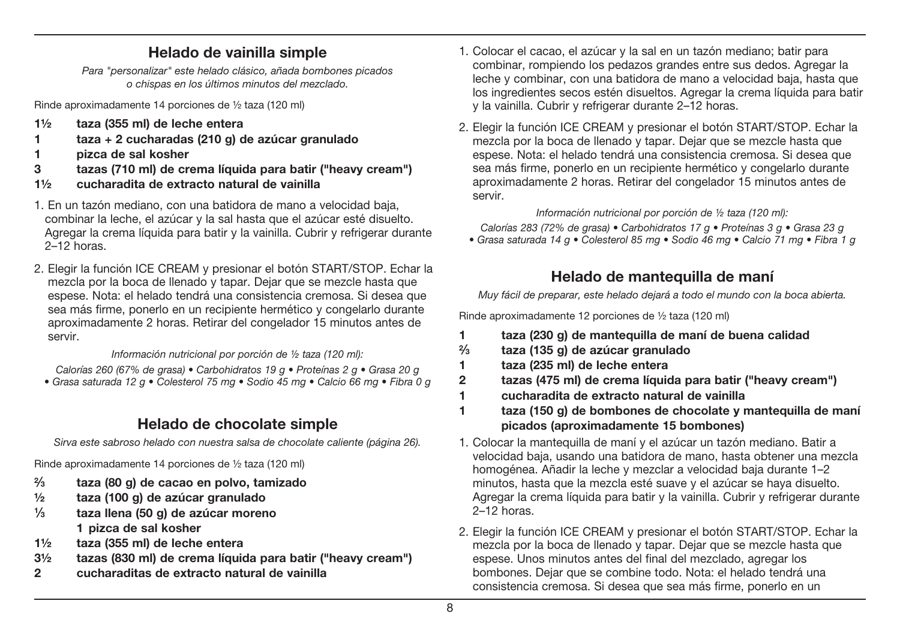## Helado de vainilla simple

*Para "personalizar" este helado clásico, añada bombones picados o chispas en los últimos minutos del mezclado.*

Rinde aproximadamente 14 porciones de ½ taza (120 ml)

**1½ taza (355 ml) de leche entera**
**1 taza + 2 cucharadas (210 g) de azúcar granulado**
**1 pizca de sal kosher**
**3 tazas (710 ml) de crema líquida para batir ("heavy cream")**
**1½ cucharadita de extracto natural de vainilla**

1. En un tazón mediano, con una batidora de mano a velocidad baja, combinar la leche, el azúcar y la sal hasta que el azúcar esté disuelto. Agregar la crema líquida para batir y la vainilla. Cubrir y refrigerar durante 2–12 horas.

2. Elegir la función ICE CREAM y presionar el botón START/STOP. Echar la mezcla por la boca de llenado y tapar. Dejar que se mezcle hasta que espese. Nota: el helado tendrá una consistencia cremosa. Si desea que sea más firme, ponerlo en un recipiente hermético y congelarlo durante aproximadamente 2 horas. Retirar del congelador 15 minutos antes de servir.

*Información nutricional por porción de ½ taza (120 ml):*

*Calorías 260 (67% de grasa) • Carbohidratos 19 g • Proteínas 2 g • Grasa 20 g • Grasa saturada 12 g • Colesterol 75 mg • Sodio 45 mg • Calcio 66 mg • Fibra 0 g*

## Helado de chocolate simple

*Sirva este sabroso helado con nuestra salsa de chocolate caliente (página 26).*

Rinde aproximadamente 14 porciones de ½ taza (120 ml)

**⅔ taza (80 g) de cacao en polvo, tamizado**
**½ taza (100 g) de azúcar granulado**
**⅓ taza llena (50 g) de azúcar moreno**
**1 pizca de sal kosher**
**1½ taza (355 ml) de leche entera**
**3½ tazas (830 ml) de crema líquida para batir ("heavy cream")**
**2 cucharaditas de extracto natural de vainilla**

1. Colocar el cacao, el azúcar y la sal en un tazón mediano; batir para combinar, rompiendo los pedazos grandes entre sus dedos. Agregar la leche y combinar, con una batidora de mano a velocidad baja, hasta que los ingredientes secos estén disueltos. Agregar la crema líquida para batir y la vainilla. Cubrir y refrigerar durante 2–12 horas.

2. Elegir la función ICE CREAM y presionar el botón START/STOP. Echar la mezcla por la boca de llenado y tapar. Dejar que se mezcle hasta que espese. Nota: el helado tendrá una consistencia cremosa. Si desea que sea más firme, ponerlo en un recipiente hermético y congelarlo durante aproximadamente 2 horas. Retirar del congelador 15 minutos antes de servir.

*Información nutricional por porción de ½ taza (120 ml):*

*Calorías 283 (72% de grasa) • Carbohidratos 17 g • Proteínas 3 g • Grasa 23 g • Grasa saturada 14 g • Colesterol 85 mg • Sodio 46 mg • Calcio 71 mg • Fibra 1 g*

## Helado de mantequilla de maní

*Muy fácil de preparar, este helado dejará a todo el mundo con la boca abierta.*

Rinde aproximadamente 12 porciones de ½ taza (120 ml)

**1 taza (230 g) de mantequilla de maní de buena calidad**
**⅔ taza (135 g) de azúcar granulado**
**1 taza (235 ml) de leche entera**
**2 tazas (475 ml) de crema líquida para batir ("heavy cream")**
**1 cucharadita de extracto natural de vainilla**
**1 taza (150 g) de bombones de chocolate y mantequilla de maní picados (aproximadamente 15 bombones)**

1. Colocar la mantequilla de maní y el azúcar un tazón mediano. Batir a velocidad baja, usando una batidora de mano, hasta obtener una mezcla homogénea. Añadir la leche y mezclar a velocidad baja durante 1–2 minutos, hasta que la mezcla esté suave y el azúcar se haya disuelto. Agregar la crema líquida para batir y la vainilla. Cubrir y refrigerar durante 2–12 horas.

2. Elegir la función ICE CREAM y presionar el botón START/STOP. Echar la mezcla por la boca de llenado y tapar. Dejar que se mezcle hasta que espese. Unos minutos antes del final del mezclado, agregar los bombones. Dejar que se combine todo. Nota: el helado tendrá una consistencia cremosa. Si desea que sea más firme, ponerlo en un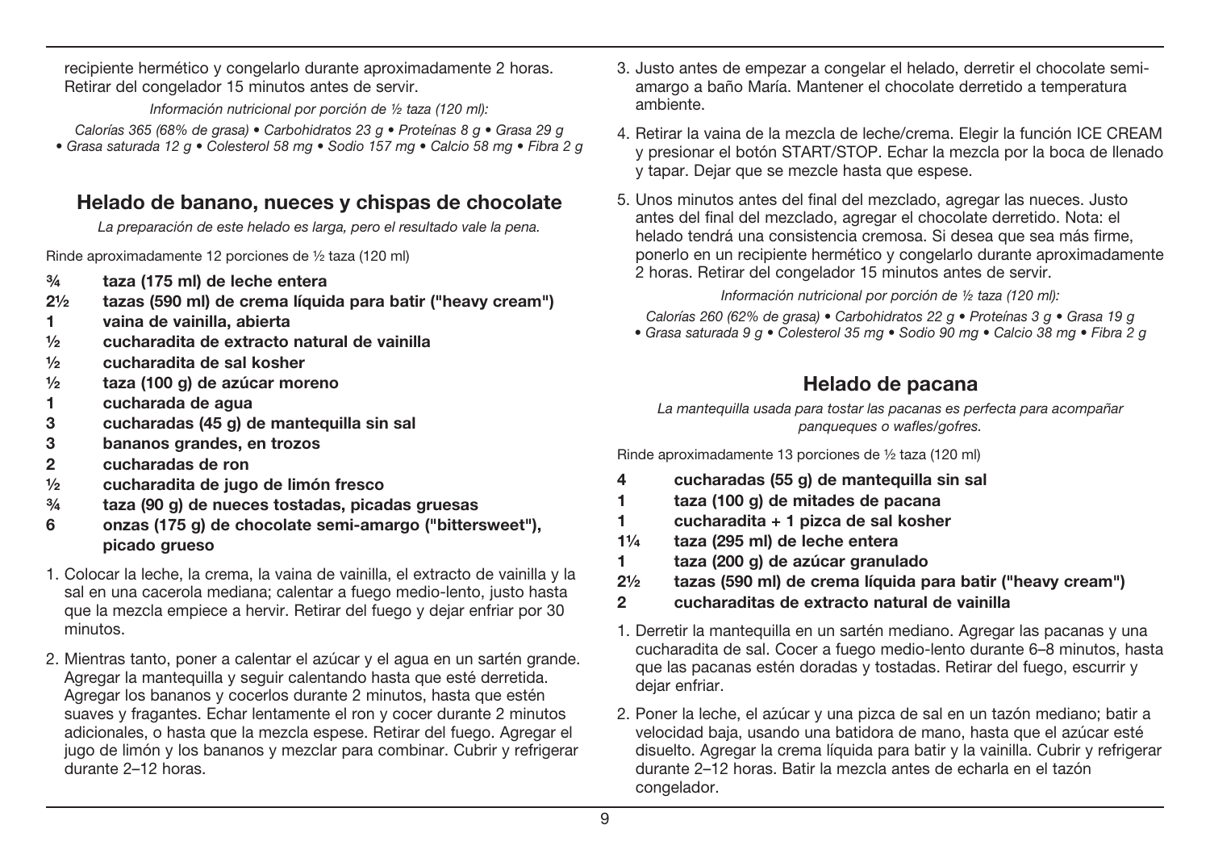recipiente hermético y congelarlo durante aproximadamente 2 horas. Retirar del congelador 15 minutos antes de servir.

*Información nutricional por porción de ½ taza (120 ml):*

*Calorías 365 (68% de grasa) • Carbohidratos 23 g • Proteínas 8 g • Grasa 29 g • Grasa saturada 12 g • Colesterol 58 mg • Sodio 157 mg • Calcio 58 mg • Fibra 2 g*

## Helado de banano, nueces y chispas de chocolate

*La preparación de este helado es larga, pero el resultado vale la pena.*

Rinde aproximadamente 12 porciones de ½ taza (120 ml)

- **¾ taza (175 ml) de leche entera**
- **2½ tazas (590 ml) de crema líquida para batir ("heavy cream")**
- **1 vaina de vainilla, abierta**
- **½ cucharadita de extracto natural de vainilla**
- **½ cucharadita de sal kosher**
- **½ taza (100 g) de azúcar moreno**
- **1 cucharada de agua**
- **3 cucharadas (45 g) de mantequilla sin sal**
- **3 bananos grandes, en trozos**
- **2 cucharadas de ron**
- **½ cucharadita de jugo de limón fresco**
- **¾ taza (90 g) de nueces tostadas, picadas gruesas**
- **6 onzas (175 g) de chocolate semi-amargo ("bittersweet"), picado grueso**

1. Colocar la leche, la crema, la vaina de vainilla, el extracto de vainilla y la sal en una cacerola mediana; calentar a fuego medio-lento, justo hasta que la mezcla empiece a hervir. Retirar del fuego y dejar enfriar por 30 minutos.
2. Mientras tanto, poner a calentar el azúcar y el agua en un sartén grande. Agregar la mantequilla y seguir calentando hasta que esté derretida. Agregar los bananos y cocerlos durante 2 minutos, hasta que estén suaves y fragantes. Echar lentamente el ron y cocer durante 2 minutos adicionales, o hasta que la mezcla espese. Retirar del fuego. Agregar el jugo de limón y los bananos y mezclar para combinar. Cubrir y refrigerar durante 2–12 horas.
3. Justo antes de empezar a congelar el helado, derretir el chocolate semi-amargo a baño María. Mantener el chocolate derretido a temperatura ambiente.
4. Retirar la vaina de la mezcla de leche/crema. Elegir la función ICE CREAM y presionar el botón START/STOP. Echar la mezcla por la boca de llenado y tapar. Dejar que se mezcle hasta que espese.
5. Unos minutos antes del final del mezclado, agregar las nueces. Justo antes del final del mezclado, agregar el chocolate derretido. Nota: el helado tendrá una consistencia cremosa. Si desea que sea más firme, ponerlo en un recipiente hermético y congelarlo durante aproximadamente 2 horas. Retirar del congelador 15 minutos antes de servir.

*Información nutricional por porción de ½ taza (120 ml):*

*Calorías 260 (62% de grasa) • Carbohidratos 22 g • Proteínas 3 g • Grasa 19 g • Grasa saturada 9 g • Colesterol 35 mg • Sodio 90 mg • Calcio 38 mg • Fibra 2 g*

## Helado de pacana

*La mantequilla usada para tostar las pacanas es perfecta para acompañar panqueques o wafles/gofres.*

Rinde aproximadamente 13 porciones de ½ taza (120 ml)

- **4 cucharadas (55 g) de mantequilla sin sal**
- **1 taza (100 g) de mitades de pacana**
- **1 cucharadita + 1 pizca de sal kosher**
- **1¼ taza (295 ml) de leche entera**
- **1 taza (200 g) de azúcar granulado**
- **2½ tazas (590 ml) de crema líquida para batir ("heavy cream")**
- **2 cucharaditas de extracto natural de vainilla**

1. Derretir la mantequilla en un sartén mediano. Agregar las pacanas y una cucharadita de sal. Cocer a fuego medio-lento durante 6–8 minutos, hasta que las pacanas estén doradas y tostadas. Retirar del fuego, escurrir y dejar enfriar.
2. Poner la leche, el azúcar y una pizca de sal en un tazón mediano; batir a velocidad baja, usando una batidora de mano, hasta que el azúcar esté disuelto. Agregar la crema líquida para batir y la vainilla. Cubrir y refrigerar durante 2–12 horas. Batir la mezcla antes de echarla en el tazón congelador.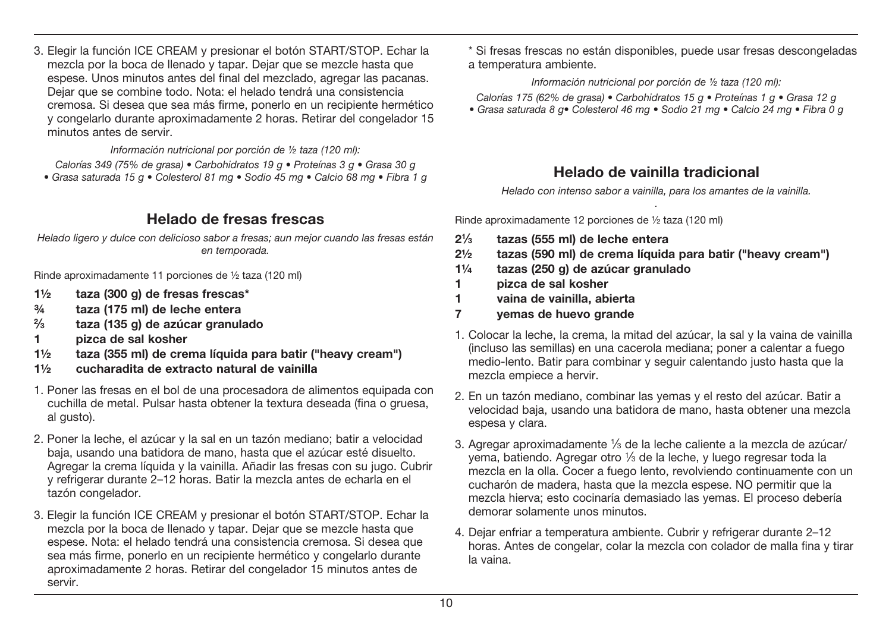3. Elegir la función ICE CREAM y presionar el botón START/STOP. Echar la mezcla por la boca de llenado y tapar. Dejar que se mezcle hasta que espese. Unos minutos antes del final del mezclado, agregar las pacanas. Dejar que se combine todo. Nota: el helado tendrá una consistencia cremosa. Si desea que sea más firme, ponerlo en un recipiente hermético y congelarlo durante aproximadamente 2 horas. Retirar del congelador 15 minutos antes de servir.

*Información nutricional por porción de ½ taza (120 ml):*

*Calorías 349 (75% de grasa) • Carbohidratos 19 g • Proteínas 3 g • Grasa 30 g • Grasa saturada 15 g • Colesterol 81 mg • Sodio 45 mg • Calcio 68 mg • Fibra 1 g*

## Helado de fresas frescas

*Helado ligero y dulce con delicioso sabor a fresas; aun mejor cuando las fresas están en temporada.*

Rinde aproximadamente 11 porciones de ½ taza (120 ml)

- **1½ taza (300 g) de fresas frescas***
- **¾ taza (175 ml) de leche entera**
- **⅔ taza (135 g) de azúcar granulado**
- **1 pizca de sal kosher**
- **1½ taza (355 ml) de crema líquida para batir ("heavy cream")**
- **1½ cucharadita de extracto natural de vainilla**

1. Poner las fresas en el bol de una procesadora de alimentos equipada con cuchilla de metal. Pulsar hasta obtener la textura deseada (fina o gruesa, al gusto).

2. Poner la leche, el azúcar y la sal en un tazón mediano; batir a velocidad baja, usando una batidora de mano, hasta que el azúcar esté disuelto. Agregar la crema líquida y la vainilla. Añadir las fresas con su jugo. Cubrir y refrigerar durante 2–12 horas. Batir la mezcla antes de echarla en el tazón congelador.

3. Elegir la función ICE CREAM y presionar el botón START/STOP. Echar la mezcla por la boca de llenado y tapar. Dejar que se mezcle hasta que espese. Nota: el helado tendrá una consistencia cremosa. Si desea que sea más firme, ponerlo en un recipiente hermético y congelarlo durante aproximadamente 2 horas. Retirar del congelador 15 minutos antes de servir.

* Si fresas frescas no están disponibles, puede usar fresas descongeladas a temperatura ambiente.

*Información nutricional por porción de ½ taza (120 ml):*

*Calorías 175 (62% de grasa) • Carbohidratos 15 g • Proteínas 1 g • Grasa 12 g • Grasa saturada 8 g• Colesterol 46 mg • Sodio 21 mg • Calcio 24 mg • Fibra 0 g*

## Helado de vainilla tradicional

*Helado con intenso sabor a vainilla, para los amantes de la vainilla.*

Rinde aproximadamente 12 porciones de ½ taza (120 ml)

- **2⅓ tazas (555 ml) de leche entera**
- **2½ tazas (590 ml) de crema líquida para batir ("heavy cream")**
- **1¼ tazas (250 g) de azúcar granulado**
- **1 pizca de sal kosher**
- **1 vaina de vainilla, abierta**
- **7 yemas de huevo grande**

1. Colocar la leche, la crema, la mitad del azúcar, la sal y la vaina de vainilla (incluso las semillas) en una cacerola mediana; poner a calentar a fuego medio-lento. Batir para combinar y seguir calentando justo hasta que la mezcla empiece a hervir.

2. En un tazón mediano, combinar las yemas y el resto del azúcar. Batir a velocidad baja, usando una batidora de mano, hasta obtener una mezcla espesa y clara.

3. Agregar aproximadamente ⅓ de la leche caliente a la mezcla de azúcar/yema, batiendo. Agregar otro ⅓ de la leche, y luego regresar toda la mezcla en la olla. Cocer a fuego lento, revolviendo continuamente con un cucharón de madera, hasta que la mezcla espese. NO permitir que la mezcla hierva; esto cocinaría demasiado las yemas. El proceso debería demorar solamente unos minutos.

4. Dejar enfriar a temperatura ambiente. Cubrir y refrigerar durante 2–12 horas. Antes de congelar, colar la mezcla con colador de malla fina y tirar la vaina.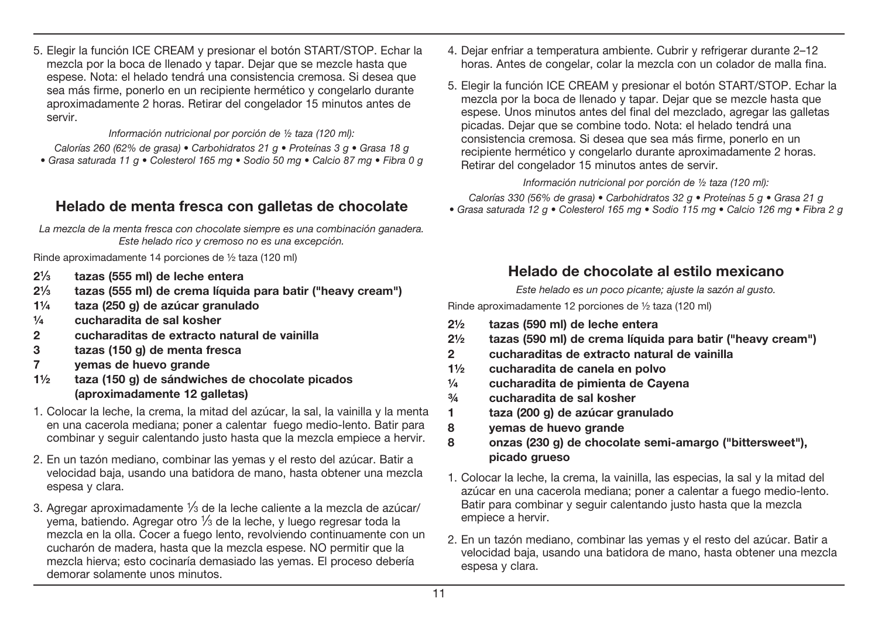5. Elegir la función ICE CREAM y presionar el botón START/STOP. Echar la mezcla por la boca de llenado y tapar. Dejar que se mezcle hasta que espese. Nota: el helado tendrá una consistencia cremosa. Si desea que sea más firme, ponerlo en un recipiente hermético y congelarlo durante aproximadamente 2 horas. Retirar del congelador 15 minutos antes de servir.

*Información nutricional por porción de ½ taza (120 ml):*

*Calorías 260 (62% de grasa) • Carbohidratos 21 g • Proteínas 3 g • Grasa 18 g • Grasa saturada 11 g • Colesterol 165 mg • Sodio 50 mg • Calcio 87 mg • Fibra 0 g*

## Helado de menta fresca con galletas de chocolate

*La mezcla de la menta fresca con chocolate siempre es una combinación ganadera. Este helado rico y cremoso no es una excepción.*

Rinde aproximadamente 14 porciones de ½ taza (120 ml)

- **2⅓ tazas (555 ml) de leche entera**
- **2⅓ tazas (555 ml) de crema líquida para batir ("heavy cream")**
- **1¼ taza (250 g) de azúcar granulado**
- **¼ cucharadita de sal kosher**
- **2 cucharaditas de extracto natural de vainilla**
- **3 tazas (150 g) de menta fresca**
- **7 yemas de huevo grande**
- **1½ taza (150 g) de sándwiches de chocolate picados (aproximadamente 12 galletas)**

1. Colocar la leche, la crema, la mitad del azúcar, la sal, la vainilla y la menta en una cacerola mediana; poner a calentar fuego medio-lento. Batir para combinar y seguir calentando justo hasta que la mezcla empiece a hervir.
2. En un tazón mediano, combinar las yemas y el resto del azúcar. Batir a velocidad baja, usando una batidora de mano, hasta obtener una mezcla espesa y clara.
3. Agregar aproximadamente ⅓ de la leche caliente a la mezcla de azúcar/yema, batiendo. Agregar otro ⅓ de la leche, y luego regresar toda la mezcla en la olla. Cocer a fuego lento, revolviendo continuamente con un cucharón de madera, hasta que la mezcla espese. NO permitir que la mezcla hierva; esto cocinaría demasiado las yemas. El proceso debería demorar solamente unos minutos.
4. Dejar enfriar a temperatura ambiente. Cubrir y refrigerar durante 2–12 horas. Antes de congelar, colar la mezcla con un colador de malla fina.
5. Elegir la función ICE CREAM y presionar el botón START/STOP. Echar la mezcla por la boca de llenado y tapar. Dejar que se mezcle hasta que espese. Unos minutos antes del final del mezclado, agregar las galletas picadas. Dejar que se combine todo. Nota: el helado tendrá una consistencia cremosa. Si desea que sea más firme, ponerlo en un recipiente hermético y congelarlo durante aproximadamente 2 horas. Retirar del congelador 15 minutos antes de servir.

*Información nutricional por porción de ½ taza (120 ml):*

*Calorías 330 (56% de grasa) • Carbohidratos 32 g • Proteínas 5 g • Grasa 21 g • Grasa saturada 12 g • Colesterol 165 mg • Sodio 115 mg • Calcio 126 mg • Fibra 2 g*

## Helado de chocolate al estilo mexicano

*Este helado es un poco picante; ajuste la sazón al gusto.*

Rinde aproximadamente 12 porciones de ½ taza (120 ml)

- **2½ tazas (590 ml) de leche entera**
- **2½ tazas (590 ml) de crema líquida para batir ("heavy cream")**
- **2 cucharaditas de extracto natural de vainilla**
- **1½ cucharadita de canela en polvo**
- **¼ cucharadita de pimienta de Cayena**
- **¾ cucharadita de sal kosher**
- **1 taza (200 g) de azúcar granulado**
- **8 yemas de huevo grande**
- **8 onzas (230 g) de chocolate semi-amargo ("bittersweet"), picado grueso**

1. Colocar la leche, la crema, la vainilla, las especias, la sal y la mitad del azúcar en una cacerola mediana; poner a calentar a fuego medio-lento. Batir para combinar y seguir calentando justo hasta que la mezcla empiece a hervir.
2. En un tazón mediano, combinar las yemas y el resto del azúcar. Batir a velocidad baja, usando una batidora de mano, hasta obtener una mezcla espesa y clara.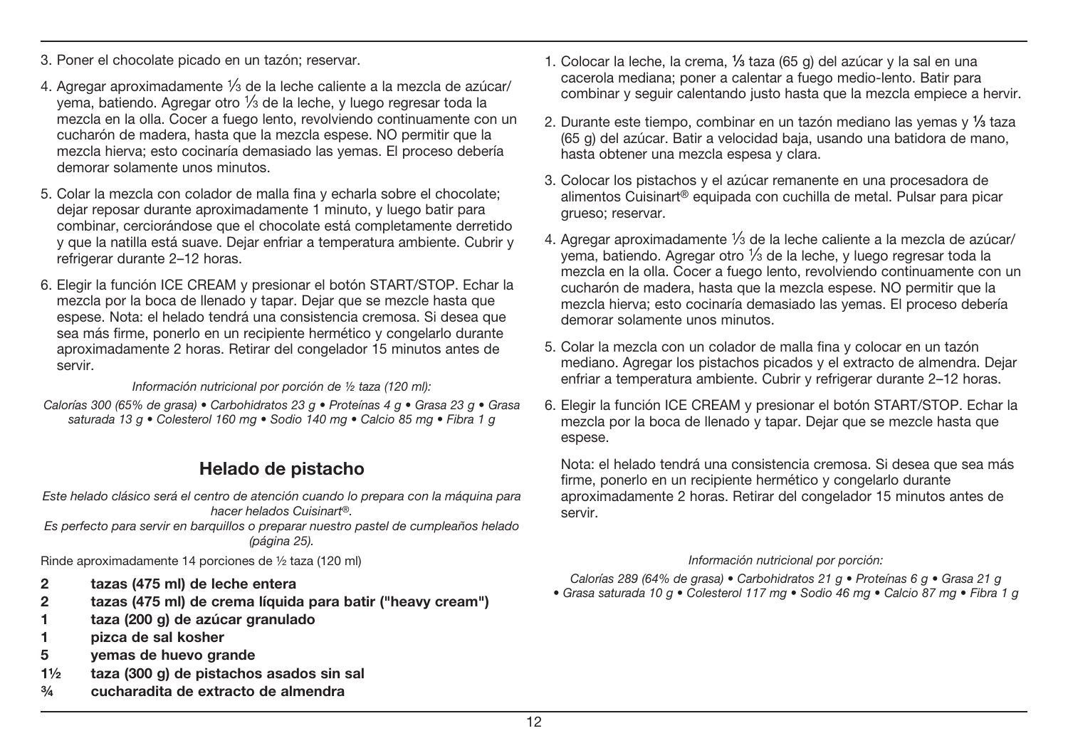3. Poner el chocolate picado en un tazón; reservar.

4. Agregar aproximadamente ⅓ de la leche caliente a la mezcla de azúcar/yema, batiendo. Agregar otro ⅓ de la leche, y luego regresar toda la mezcla en la olla. Cocer a fuego lento, revolviendo continuamente con un cucharón de madera, hasta que la mezcla espese. NO permitir que la mezcla hierva; esto cocinaría demasiado las yemas. El proceso debería demorar solamente unos minutos.

5. Colar la mezcla con colador de malla fina y echarla sobre el chocolate; dejar reposar durante aproximadamente 1 minuto, y luego batir para combinar, cerciorándose que el chocolate está completamente derretido y que la natilla está suave. Dejar enfriar a temperatura ambiente. Cubrir y refrigerar durante 2–12 horas.

6. Elegir la función ICE CREAM y presionar el botón START/STOP. Echar la mezcla por la boca de llenado y tapar. Dejar que se mezcle hasta que espese. Nota: el helado tendrá una consistencia cremosa. Si desea que sea más firme, ponerlo en un recipiente hermético y congelarlo durante aproximadamente 2 horas. Retirar del congelador 15 minutos antes de servir.

*Información nutricional por porción de ½ taza (120 ml):*

*Calorías 300 (65% de grasa) • Carbohidratos 23 g • Proteínas 4 g • Grasa 23 g • Grasa saturada 13 g • Colesterol 160 mg • Sodio 140 mg • Calcio 85 mg • Fibra 1 g*

## Helado de pistacho

*Este helado clásico será el centro de atención cuando lo prepara con la máquina para hacer helados Cuisinart®.*
*Es perfecto para servir en barquillos o preparar nuestro pastel de cumpleaños helado (página 25).*

Rinde aproximadamente 14 porciones de ½ taza (120 ml)

- **2 tazas (475 ml) de leche entera**
- **2 tazas (475 ml) de crema líquida para batir ("heavy cream")**
- **1 taza (200 g) de azúcar granulado**
- **1 pizca de sal kosher**
- **5 yemas de huevo grande**
- **1½ taza (300 g) de pistachos asados sin sal**
- **¾ cucharadita de extracto de almendra**

1. Colocar la leche, la crema, ⅓ taza (65 g) del azúcar y la sal en una cacerola mediana; poner a calentar a fuego medio-lento. Batir para combinar y seguir calentando justo hasta que la mezcla empiece a hervir.

2. Durante este tiempo, combinar en un tazón mediano las yemas y ⅓ taza (65 g) del azúcar. Batir a velocidad baja, usando una batidora de mano, hasta obtener una mezcla espesa y clara.

3. Colocar los pistachos y el azúcar remanente en una procesadora de alimentos Cuisinart® equipada con cuchilla de metal. Pulsar para picar grueso; reservar.

4. Agregar aproximadamente ⅓ de la leche caliente a la mezcla de azúcar/yema, batiendo. Agregar otro ⅓ de la leche, y luego regresar toda la mezcla en la olla. Cocer a fuego lento, revolviendo continuamente con un cucharón de madera, hasta que la mezcla espese. NO permitir que la mezcla hierva; esto cocinaría demasiado las yemas. El proceso debería demorar solamente unos minutos.

5. Colar la mezcla con un colador de malla fina y colocar en un tazón mediano. Agregar los pistachos picados y el extracto de almendra. Dejar enfriar a temperatura ambiente. Cubrir y refrigerar durante 2–12 horas.

6. Elegir la función ICE CREAM y presionar el botón START/STOP. Echar la mezcla por la boca de llenado y tapar. Dejar que se mezcle hasta que espese.

   Nota: el helado tendrá una consistencia cremosa. Si desea que sea más firme, ponerlo en un recipiente hermético y congelarlo durante aproximadamente 2 horas. Retirar del congelador 15 minutos antes de servir.

*Información nutricional por porción:*

*Calorías 289 (64% de grasa) • Carbohidratos 21 g • Proteínas 6 g • Grasa 21 g • Grasa saturada 10 g • Colesterol 117 mg • Sodio 46 mg • Calcio 87 mg • Fibra 1 g*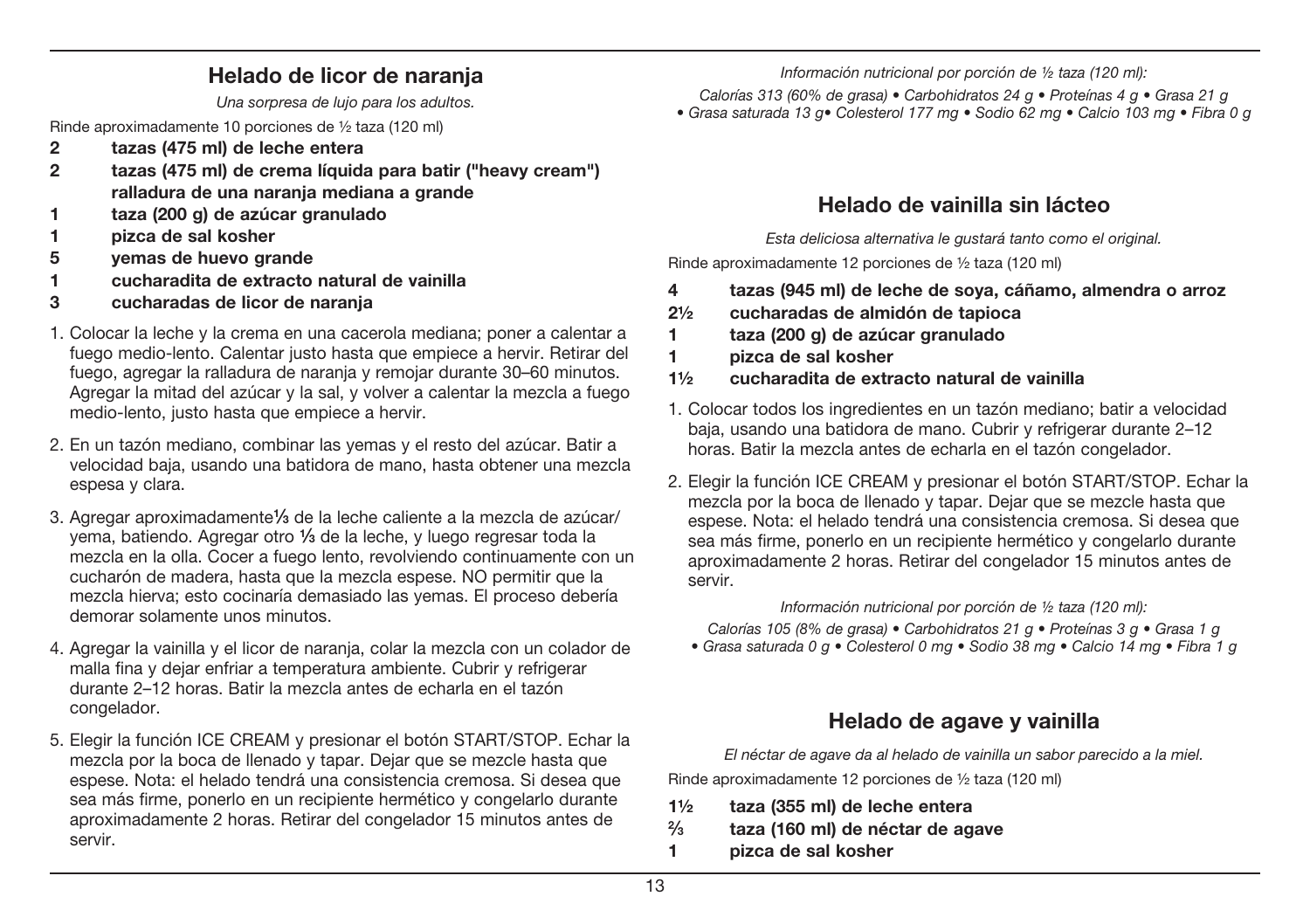## Helado de licor de naranja

*Una sorpresa de lujo para los adultos.*

Rinde aproximadamente 10 porciones de ½ taza (120 ml)

- **2 tazas (475 ml) de leche entera**
- **2 tazas (475 ml) de crema líquida para batir ("heavy cream")**
- **ralladura de una naranja mediana a grande**
- **1 taza (200 g) de azúcar granulado**
- **1 pizca de sal kosher**
- **5 yemas de huevo grande**
- **1 cucharadita de extracto natural de vainilla**
- **3 cucharadas de licor de naranja**

1. Colocar la leche y la crema en una cacerola mediana; poner a calentar a fuego medio-lento. Calentar justo hasta que empiece a hervir. Retirar del fuego, agregar la ralladura de naranja y remojar durante 30–60 minutos. Agregar la mitad del azúcar y la sal, y volver a calentar la mezcla a fuego medio-lento, justo hasta que empiece a hervir.
2. En un tazón mediano, combinar las yemas y el resto del azúcar. Batir a velocidad baja, usando una batidora de mano, hasta obtener una mezcla espesa y clara.
3. Agregar aproximadamente⅓ de la leche caliente a la mezcla de azúcar/yema, batiendo. Agregar otro ⅓ de la leche, y luego regresar toda la mezcla en la olla. Cocer a fuego lento, revolviendo continuamente con un cucharón de madera, hasta que la mezcla espese. NO permitir que la mezcla hierva; esto cocinaría demasiado las yemas. El proceso debería demorar solamente unos minutos.
4. Agregar la vainilla y el licor de naranja, colar la mezcla con un colador de malla fina y dejar enfriar a temperatura ambiente. Cubrir y refrigerar durante 2–12 horas. Batir la mezcla antes de echarla en el tazón congelador.
5. Elegir la función ICE CREAM y presionar el botón START/STOP. Echar la mezcla por la boca de llenado y tapar. Dejar que se mezcle hasta que espese. Nota: el helado tendrá una consistencia cremosa. Si desea que sea más firme, ponerlo en un recipiente hermético y congelarlo durante aproximadamente 2 horas. Retirar del congelador 15 minutos antes de servir.

*Información nutricional por porción de ½ taza (120 ml):*

*Calorías 313 (60% de grasa) • Carbohidratos 24 g • Proteínas 4 g • Grasa 21 g • Grasa saturada 13 g• Colesterol 177 mg • Sodio 62 mg • Calcio 103 mg • Fibra 0 g*

## Helado de vainilla sin lácteo

*Esta deliciosa alternativa le gustará tanto como el original.*

Rinde aproximadamente 12 porciones de ½ taza (120 ml)

- **4 tazas (945 ml) de leche de soya, cáñamo, almendra o arroz**
- **2½ cucharadas de almidón de tapioca**
- **1 taza (200 g) de azúcar granulado**
- **1 pizca de sal kosher**
- **1½ cucharadita de extracto natural de vainilla**

1. Colocar todos los ingredientes en un tazón mediano; batir a velocidad baja, usando una batidora de mano. Cubrir y refrigerar durante 2–12 horas. Batir la mezcla antes de echarla en el tazón congelador.
2. Elegir la función ICE CREAM y presionar el botón START/STOP. Echar la mezcla por la boca de llenado y tapar. Dejar que se mezcle hasta que espese. Nota: el helado tendrá una consistencia cremosa. Si desea que sea más firme, ponerlo en un recipiente hermético y congelarlo durante aproximadamente 2 horas. Retirar del congelador 15 minutos antes de servir.

*Información nutricional por porción de ½ taza (120 ml):*

*Calorías 105 (8% de grasa) • Carbohidratos 21 g • Proteínas 3 g • Grasa 1 g • Grasa saturada 0 g • Colesterol 0 mg • Sodio 38 mg • Calcio 14 mg • Fibra 1 g*

## Helado de agave y vainilla

*El néctar de agave da al helado de vainilla un sabor parecido a la miel.*

Rinde aproximadamente 12 porciones de ½ taza (120 ml)

- **1½ taza (355 ml) de leche entera**
- **⅔ taza (160 ml) de néctar de agave**
- **1 pizca de sal kosher**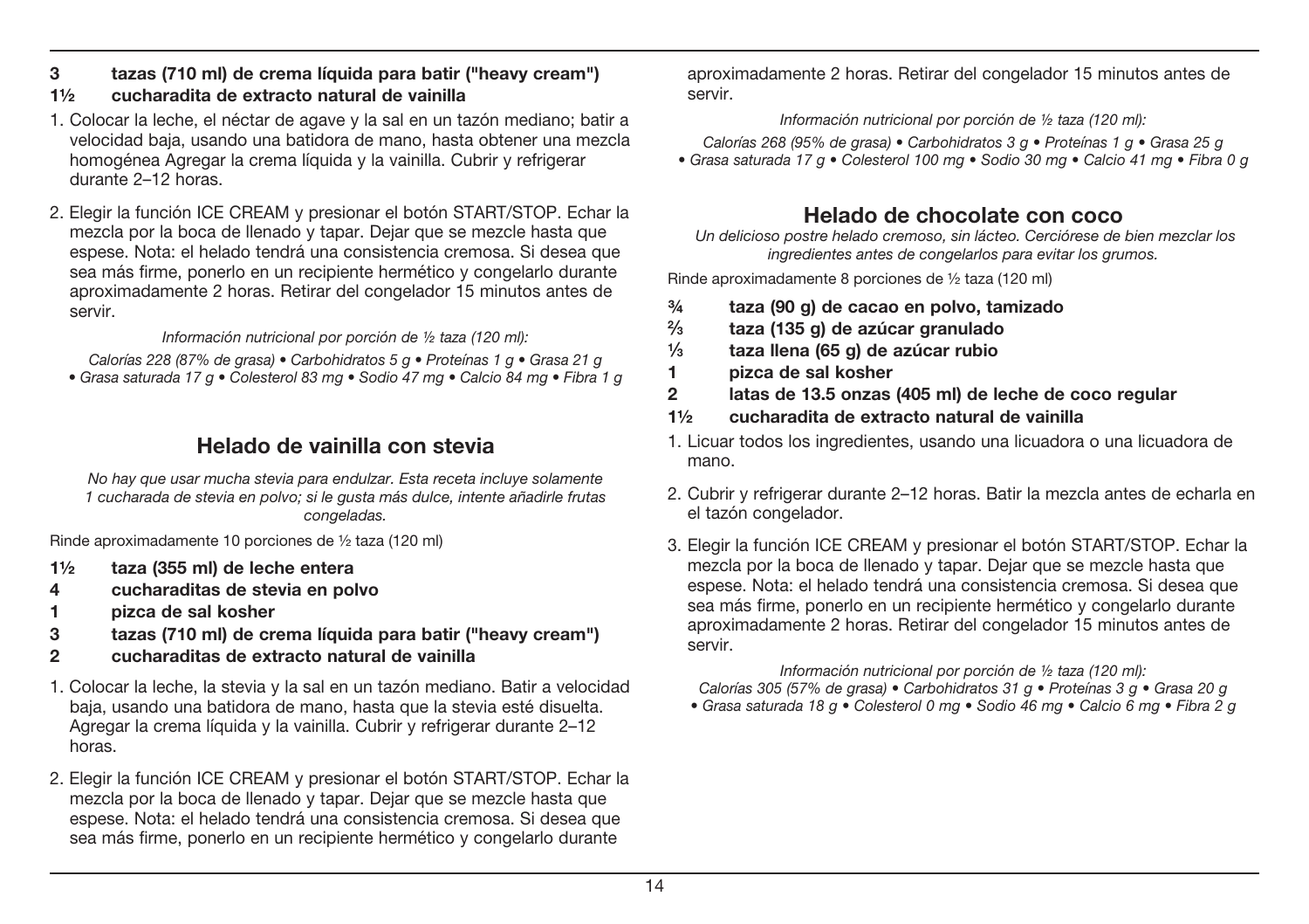**3 tazas (710 ml) de crema líquida para batir ("heavy cream")**
**1½ cucharadita de extracto natural de vainilla**

1. Colocar la leche, el néctar de agave y la sal en un tazón mediano; batir a velocidad baja, usando una batidora de mano, hasta obtener una mezcla homogénea Agregar la crema líquida y la vainilla. Cubrir y refrigerar durante 2–12 horas.

2. Elegir la función ICE CREAM y presionar el botón START/STOP. Echar la mezcla por la boca de llenado y tapar. Dejar que se mezcle hasta que espese. Nota: el helado tendrá una consistencia cremosa. Si desea que sea más firme, ponerlo en un recipiente hermético y congelarlo durante aproximadamente 2 horas. Retirar del congelador 15 minutos antes de servir.

*Información nutricional por porción de ½ taza (120 ml):*

*Calorías 228 (87% de grasa) • Carbohidratos 5 g • Proteínas 1 g • Grasa 21 g • Grasa saturada 17 g • Colesterol 83 mg • Sodio 47 mg • Calcio 84 mg • Fibra 1 g*

## Helado de vainilla con stevia

*No hay que usar mucha stevia para endulzar. Esta receta incluye solamente 1 cucharada de stevia en polvo; si le gusta más dulce, intente añadirle frutas congeladas.*

Rinde aproximadamente 10 porciones de ½ taza (120 ml)

**1½ taza (355 ml) de leche entera**
**4 cucharaditas de stevia en polvo**
**1 pizca de sal kosher**
**3 tazas (710 ml) de crema líquida para batir ("heavy cream")**
**2 cucharaditas de extracto natural de vainilla**

1. Colocar la leche, la stevia y la sal en un tazón mediano. Batir a velocidad baja, usando una batidora de mano, hasta que la stevia esté disuelta. Agregar la crema líquida y la vainilla. Cubrir y refrigerar durante 2–12 horas.

2. Elegir la función ICE CREAM y presionar el botón START/STOP. Echar la mezcla por la boca de llenado y tapar. Dejar que se mezcle hasta que espese. Nota: el helado tendrá una consistencia cremosa. Si desea que sea más firme, ponerlo en un recipiente hermético y congelarlo durante aproximadamente 2 horas. Retirar del congelador 15 minutos antes de servir.

*Información nutricional por porción de ½ taza (120 ml):*

*Calorías 268 (95% de grasa) • Carbohidratos 3 g • Proteínas 1 g • Grasa 25 g • Grasa saturada 17 g • Colesterol 100 mg • Sodio 30 mg • Calcio 41 mg • Fibra 0 g*

## Helado de chocolate con coco

*Un delicioso postre helado cremoso, sin lácteo. Cerciórese de bien mezclar los ingredientes antes de congelarlos para evitar los grumos.*

Rinde aproximadamente 8 porciones de ½ taza (120 ml)

**¾ taza (90 g) de cacao en polvo, tamizado**
**⅔ taza (135 g) de azúcar granulado**
**⅓ taza llena (65 g) de azúcar rubio**
**1 pizca de sal kosher**
**2 latas de 13.5 onzas (405 ml) de leche de coco regular**
**1½ cucharadita de extracto natural de vainilla**

1. Licuar todos los ingredientes, usando una licuadora o una licuadora de mano.

2. Cubrir y refrigerar durante 2–12 horas. Batir la mezcla antes de echarla en el tazón congelador.

3. Elegir la función ICE CREAM y presionar el botón START/STOP. Echar la mezcla por la boca de llenado y tapar. Dejar que se mezcle hasta que espese. Nota: el helado tendrá una consistencia cremosa. Si desea que sea más firme, ponerlo en un recipiente hermético y congelarlo durante aproximadamente 2 horas. Retirar del congelador 15 minutos antes de servir.

*Información nutricional por porción de ½ taza (120 ml):*

*Calorías 305 (57% de grasa) • Carbohidratos 31 g • Proteínas 3 g • Grasa 20 g • Grasa saturada 18 g • Colesterol 0 mg • Sodio 46 mg • Calcio 6 mg • Fibra 2 g*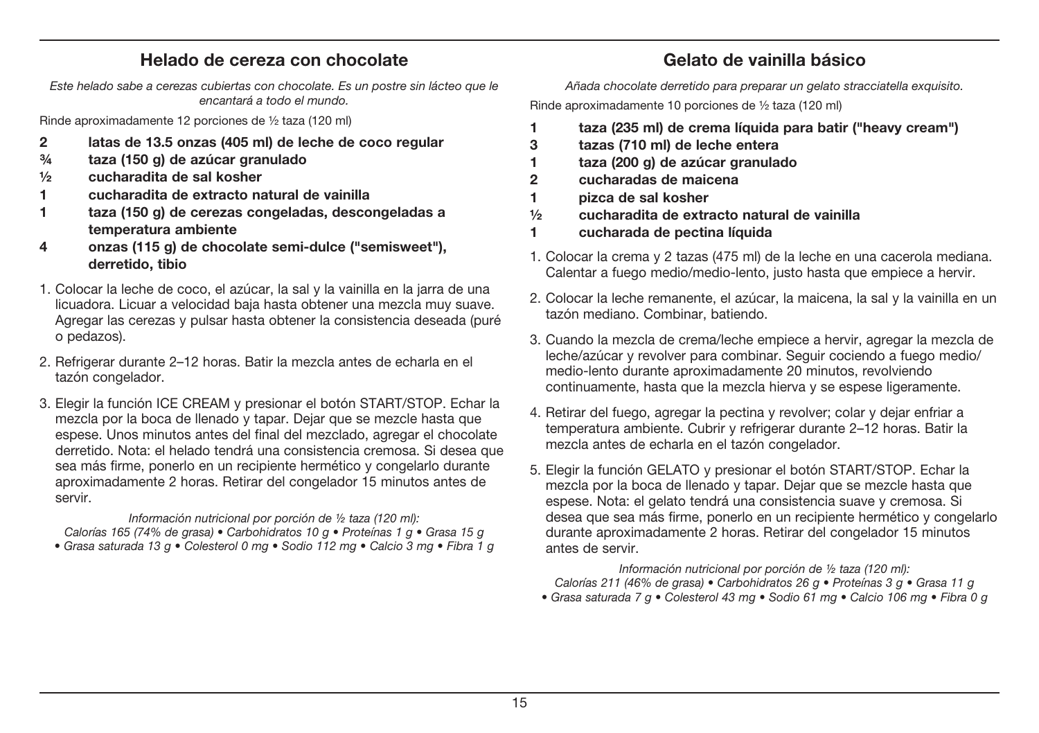## Helado de cereza con chocolate

*Este helado sabe a cerezas cubiertas con chocolate. Es un postre sin lácteo que le encantará a todo el mundo.*

Rinde aproximadamente 12 porciones de ½ taza (120 ml)

- **2 latas de 13.5 onzas (405 ml) de leche de coco regular**
- **¾ taza (150 g) de azúcar granulado**
- **½ cucharadita de sal kosher**
- **1 cucharadita de extracto natural de vainilla**
- **1 taza (150 g) de cerezas congeladas, descongeladas a temperatura ambiente**
- **4 onzas (115 g) de chocolate semi-dulce ("semisweet"), derretido, tibio**

1. Colocar la leche de coco, el azúcar, la sal y la vainilla en la jarra de una licuadora. Licuar a velocidad baja hasta obtener una mezcla muy suave. Agregar las cerezas y pulsar hasta obtener la consistencia deseada (puré o pedazos).
2. Refrigerar durante 2–12 horas. Batir la mezcla antes de echarla en el tazón congelador.
3. Elegir la función ICE CREAM y presionar el botón START/STOP. Echar la mezcla por la boca de llenado y tapar. Dejar que se mezcle hasta que espese. Unos minutos antes del final del mezclado, agregar el chocolate derretido. Nota: el helado tendrá una consistencia cremosa. Si desea que sea más firme, ponerlo en un recipiente hermético y congelarlo durante aproximadamente 2 horas. Retirar del congelador 15 minutos antes de servir.

*Información nutricional por porción de ½ taza (120 ml):*
*Calorías 165 (74% de grasa) • Carbohidratos 10 g • Proteínas 1 g • Grasa 15 g • Grasa saturada 13 g • Colesterol 0 mg • Sodio 112 mg • Calcio 3 mg • Fibra 1 g*

## Gelato de vainilla básico

*Añada chocolate derretido para preparar un gelato stracciatella exquisito.*

Rinde aproximadamente 10 porciones de ½ taza (120 ml)

- **1 taza (235 ml) de crema líquida para batir ("heavy cream")**
- **3 tazas (710 ml) de leche entera**
- **1 taza (200 g) de azúcar granulado**
- **2 cucharadas de maicena**
- **1 pizca de sal kosher**
- **½ cucharadita de extracto natural de vainilla**
- **1 cucharada de pectina líquida**

1. Colocar la crema y 2 tazas (475 ml) de la leche en una cacerola mediana. Calentar a fuego medio/medio-lento, justo hasta que empiece a hervir.
2. Colocar la leche remanente, el azúcar, la maicena, la sal y la vainilla en un tazón mediano. Combinar, batiendo.
3. Cuando la mezcla de crema/leche empiece a hervir, agregar la mezcla de leche/azúcar y revolver para combinar. Seguir cociendo a fuego medio/medio-lento durante aproximadamente 20 minutos, revolviendo continuamente, hasta que la mezcla hierva y se espese ligeramente.
4. Retirar del fuego, agregar la pectina y revolver; colar y dejar enfriar a temperatura ambiente. Cubrir y refrigerar durante 2–12 horas. Batir la mezcla antes de echarla en el tazón congelador.
5. Elegir la función GELATO y presionar el botón START/STOP. Echar la mezcla por la boca de llenado y tapar. Dejar que se mezcle hasta que espese. Nota: el gelato tendrá una consistencia suave y cremosa. Si desea que sea más firme, ponerlo en un recipiente hermético y congelarlo durante aproximadamente 2 horas. Retirar del congelador 15 minutos antes de servir.

*Información nutricional por porción de ½ taza (120 ml):*
*Calorías 211 (46% de grasa) • Carbohidratos 26 g • Proteínas 3 g • Grasa 11 g • Grasa saturada 7 g • Colesterol 43 mg • Sodio 61 mg • Calcio 106 mg • Fibra 0 g*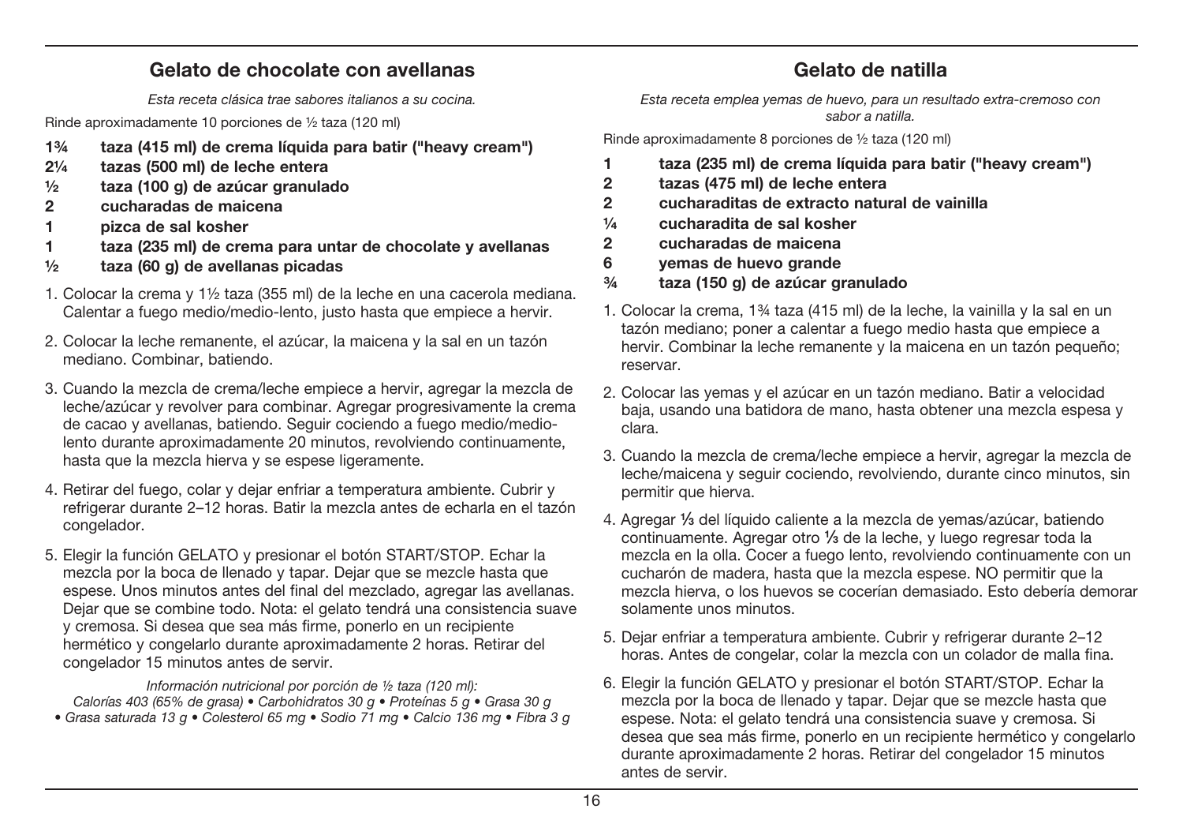## Gelato de chocolate con avellanas

*Esta receta clásica trae sabores italianos a su cocina.*

Rinde aproximadamente 10 porciones de ½ taza (120 ml)

- **1¾ taza (415 ml) de crema líquida para batir ("heavy cream")**
- **2¼ tazas (500 ml) de leche entera**
- **½ taza (100 g) de azúcar granulado**
- **2 cucharadas de maicena**
- **1 pizca de sal kosher**
- **1 taza (235 ml) de crema para untar de chocolate y avellanas**
- **½ taza (60 g) de avellanas picadas**

1. Colocar la crema y 1½ taza (355 ml) de la leche en una cacerola mediana. Calentar a fuego medio/medio-lento, justo hasta que empiece a hervir.
2. Colocar la leche remanente, el azúcar, la maicena y la sal en un tazón mediano. Combinar, batiendo.
3. Cuando la mezcla de crema/leche empiece a hervir, agregar la mezcla de leche/azúcar y revolver para combinar. Agregar progresivamente la crema de cacao y avellanas, batiendo. Seguir cociendo a fuego medio/medio-lento durante aproximadamente 20 minutos, revolviendo continuamente, hasta que la mezcla hierva y se espese ligeramente.
4. Retirar del fuego, colar y dejar enfriar a temperatura ambiente. Cubrir y refrigerar durante 2–12 horas. Batir la mezcla antes de echarla en el tazón congelador.
5. Elegir la función GELATO y presionar el botón START/STOP. Echar la mezcla por la boca de llenado y tapar. Dejar que se mezcle hasta que espese. Unos minutos antes del final del mezclado, agregar las avellanas. Dejar que se combine todo. Nota: el gelato tendrá una consistencia suave y cremosa. Si desea que sea más firme, ponerlo en un recipiente hermético y congelarlo durante aproximadamente 2 horas. Retirar del congelador 15 minutos antes de servir.

*Información nutricional por porción de ½ taza (120 ml):*
*Calorías 403 (65% de grasa) • Carbohidratos 30 g • Proteínas 5 g • Grasa 30 g • Grasa saturada 13 g • Colesterol 65 mg • Sodio 71 mg • Calcio 136 mg • Fibra 3 g*

## Gelato de natilla

*Esta receta emplea yemas de huevo, para un resultado extra-cremoso con sabor a natilla.*

Rinde aproximadamente 8 porciones de ½ taza (120 ml)

- **1 taza (235 ml) de crema líquida para batir ("heavy cream")**
- **2 tazas (475 ml) de leche entera**
- **2 cucharaditas de extracto natural de vainilla**
- **¼ cucharadita de sal kosher**
- **2 cucharadas de maicena**
- **6 yemas de huevo grande**
- **¾ taza (150 g) de azúcar granulado**

1. Colocar la crema, 1¾ taza (415 ml) de la leche, la vainilla y la sal en un tazón mediano; poner a calentar a fuego medio hasta que empiece a hervir. Combinar la leche remanente y la maicena en un tazón pequeño; reservar.
2. Colocar las yemas y el azúcar en un tazón mediano. Batir a velocidad baja, usando una batidora de mano, hasta obtener una mezcla espesa y clara.
3. Cuando la mezcla de crema/leche empiece a hervir, agregar la mezcla de leche/maicena y seguir cociendo, revolviendo, durante cinco minutos, sin permitir que hierva.
4. Agregar ⅓ del líquido caliente a la mezcla de yemas/azúcar, batiendo continuamente. Agregar otro ⅓ de la leche, y luego regresar toda la mezcla en la olla. Cocer a fuego lento, revolviendo continuamente con un cucharón de madera, hasta que la mezcla espese. NO permitir que la mezcla hierva, o los huevos se cocerían demasiado. Esto debería demorar solamente unos minutos.
5. Dejar enfriar a temperatura ambiente. Cubrir y refrigerar durante 2–12 horas. Antes de congelar, colar la mezcla con un colador de malla fina.
6. Elegir la función GELATO y presionar el botón START/STOP. Echar la mezcla por la boca de llenado y tapar. Dejar que se mezcle hasta que espese. Nota: el gelato tendrá una consistencia suave y cremosa. Si desea que sea más firme, ponerlo en un recipiente hermético y congelarlo durante aproximadamente 2 horas. Retirar del congelador 15 minutos antes de servir.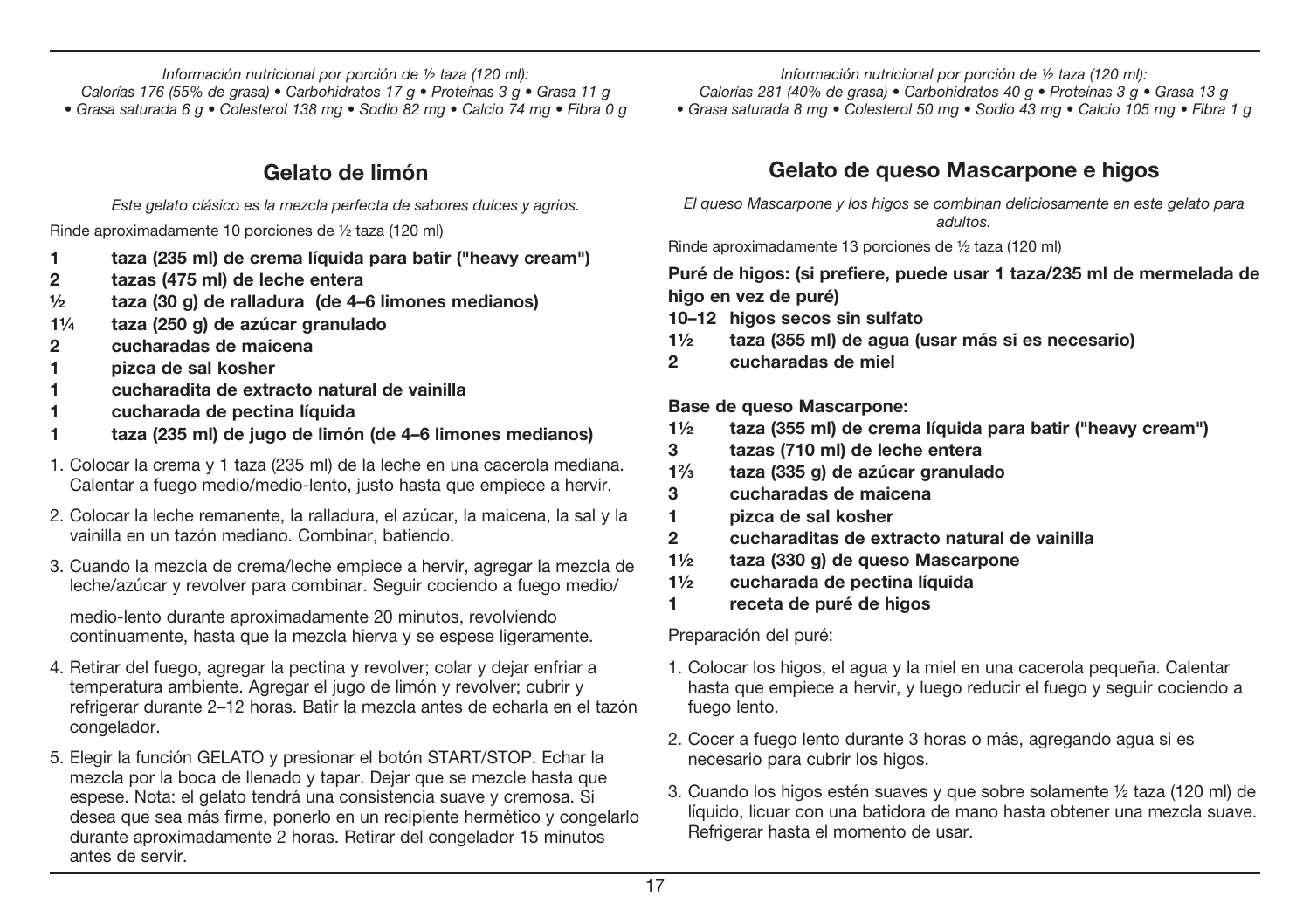*Información nutricional por porción de ½ taza (120 ml):*
*Calorías 176 (55% de grasa) • Carbohidratos 17 g • Proteínas 3 g • Grasa 11 g • Grasa saturada 6 g • Colesterol 138 mg • Sodio 82 mg • Calcio 74 mg • Fibra 0 g*

## Gelato de limón

*Este gelato clásico es la mezcla perfecta de sabores dulces y agrios.*

Rinde aproximadamente 10 porciones de ½ taza (120 ml)

**1 taza (235 ml) de crema líquida para batir ("heavy cream")**
**2 tazas (475 ml) de leche entera**
**½ taza (30 g) de ralladura (de 4–6 limones medianos)**
**1¼ taza (250 g) de azúcar granulado**
**2 cucharadas de maicena**
**1 pizca de sal kosher**
**1 cucharadita de extracto natural de vainilla**
**1 cucharada de pectina líquida**
**1 taza (235 ml) de jugo de limón (de 4–6 limones medianos)**

1. Colocar la crema y 1 taza (235 ml) de la leche en una cacerola mediana. Calentar a fuego medio/medio-lento, justo hasta que empiece a hervir.
2. Colocar la leche remanente, la ralladura, el azúcar, la maicena, la sal y la vainilla en un tazón mediano. Combinar, batiendo.
3. Cuando la mezcla de crema/leche empiece a hervir, agregar la mezcla de leche/azúcar y revolver para combinar. Seguir cociendo a fuego medio/medio-lento durante aproximadamente 20 minutos, revolviendo continuamente, hasta que la mezcla hierva y se espese ligeramente.
4. Retirar del fuego, agregar la pectina y revolver; colar y dejar enfriar a temperatura ambiente. Agregar el jugo de limón y revolver; cubrir y refrigerar durante 2–12 horas. Batir la mezcla antes de echarla en el tazón congelador.
5. Elegir la función GELATO y presionar el botón START/STOP. Echar la mezcla por la boca de llenado y tapar. Dejar que se mezcle hasta que espese. Nota: el gelato tendrá una consistencia suave y cremosa. Si desea que sea más firme, ponerlo en un recipiente hermético y congelarlo durante aproximadamente 2 horas. Retirar del congelador 15 minutos antes de servir.

*Información nutricional por porción de ½ taza (120 ml):*
*Calorías 281 (40% de grasa) • Carbohidratos 40 g • Proteínas 3 g • Grasa 13 g • Grasa saturada 8 mg • Colesterol 50 mg • Sodio 43 mg • Calcio 105 mg • Fibra 1 g*

## Gelato de queso Mascarpone e higos

*El queso Mascarpone y los higos se combinan deliciosamente en este gelato para adultos.*

Rinde aproximadamente 13 porciones de ½ taza (120 ml)

**Puré de higos: (si prefiere, puede usar 1 taza/235 ml de mermelada de higo en vez de puré)**
**10–12 higos secos sin sulfato**
**1½ taza (355 ml) de agua (usar más si es necesario)**
**2 cucharadas de miel**

**Base de queso Mascarpone:**
**1½ taza (355 ml) de crema líquida para batir ("heavy cream")**
**3 tazas (710 ml) de leche entera**
**1⅔ taza (335 g) de azúcar granulado**
**3 cucharadas de maicena**
**1 pizca de sal kosher**
**2 cucharaditas de extracto natural de vainilla**
**1½ taza (330 g) de queso Mascarpone**
**1½ cucharada de pectina líquida**
**1 receta de puré de higos**

Preparación del puré:

1. Colocar los higos, el agua y la miel en una cacerola pequeña. Calentar hasta que empiece a hervir, y luego reducir el fuego y seguir cociendo a fuego lento.
2. Cocer a fuego lento durante 3 horas o más, agregando agua si es necesario para cubrir los higos.
3. Cuando los higos estén suaves y que sobre solamente ½ taza (120 ml) de líquido, licuar con una batidora de mano hasta obtener una mezcla suave. Refrigerar hasta el momento de usar.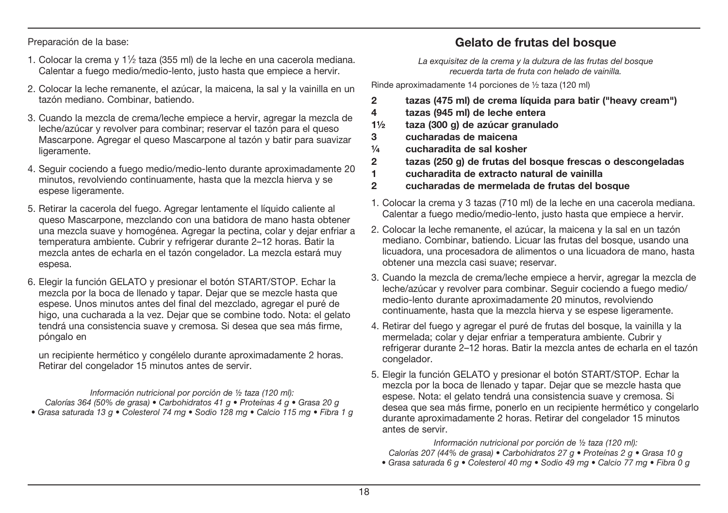Preparación de la base:

1. Colocar la crema y 1½ taza (355 ml) de la leche en una cacerola mediana. Calentar a fuego medio/medio-lento, justo hasta que empiece a hervir.
2. Colocar la leche remanente, el azúcar, la maicena, la sal y la vainilla en un tazón mediano. Combinar, batiendo.
3. Cuando la mezcla de crema/leche empiece a hervir, agregar la mezcla de leche/azúcar y revolver para combinar; reservar el tazón para el queso Mascarpone. Agregar el queso Mascarpone al tazón y batir para suavizar ligeramente.
4. Seguir cociendo a fuego medio/medio-lento durante aproximadamente 20 minutos, revolviendo continuamente, hasta que la mezcla hierva y se espese ligeramente.
5. Retirar la cacerola del fuego. Agregar lentamente el líquido caliente al queso Mascarpone, mezclando con una batidora de mano hasta obtener una mezcla suave y homogénea. Agregar la pectina, colar y dejar enfriar a temperatura ambiente. Cubrir y refrigerar durante 2–12 horas. Batir la mezcla antes de echarla en el tazón congelador. La mezcla estará muy espesa.
6. Elegir la función GELATO y presionar el botón START/STOP. Echar la mezcla por la boca de llenado y tapar. Dejar que se mezcle hasta que espese. Unos minutos antes del final del mezclado, agregar el puré de higo, una cucharada a la vez. Dejar que se combine todo. Nota: el gelato tendrá una consistencia suave y cremosa. Si desea que sea más firme, póngalo en

   un recipiente hermético y congélelo durante aproximadamente 2 horas. Retirar del congelador 15 minutos antes de servir.

*Información nutricional por porción de ½ taza (120 ml):*
*Calorías 364 (50% de grasa) • Carbohidratos 41 g • Proteínas 4 g • Grasa 20 g • Grasa saturada 13 g • Colesterol 74 mg • Sodio 128 mg • Calcio 115 mg • Fibra 1 g*

## Gelato de frutas del bosque

*La exquisitez de la crema y la dulzura de las frutas del bosque recuerda tarta de fruta con helado de vainilla.*

Rinde aproximadamente 14 porciones de ½ taza (120 ml)

**2 tazas (475 ml) de crema líquida para batir ("heavy cream")**
**4 tazas (945 ml) de leche entera**
**1½ taza (300 g) de azúcar granulado**
**3 cucharadas de maicena**
**¼ cucharadita de sal kosher**
**2 tazas (250 g) de frutas del bosque frescas o descongeladas**
**1 cucharadita de extracto natural de vainilla**
**2 cucharadas de mermelada de frutas del bosque**

1. Colocar la crema y 3 tazas (710 ml) de la leche en una cacerola mediana. Calentar a fuego medio/medio-lento, justo hasta que empiece a hervir.
2. Colocar la leche remanente, el azúcar, la maicena y la sal en un tazón mediano. Combinar, batiendo. Licuar las frutas del bosque, usando una licuadora, una procesadora de alimentos o una licuadora de mano, hasta obtener una mezcla casi suave; reservar.
3. Cuando la mezcla de crema/leche empiece a hervir, agregar la mezcla de leche/azúcar y revolver para combinar. Seguir cociendo a fuego medio/medio-lento durante aproximadamente 20 minutos, revolviendo continuamente, hasta que la mezcla hierva y se espese ligeramente.
4. Retirar del fuego y agregar el puré de frutas del bosque, la vainilla y la mermelada; colar y dejar enfriar a temperatura ambiente. Cubrir y refrigerar durante 2–12 horas. Batir la mezcla antes de echarla en el tazón congelador.
5. Elegir la función GELATO y presionar el botón START/STOP. Echar la mezcla por la boca de llenado y tapar. Dejar que se mezcle hasta que espese. Nota: el gelato tendrá una consistencia suave y cremosa. Si desea que sea más firme, ponerlo en un recipiente hermético y congelarlo durante aproximadamente 2 horas. Retirar del congelador 15 minutos antes de servir.

*Información nutricional por porción de ½ taza (120 ml):*
*Calorías 207 (44% de grasa) • Carbohidratos 27 g • Proteínas 2 g • Grasa 10 g • Grasa saturada 6 g • Colesterol 40 mg • Sodio 49 mg • Calcio 77 mg • Fibra 0 g*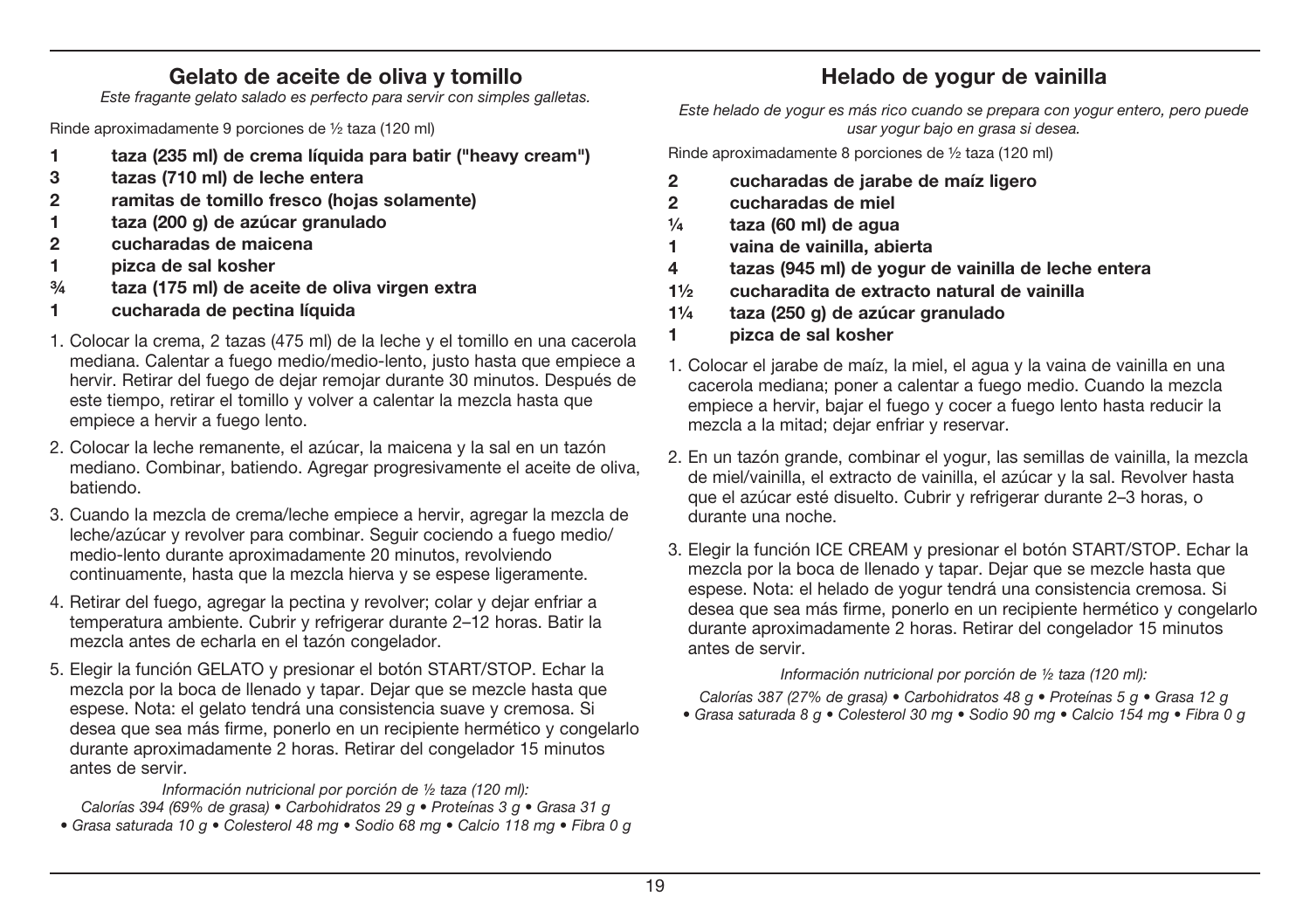## Gelato de aceite de oliva y tomillo

*Este fragante gelato salado es perfecto para servir con simples galletas.*

Rinde aproximadamente 9 porciones de ½ taza (120 ml)

- **1 taza (235 ml) de crema líquida para batir ("heavy cream")**
- **3 tazas (710 ml) de leche entera**
- **2 ramitas de tomillo fresco (hojas solamente)**
- **1 taza (200 g) de azúcar granulado**
- **2 cucharadas de maicena**
- **1 pizca de sal kosher**
- **¾ taza (175 ml) de aceite de oliva virgen extra**
- **1 cucharada de pectina líquida**

1. Colocar la crema, 2 tazas (475 ml) de la leche y el tomillo en una cacerola mediana. Calentar a fuego medio/medio-lento, justo hasta que empiece a hervir. Retirar del fuego de dejar remojar durante 30 minutos. Después de este tiempo, retirar el tomillo y volver a calentar la mezcla hasta que empiece a hervir a fuego lento.
2. Colocar la leche remanente, el azúcar, la maicena y la sal en un tazón mediano. Combinar, batiendo. Agregar progresivamente el aceite de oliva, batiendo.
3. Cuando la mezcla de crema/leche empiece a hervir, agregar la mezcla de leche/azúcar y revolver para combinar. Seguir cociendo a fuego medio/ medio-lento durante aproximadamente 20 minutos, revolviendo continuamente, hasta que la mezcla hierva y se espese ligeramente.
4. Retirar del fuego, agregar la pectina y revolver; colar y dejar enfriar a temperatura ambiente. Cubrir y refrigerar durante 2–12 horas. Batir la mezcla antes de echarla en el tazón congelador.
5. Elegir la función GELATO y presionar el botón START/STOP. Echar la mezcla por la boca de llenado y tapar. Dejar que se mezcle hasta que espese. Nota: el gelato tendrá una consistencia suave y cremosa. Si desea que sea más firme, ponerlo en un recipiente hermético y congelarlo durante aproximadamente 2 horas. Retirar del congelador 15 minutos antes de servir.

*Información nutricional por porción de ½ taza (120 ml):*
*Calorías 394 (69% de grasa) • Carbohidratos 29 g • Proteínas 3 g • Grasa 31 g • Grasa saturada 10 g • Colesterol 48 mg • Sodio 68 mg • Calcio 118 mg • Fibra 0 g*

## Helado de yogur de vainilla

*Este helado de yogur es más rico cuando se prepara con yogur entero, pero puede usar yogur bajo en grasa si desea.*

Rinde aproximadamente 8 porciones de ½ taza (120 ml)

- **2 cucharadas de jarabe de maíz ligero**
- **2 cucharadas de miel**
- **¼ taza (60 ml) de agua**
- **1 vaina de vainilla, abierta**
- **4 tazas (945 ml) de yogur de vainilla de leche entera**
- **1½ cucharadita de extracto natural de vainilla**
- **1¼ taza (250 g) de azúcar granulado**
- **1 pizca de sal kosher**

1. Colocar el jarabe de maíz, la miel, el agua y la vaina de vainilla en una cacerola mediana; poner a calentar a fuego medio. Cuando la mezcla empiece a hervir, bajar el fuego y cocer a fuego lento hasta reducir la mezcla a la mitad; dejar enfriar y reservar.
2. En un tazón grande, combinar el yogur, las semillas de vainilla, la mezcla de miel/vainilla, el extracto de vainilla, el azúcar y la sal. Revolver hasta que el azúcar esté disuelto. Cubrir y refrigerar durante 2–3 horas, o durante una noche.
3. Elegir la función ICE CREAM y presionar el botón START/STOP. Echar la mezcla por la boca de llenado y tapar. Dejar que se mezcle hasta que espese. Nota: el helado de yogur tendrá una consistencia cremosa. Si desea que sea más firme, ponerlo en un recipiente hermético y congelarlo durante aproximadamente 2 horas. Retirar del congelador 15 minutos antes de servir.

*Información nutricional por porción de ½ taza (120 ml):*
*Calorías 387 (27% de grasa) • Carbohidratos 48 g • Proteínas 5 g • Grasa 12 g • Grasa saturada 8 g • Colesterol 30 mg • Sodio 90 mg • Calcio 154 mg • Fibra 0 g*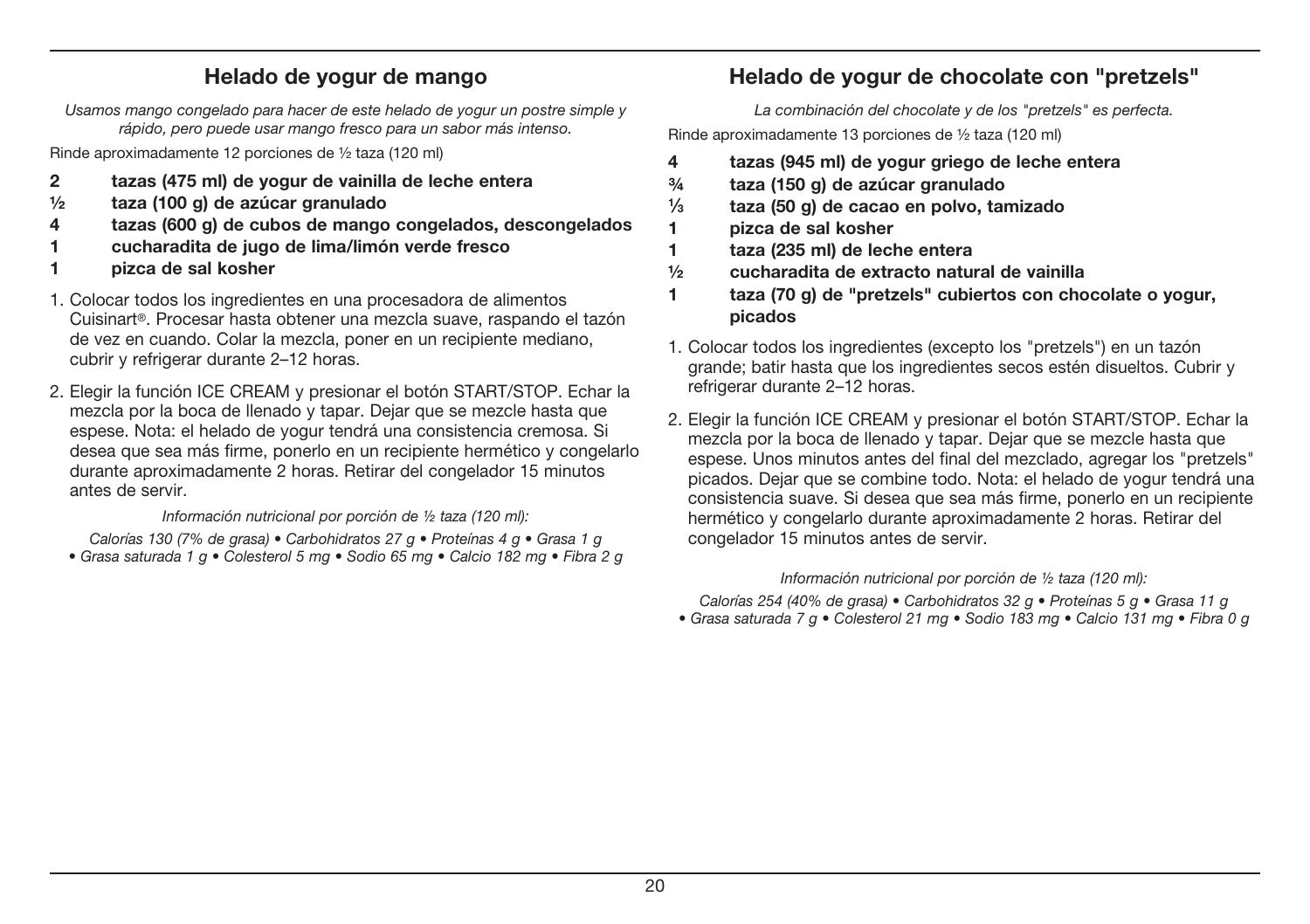## Helado de yogur de mango

*Usamos mango congelado para hacer de este helado de yogur un postre simple y rápido, pero puede usar mango fresco para un sabor más intenso.*

Rinde aproximadamente 12 porciones de ½ taza (120 ml)

- **2 tazas (475 ml) de yogur de vainilla de leche entera**
- **½ taza (100 g) de azúcar granulado**
- **4 tazas (600 g) de cubos de mango congelados, descongelados**
- **1 cucharadita de jugo de lima/limón verde fresco**
- **1 pizca de sal kosher**

1. Colocar todos los ingredientes en una procesadora de alimentos Cuisinart®. Procesar hasta obtener una mezcla suave, raspando el tazón de vez en cuando. Colar la mezcla, poner en un recipiente mediano, cubrir y refrigerar durante 2–12 horas.
2. Elegir la función ICE CREAM y presionar el botón START/STOP. Echar la mezcla por la boca de llenado y tapar. Dejar que se mezcle hasta que espese. Nota: el helado de yogur tendrá una consistencia cremosa. Si desea que sea más firme, ponerlo en un recipiente hermético y congelarlo durante aproximadamente 2 horas. Retirar del congelador 15 minutos antes de servir.

*Información nutricional por porción de ½ taza (120 ml):*

*Calorías 130 (7% de grasa) • Carbohidratos 27 g • Proteínas 4 g • Grasa 1 g • Grasa saturada 1 g • Colesterol 5 mg • Sodio 65 mg • Calcio 182 mg • Fibra 2 g*

## Helado de yogur de chocolate con "pretzels"

*La combinación del chocolate y de los "pretzels" es perfecta.*

Rinde aproximadamente 13 porciones de ½ taza (120 ml)

- **4 tazas (945 ml) de yogur griego de leche entera**
- **¾ taza (150 g) de azúcar granulado**
- **⅓ taza (50 g) de cacao en polvo, tamizado**
- **1 pizca de sal kosher**
- **1 taza (235 ml) de leche entera**
- **½ cucharadita de extracto natural de vainilla**
- **1 taza (70 g) de "pretzels" cubiertos con chocolate o yogur, picados**

1. Colocar todos los ingredientes (excepto los "pretzels") en un tazón grande; batir hasta que los ingredientes secos estén disueltos. Cubrir y refrigerar durante 2–12 horas.
2. Elegir la función ICE CREAM y presionar el botón START/STOP. Echar la mezcla por la boca de llenado y tapar. Dejar que se mezcle hasta que espese. Unos minutos antes del final del mezclado, agregar los "pretzels" picados. Dejar que se combine todo. Nota: el helado de yogur tendrá una consistencia suave. Si desea que sea más firme, ponerlo en un recipiente hermético y congelarlo durante aproximadamente 2 horas. Retirar del congelador 15 minutos antes de servir.

*Información nutricional por porción de ½ taza (120 ml):*

*Calorías 254 (40% de grasa) • Carbohidratos 32 g • Proteínas 5 g • Grasa 11 g • Grasa saturada 7 g • Colesterol 21 mg • Sodio 183 mg • Calcio 131 mg • Fibra 0 g*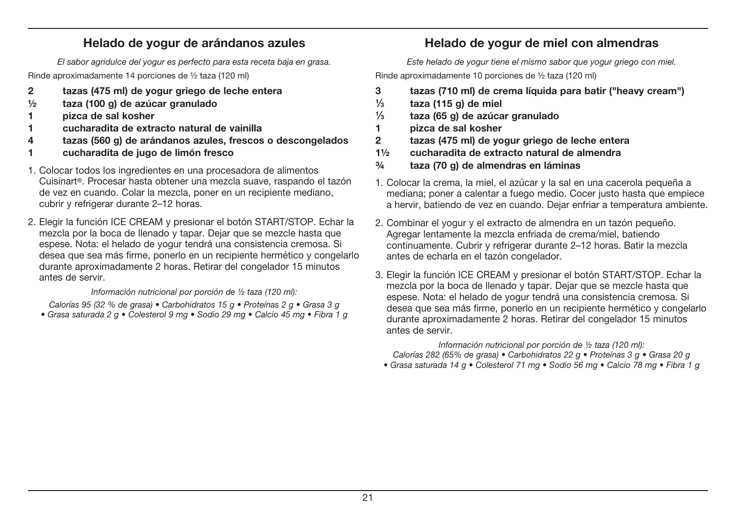## Helado de yogur de arándanos azules

*El sabor agridulce del yogur es perfecto para esta receta baja en grasa.*

Rinde aproximadamente 14 porciones de ½ taza (120 ml)

- **2 tazas (475 ml) de yogur griego de leche entera**
- **½ taza (100 g) de azúcar granulado**
- **1 pizca de sal kosher**
- **1 cucharadita de extracto natural de vainilla**
- **4 tazas (560 g) de arándanos azules, frescos o descongelados**
- **1 cucharadita de jugo de limón fresco**

1. Colocar todos los ingredientes en una procesadora de alimentos Cuisinart®. Procesar hasta obtener una mezcla suave, raspando el tazón de vez en cuando. Colar la mezcla, poner en un recipiente mediano, cubrir y refrigerar durante 2–12 horas.
2. Elegir la función ICE CREAM y presionar el botón START/STOP. Echar la mezcla por la boca de llenado y tapar. Dejar que se mezcle hasta que espese. Nota: el helado de yogur tendrá una consistencia cremosa. Si desea que sea más firme, ponerlo en un recipiente hermético y congelarlo durante aproximadamente 2 horas. Retirar del congelador 15 minutos antes de servir.

*Información nutricional por porción de ½ taza (120 ml):*

*Calorías 95 (32 % de grasa) • Carbohidratos 15 g • Proteínas 2 g • Grasa 3 g • Grasa saturada 2 g • Colesterol 9 mg • Sodio 29 mg • Calcio 45 mg • Fibra 1 g*

## Helado de yogur de miel con almendras

*Este helado de yogur tiene el mismo sabor que yogur griego con miel.*

Rinde aproximadamente 10 porciones de ½ taza (120 ml)

- **3 tazas (710 ml) de crema líquida para batir ("heavy cream")**
- **⅓ taza (115 g) de miel**
- **⅓ taza (65 g) de azúcar granulado**
- **1 pizca de sal kosher**
- **2 tazas (475 ml) de yogur griego de leche entera**
- **1½ cucharadita de extracto natural de almendra**
- **¾ taza (70 g) de almendras en láminas**

1. Colocar la crema, la miel, el azúcar y la sal en una cacerola pequeña a mediana; poner a calentar a fuego medio. Cocer justo hasta que empiece a hervir, batiendo de vez en cuando. Dejar enfriar a temperatura ambiente.
2. Combinar el yogur y el extracto de almendra en un tazón pequeño. Agregar lentamente la mezcla enfriada de crema/miel, batiendo continuamente. Cubrir y refrigerar durante 2–12 horas. Batir la mezcla antes de echarla en el tazón congelador.
3. Elegir la función ICE CREAM y presionar el botón START/STOP. Echar la mezcla por la boca de llenado y tapar. Dejar que se mezcle hasta que espese. Nota: el helado de yogur tendrá una consistencia cremosa. Si desea que sea más firme, ponerlo en un recipiente hermético y congelarlo durante aproximadamente 2 horas. Retirar del congelador 15 minutos antes de servir.

*Información nutricional por porción de ½ taza (120 ml):*

*Calorías 282 (65% de grasa) • Carbohidratos 22 g • Proteínas 3 g • Grasa 20 g • Grasa saturada 14 g • Colesterol 71 mg • Sodio 56 mg • Calcio 78 mg • Fibra 1 g*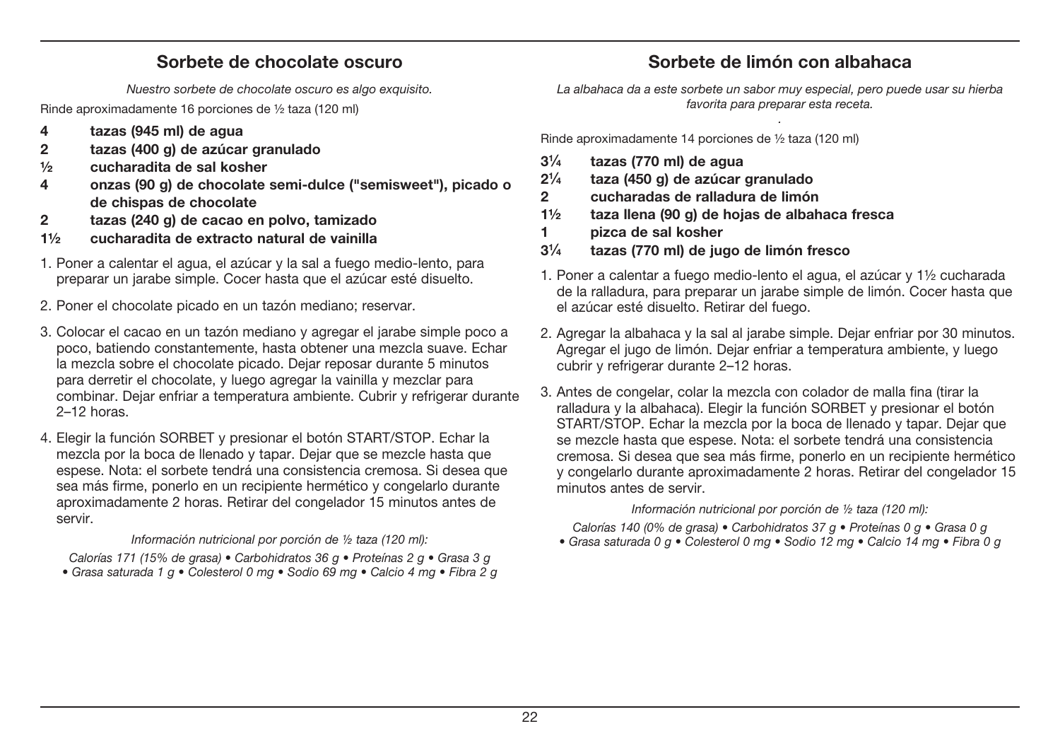## Sorbete de chocolate oscuro

*Nuestro sorbete de chocolate oscuro es algo exquisito.*

Rinde aproximadamente 16 porciones de ½ taza (120 ml)

- **4 tazas (945 ml) de agua**
- **2 tazas (400 g) de azúcar granulado**
- **½ cucharadita de sal kosher**
- **4 onzas (90 g) de chocolate semi-dulce ("semisweet"), picado o de chispas de chocolate**
- **2 tazas (240 g) de cacao en polvo, tamizado**
- **1½ cucharadita de extracto natural de vainilla**

1. Poner a calentar el agua, el azúcar y la sal a fuego medio-lento, para preparar un jarabe simple. Cocer hasta que el azúcar esté disuelto.
2. Poner el chocolate picado en un tazón mediano; reservar.
3. Colocar el cacao en un tazón mediano y agregar el jarabe simple poco a poco, batiendo constantemente, hasta obtener una mezcla suave. Echar la mezcla sobre el chocolate picado. Dejar reposar durante 5 minutos para derretir el chocolate, y luego agregar la vainilla y mezclar para combinar. Dejar enfriar a temperatura ambiente. Cubrir y refrigerar durante 2–12 horas.
4. Elegir la función SORBET y presionar el botón START/STOP. Echar la mezcla por la boca de llenado y tapar. Dejar que se mezcle hasta que espese. Nota: el sorbete tendrá una consistencia cremosa. Si desea que sea más firme, ponerlo en un recipiente hermético y congelarlo durante aproximadamente 2 horas. Retirar del congelador 15 minutos antes de servir.

*Información nutricional por porción de ½ taza (120 ml):*

*Calorías 171 (15% de grasa) • Carbohidratos 36 g • Proteínas 2 g • Grasa 3 g • Grasa saturada 1 g • Colesterol 0 mg • Sodio 69 mg • Calcio 4 mg • Fibra 2 g*

## Sorbete de limón con albahaca

*La albahaca da a este sorbete un sabor muy especial, pero puede usar su hierba favorita para preparar esta receta.*

Rinde aproximadamente 14 porciones de ½ taza (120 ml)

- **3¼ tazas (770 ml) de agua**
- **2¼ taza (450 g) de azúcar granulado**
- **2 cucharadas de ralladura de limón**
- **1½ taza llena (90 g) de hojas de albahaca fresca**
- **1 pizca de sal kosher**
- **3¼ tazas (770 ml) de jugo de limón fresco**

1. Poner a calentar a fuego medio-lento el agua, el azúcar y 1½ cucharada de la ralladura, para preparar un jarabe simple de limón. Cocer hasta que el azúcar esté disuelto. Retirar del fuego.
2. Agregar la albahaca y la sal al jarabe simple. Dejar enfriar por 30 minutos. Agregar el jugo de limón. Dejar enfriar a temperatura ambiente, y luego cubrir y refrigerar durante 2–12 horas.
3. Antes de congelar, colar la mezcla con colador de malla fina (tirar la ralladura y la albahaca). Elegir la función SORBET y presionar el botón START/STOP. Echar la mezcla por la boca de llenado y tapar. Dejar que se mezcle hasta que espese. Nota: el sorbete tendrá una consistencia cremosa. Si desea que sea más firme, ponerlo en un recipiente hermético y congelarlo durante aproximadamente 2 horas. Retirar del congelador 15 minutos antes de servir.

*Información nutricional por porción de ½ taza (120 ml):*

*Calorías 140 (0% de grasa) • Carbohidratos 37 g • Proteínas 0 g • Grasa 0 g • Grasa saturada 0 g • Colesterol 0 mg • Sodio 12 mg • Calcio 14 mg • Fibra 0 g*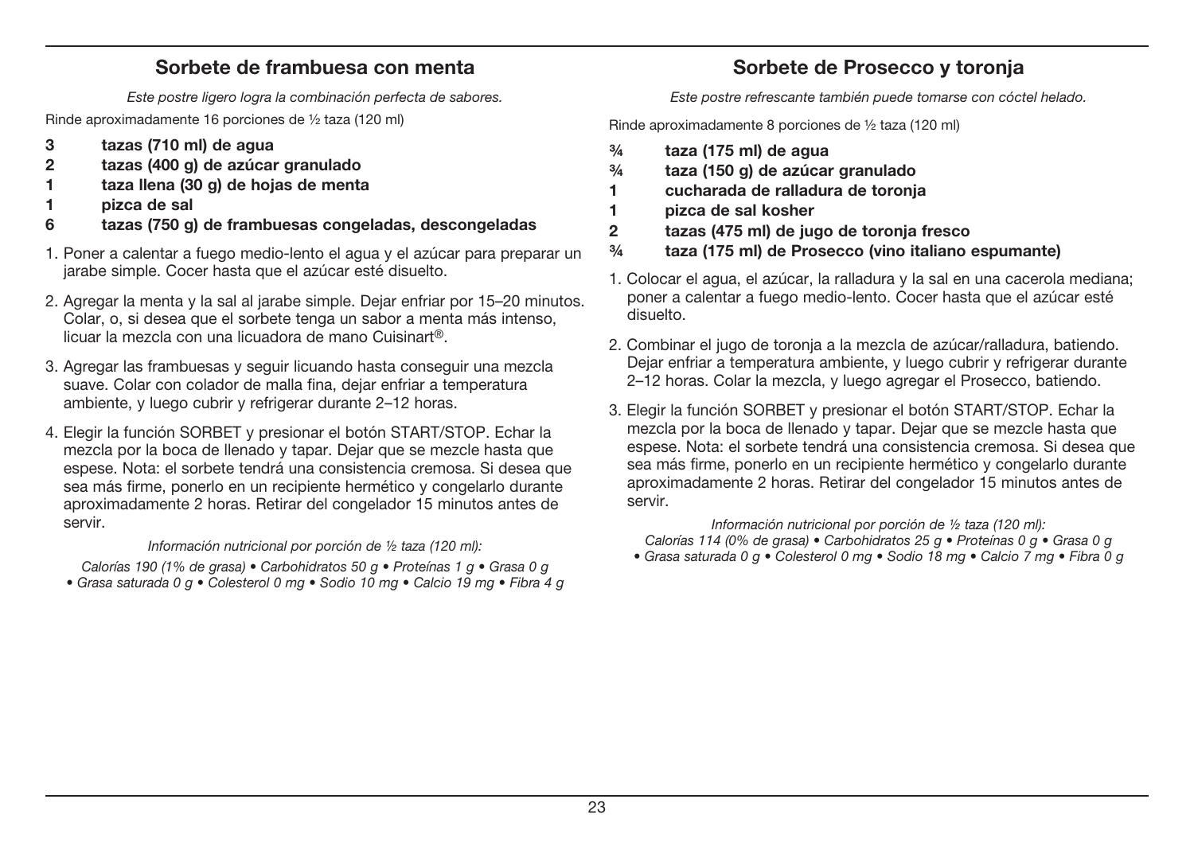## Sorbete de frambuesa con menta

*Este postre ligero logra la combinación perfecta de sabores.*

Rinde aproximadamente 16 porciones de ½ taza (120 ml)

**3 tazas (710 ml) de agua**
**2 tazas (400 g) de azúcar granulado**
**1 taza llena (30 g) de hojas de menta**
**1 pizca de sal**
**6 tazas (750 g) de frambuesas congeladas, descongeladas**

1. Poner a calentar a fuego medio-lento el agua y el azúcar para preparar un jarabe simple. Cocer hasta que el azúcar esté disuelto.
2. Agregar la menta y la sal al jarabe simple. Dejar enfriar por 15–20 minutos. Colar, o, si desea que el sorbete tenga un sabor a menta más intenso, licuar la mezcla con una licuadora de mano Cuisinart®.
3. Agregar las frambuesas y seguir licuando hasta conseguir una mezcla suave. Colar con colador de malla fina, dejar enfriar a temperatura ambiente, y luego cubrir y refrigerar durante 2–12 horas.
4. Elegir la función SORBET y presionar el botón START/STOP. Echar la mezcla por la boca de llenado y tapar. Dejar que se mezcle hasta que espese. Nota: el sorbete tendrá una consistencia cremosa. Si desea que sea más firme, ponerlo en un recipiente hermético y congelarlo durante aproximadamente 2 horas. Retirar del congelador 15 minutos antes de servir.

*Información nutricional por porción de ½ taza (120 ml):*
*Calorías 190 (1% de grasa) • Carbohidratos 50 g • Proteínas 1 g • Grasa 0 g • Grasa saturada 0 g • Colesterol 0 mg • Sodio 10 mg • Calcio 19 mg • Fibra 4 g*

## Sorbete de Prosecco y toronja

*Este postre refrescante también puede tomarse con cóctel helado.*

Rinde aproximadamente 8 porciones de ½ taza (120 ml)

**¾ taza (175 ml) de agua**
**¾ taza (150 g) de azúcar granulado**
**1 cucharada de ralladura de toronja**
**1 pizca de sal kosher**
**2 tazas (475 ml) de jugo de toronja fresco**
**¾ taza (175 ml) de Prosecco (vino italiano espumante)**

1. Colocar el agua, el azúcar, la ralladura y la sal en una cacerola mediana; poner a calentar a fuego medio-lento. Cocer hasta que el azúcar esté disuelto.
2. Combinar el jugo de toronja a la mezcla de azúcar/ralladura, batiendo. Dejar enfriar a temperatura ambiente, y luego cubrir y refrigerar durante 2–12 horas. Colar la mezcla, y luego agregar el Prosecco, batiendo.
3. Elegir la función SORBET y presionar el botón START/STOP. Echar la mezcla por la boca de llenado y tapar. Dejar que se mezcle hasta que espese. Nota: el sorbete tendrá una consistencia cremosa. Si desea que sea más firme, ponerlo en un recipiente hermético y congelarlo durante aproximadamente 2 horas. Retirar del congelador 15 minutos antes de servir.

*Información nutricional por porción de ½ taza (120 ml):*
*Calorías 114 (0% de grasa) • Carbohidratos 25 g • Proteínas 0 g • Grasa 0 g • Grasa saturada 0 g • Colesterol 0 mg • Sodio 18 mg • Calcio 7 mg • Fibra 0 g*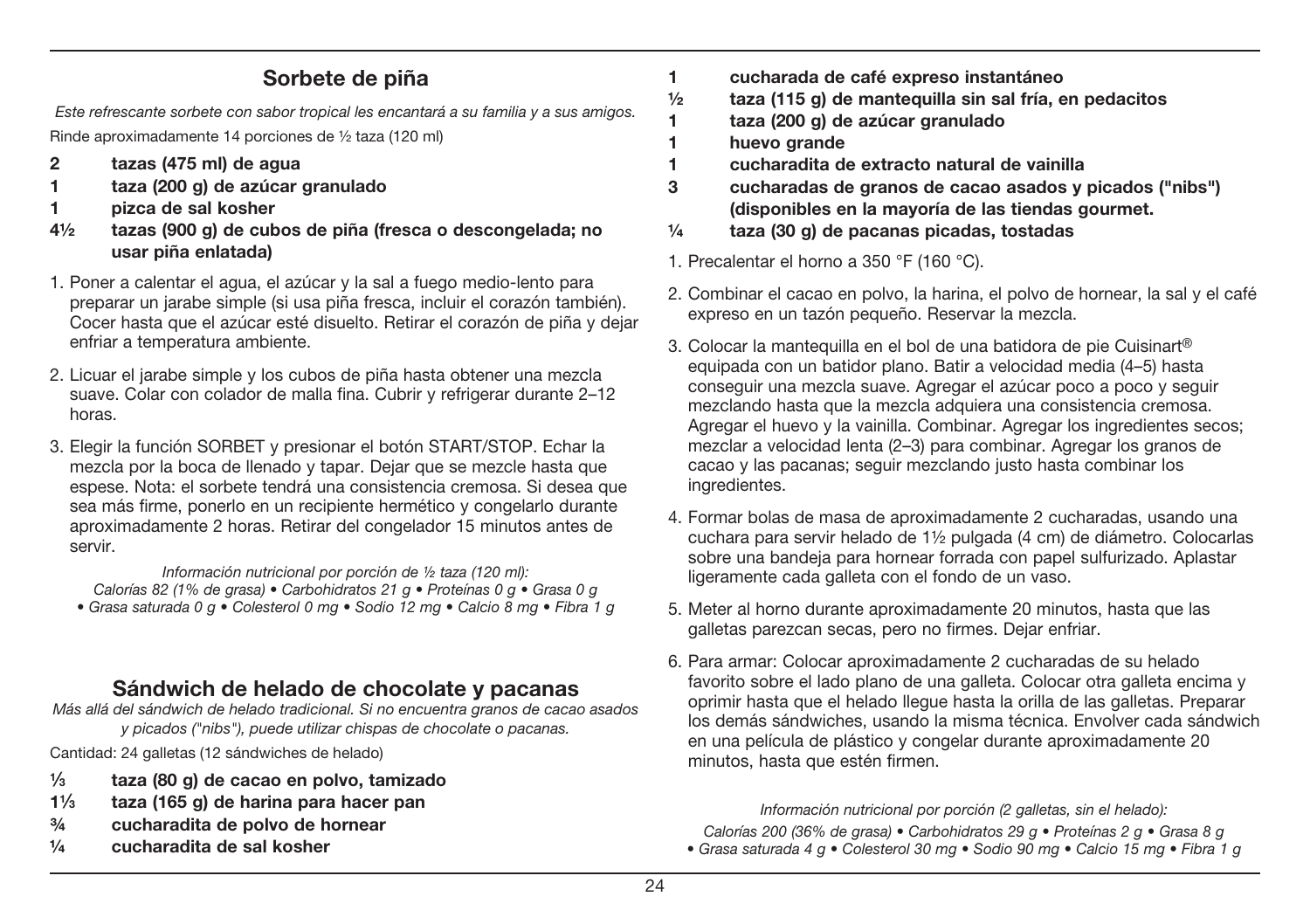## Sorbete de piña

*Este refrescante sorbete con sabor tropical les encantará a su familia y a sus amigos.*

Rinde aproximadamente 14 porciones de ½ taza (120 ml)

- **2 tazas (475 ml) de agua**
- **1 taza (200 g) de azúcar granulado**
- **1 pizca de sal kosher**
- **4½ tazas (900 g) de cubos de piña (fresca o descongelada; no usar piña enlatada)**

1. Poner a calentar el agua, el azúcar y la sal a fuego medio-lento para preparar un jarabe simple (si usa piña fresca, incluir el corazón también). Cocer hasta que el azúcar esté disuelto. Retirar el corazón de piña y dejar enfriar a temperatura ambiente.
2. Licuar el jarabe simple y los cubos de piña hasta obtener una mezcla suave. Colar con colador de malla fina. Cubrir y refrigerar durante 2–12 horas.
3. Elegir la función SORBET y presionar el botón START/STOP. Echar la mezcla por la boca de llenado y tapar. Dejar que se mezcle hasta que espese. Nota: el sorbete tendrá una consistencia cremosa. Si desea que sea más firme, ponerlo en un recipiente hermético y congelarlo durante aproximadamente 2 horas. Retirar del congelador 15 minutos antes de servir.

*Información nutricional por porción de ½ taza (120 ml):*
*Calorías 82 (1% de grasa) • Carbohidratos 21 g • Proteínas 0 g • Grasa 0 g • Grasa saturada 0 g • Colesterol 0 mg • Sodio 12 mg • Calcio 8 mg • Fibra 1 g*

## Sándwich de helado de chocolate y pacanas

*Más allá del sándwich de helado tradicional. Si no encuentra granos de cacao asados y picados ("nibs"), puede utilizar chispas de chocolate o pacanas.*

Cantidad: 24 galletas (12 sándwiches de helado)

- **⅓ taza (80 g) de cacao en polvo, tamizado**
- **1⅓ taza (165 g) de harina para hacer pan**
- **¾ cucharadita de polvo de hornear**
- **¼ cucharadita de sal kosher**
- **1 cucharada de café expreso instantáneo**
- **½ taza (115 g) de mantequilla sin sal fría, en pedacitos**
- **1 taza (200 g) de azúcar granulado**
- **1 huevo grande**
- **1 cucharadita de extracto natural de vainilla**
- **3 cucharadas de granos de cacao asados y picados ("nibs") (disponibles en la mayoría de las tiendas gourmet.**
- **¼ taza (30 g) de pacanas picadas, tostadas**

1. Precalentar el horno a 350 °F (160 °C).
2. Combinar el cacao en polvo, la harina, el polvo de hornear, la sal y el café expreso en un tazón pequeño. Reservar la mezcla.
3. Colocar la mantequilla en el bol de una batidora de pie Cuisinart® equipada con un batidor plano. Batir a velocidad media (4–5) hasta conseguir una mezcla suave. Agregar el azúcar poco a poco y seguir mezclando hasta que la mezcla adquiera una consistencia cremosa. Agregar el huevo y la vainilla. Combinar. Agregar los ingredientes secos; mezclar a velocidad lenta (2–3) para combinar. Agregar los granos de cacao y las pacanas; seguir mezclando justo hasta combinar los ingredientes.
4. Formar bolas de masa de aproximadamente 2 cucharadas, usando una cuchara para servir helado de 1½ pulgada (4 cm) de diámetro. Colocarlas sobre una bandeja para hornear forrada con papel sulfurizado. Aplastar ligeramente cada galleta con el fondo de un vaso.
5. Meter al horno durante aproximadamente 20 minutos, hasta que las galletas parezcan secas, pero no firmes. Dejar enfriar.
6. Para armar: Colocar aproximadamente 2 cucharadas de su helado favorito sobre el lado plano de una galleta. Colocar otra galleta encima y oprimir hasta que el helado llegue hasta la orilla de las galletas. Preparar los demás sándwiches, usando la misma técnica. Envolver cada sándwich en una película de plástico y congelar durante aproximadamente 20 minutos, hasta que estén firmen.

*Información nutricional por porción (2 galletas, sin el helado):*
*Calorías 200 (36% de grasa) • Carbohidratos 29 g • Proteínas 2 g • Grasa 8 g • Grasa saturada 4 g • Colesterol 30 mg • Sodio 90 mg • Calcio 15 mg • Fibra 1 g*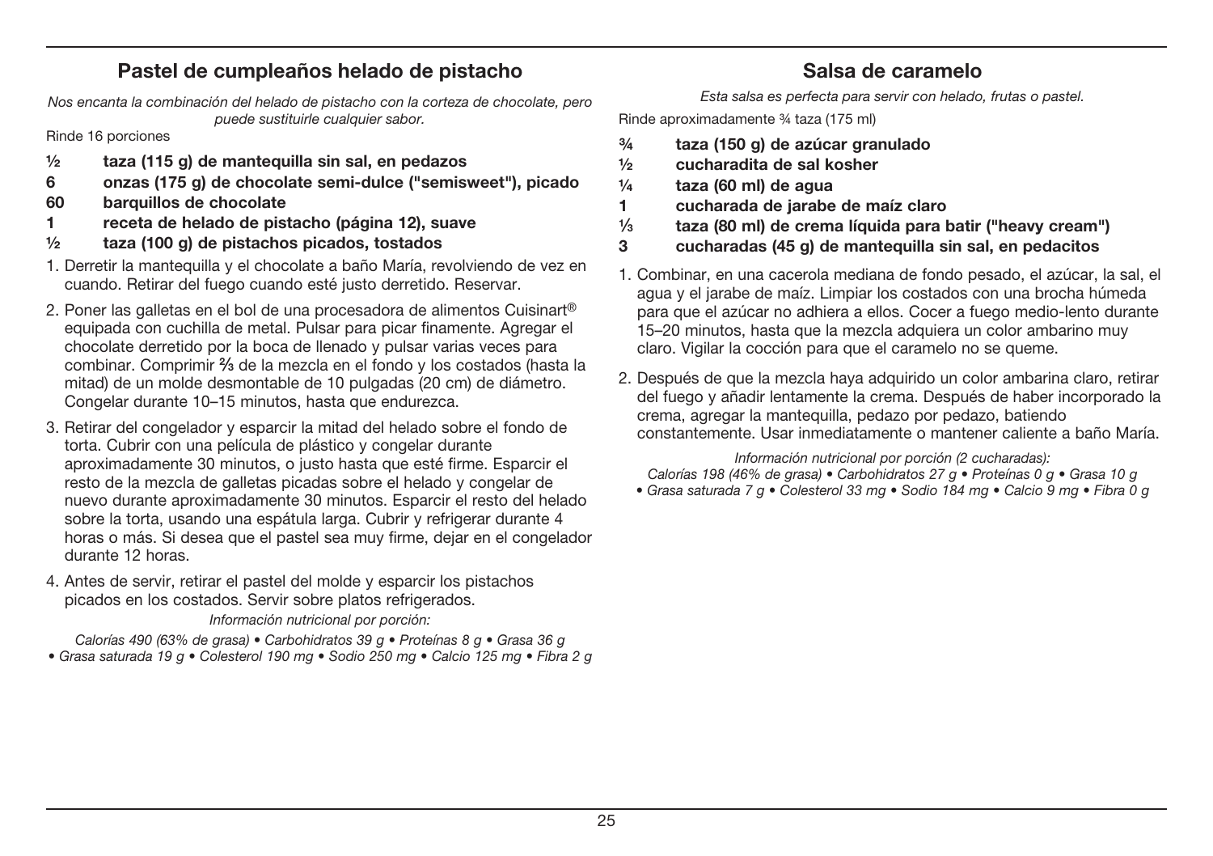## Pastel de cumpleaños helado de pistacho

*Nos encanta la combinación del helado de pistacho con la corteza de chocolate, pero puede sustituirle cualquier sabor.*

Rinde 16 porciones

- **½ taza (115 g) de mantequilla sin sal, en pedazos**
- **6 onzas (175 g) de chocolate semi-dulce ("semisweet"), picado**
- **60 barquillos de chocolate**
- **1 receta de helado de pistacho (página 12), suave**
- **½ taza (100 g) de pistachos picados, tostados**

1. Derretir la mantequilla y el chocolate a baño María, revolviendo de vez en cuando. Retirar del fuego cuando esté justo derretido. Reservar.
2. Poner las galletas en el bol de una procesadora de alimentos Cuisinart® equipada con cuchilla de metal. Pulsar para picar finamente. Agregar el chocolate derretido por la boca de llenado y pulsar varias veces para combinar. Comprimir ⅔ de la mezcla en el fondo y los costados (hasta la mitad) de un molde desmontable de 10 pulgadas (20 cm) de diámetro. Congelar durante 10–15 minutos, hasta que endurezca.
3. Retirar del congelador y esparcir la mitad del helado sobre el fondo de torta. Cubrir con una película de plástico y congelar durante aproximadamente 30 minutos, o justo hasta que esté firme. Esparcir el resto de la mezcla de galletas picadas sobre el helado y congelar de nuevo durante aproximadamente 30 minutos. Esparcir el resto del helado sobre la torta, usando una espátula larga. Cubrir y refrigerar durante 4 horas o más. Si desea que el pastel sea muy firme, dejar en el congelador durante 12 horas.
4. Antes de servir, retirar el pastel del molde y esparcir los pistachos picados en los costados. Servir sobre platos refrigerados.

*Información nutricional por porción:*

*Calorías 490 (63% de grasa) • Carbohidratos 39 g • Proteínas 8 g • Grasa 36 g • Grasa saturada 19 g • Colesterol 190 mg • Sodio 250 mg • Calcio 125 mg • Fibra 2 g*

## Salsa de caramelo

*Esta salsa es perfecta para servir con helado, frutas o pastel.*

Rinde aproximadamente ¾ taza (175 ml)

- **¾ taza (150 g) de azúcar granulado**
- **½ cucharadita de sal kosher**
- **¼ taza (60 ml) de agua**
- **1 cucharada de jarabe de maíz claro**
- **⅓ taza (80 ml) de crema líquida para batir ("heavy cream")**
- **3 cucharadas (45 g) de mantequilla sin sal, en pedacitos**

1. Combinar, en una cacerola mediana de fondo pesado, el azúcar, la sal, el agua y el jarabe de maíz. Limpiar los costados con una brocha húmeda para que el azúcar no adhiera a ellos. Cocer a fuego medio-lento durante 15–20 minutos, hasta que la mezcla adquiera un color ambarino muy claro. Vigilar la cocción para que el caramelo no se queme.
2. Después de que la mezcla haya adquirido un color ambarina claro, retirar del fuego y añadir lentamente la crema. Después de haber incorporado la crema, agregar la mantequilla, pedazo por pedazo, batiendo constantemente. Usar inmediatamente o mantener caliente a baño María.

*Información nutricional por porción (2 cucharadas):*

*Calorías 198 (46% de grasa) • Carbohidratos 27 g • Proteínas 0 g • Grasa 10 g • Grasa saturada 7 g • Colesterol 33 mg • Sodio 184 mg • Calcio 9 mg • Fibra 0 g*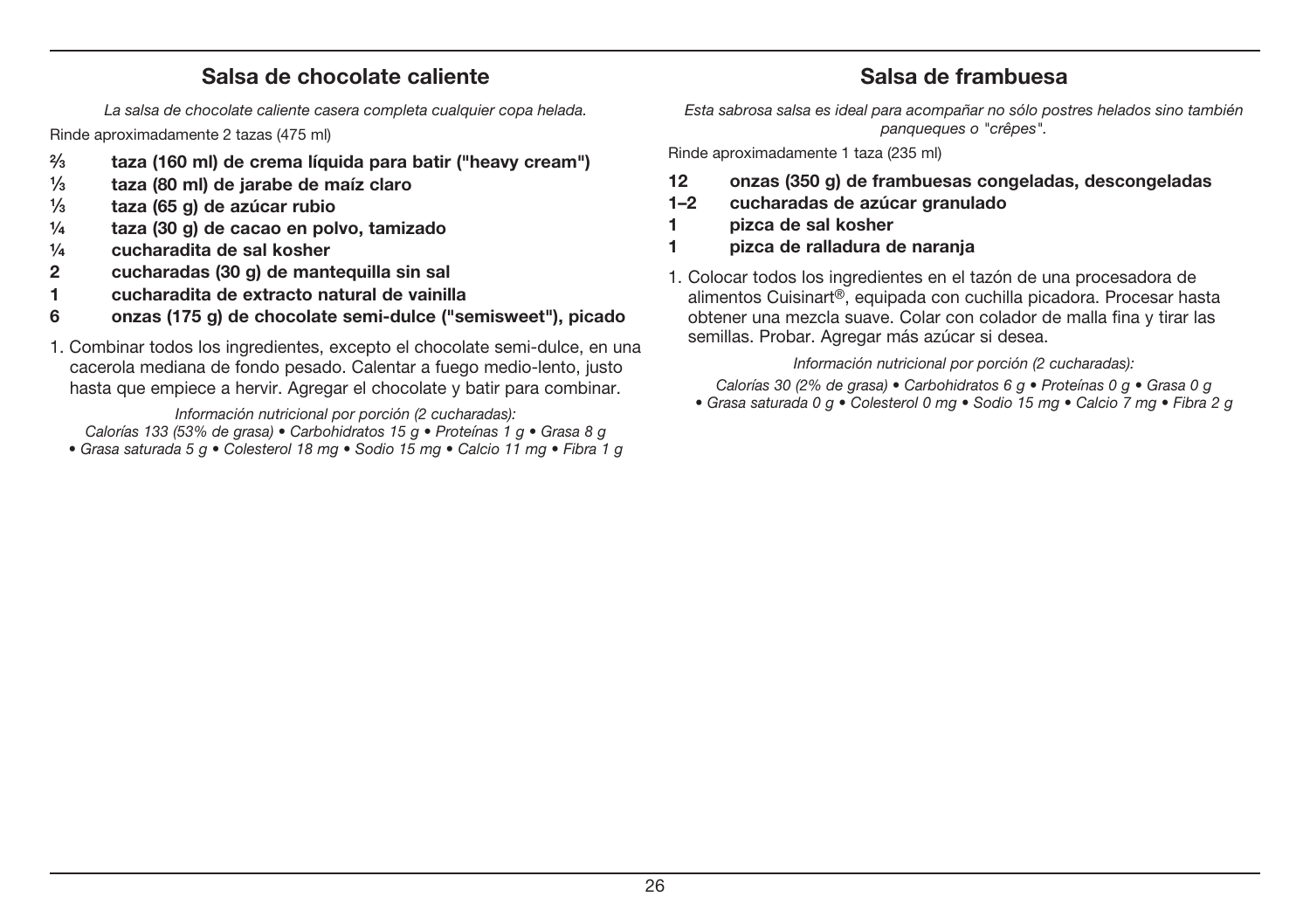## Salsa de chocolate caliente

*La salsa de chocolate caliente casera completa cualquier copa helada.*

Rinde aproximadamente 2 tazas (475 ml)

- **⅔ taza (160 ml) de crema líquida para batir ("heavy cream")**
- **⅓ taza (80 ml) de jarabe de maíz claro**
- **⅓ taza (65 g) de azúcar rubio**
- **¼ taza (30 g) de cacao en polvo, tamizado**
- **¼ cucharadita de sal kosher**
- **2 cucharadas (30 g) de mantequilla sin sal**
- **1 cucharadita de extracto natural de vainilla**
- **6 onzas (175 g) de chocolate semi-dulce ("semisweet"), picado**

1. Combinar todos los ingredientes, excepto el chocolate semi-dulce, en una cacerola mediana de fondo pesado. Calentar a fuego medio-lento, justo hasta que empiece a hervir. Agregar el chocolate y batir para combinar.

*Información nutricional por porción (2 cucharadas):*
*Calorías 133 (53% de grasa) • Carbohidratos 15 g • Proteínas 1 g • Grasa 8 g • Grasa saturada 5 g • Colesterol 18 mg • Sodio 15 mg • Calcio 11 mg • Fibra 1 g*

## Salsa de frambuesa

*Esta sabrosa salsa es ideal para acompañar no sólo postres helados sino también panqueques o "crêpes".*

Rinde aproximadamente 1 taza (235 ml)

- **12 onzas (350 g) de frambuesas congeladas, descongeladas**
- **1–2 cucharadas de azúcar granulado**
- **1 pizca de sal kosher**
- **1 pizca de ralladura de naranja**

1. Colocar todos los ingredientes en el tazón de una procesadora de alimentos Cuisinart®, equipada con cuchilla picadora. Procesar hasta obtener una mezcla suave. Colar con colador de malla fina y tirar las semillas. Probar. Agregar más azúcar si desea.

*Información nutricional por porción (2 cucharadas):*
*Calorías 30 (2% de grasa) • Carbohidratos 6 g • Proteínas 0 g • Grasa 0 g • Grasa saturada 0 g • Colesterol 0 mg • Sodio 15 mg • Calcio 7 mg • Fibra 2 g*